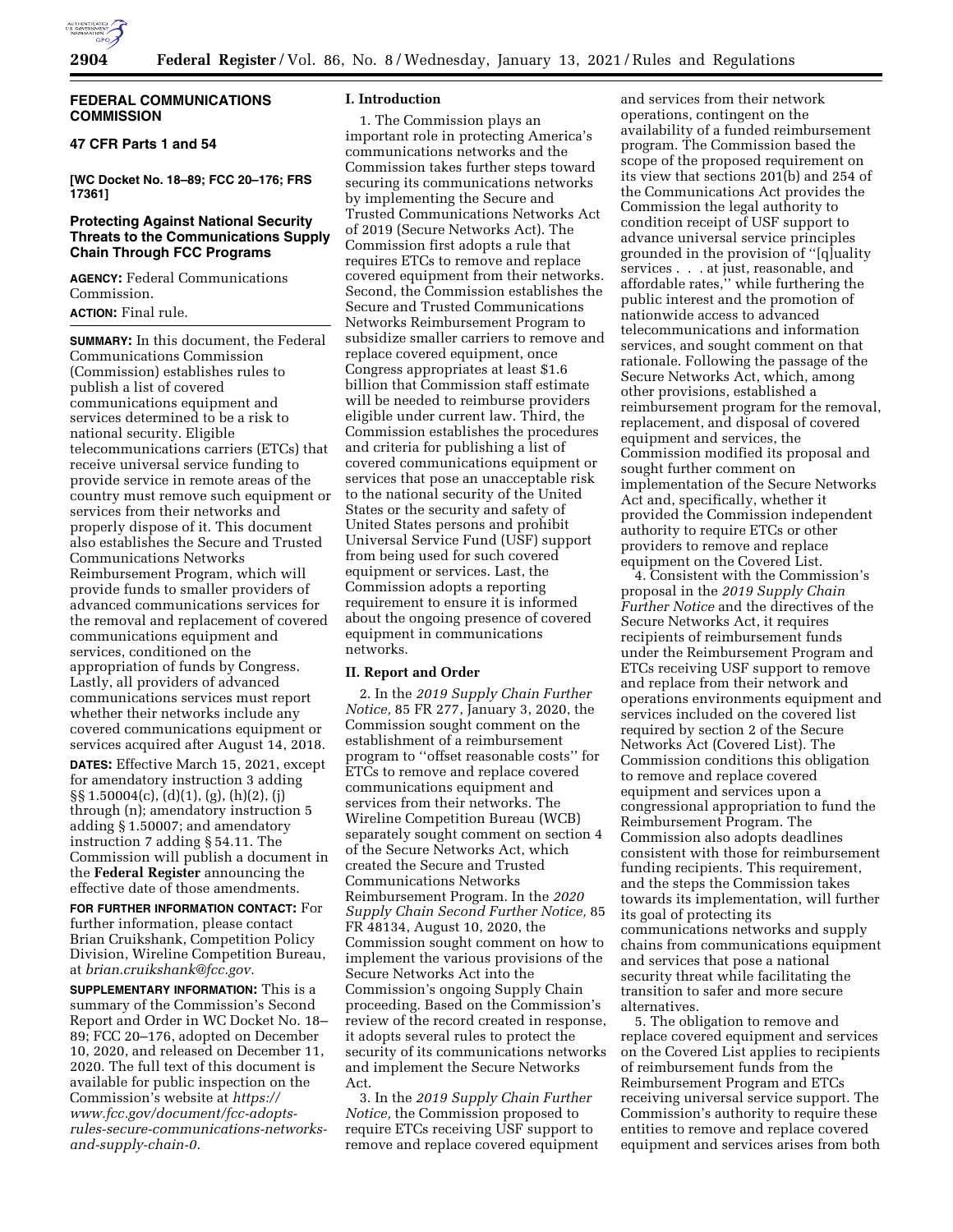**FEDERAL COMMUNICATIONS COMMISSION**

**47 CFR Parts 1 and 54**

**[WC Docket No. 18–89; FCC 20–176; FRS 17361]**

## Protecting Against National Security Threats to the Communications Supply Chain Through FCC Programs

**AGENCY:** Federal Communications Commission.

**ACTION:** Final rule.

**SUMMARY:** In this document, the Federal Communications Commission (Commission) establishes rules to publish a list of covered communications equipment and services determined to be a risk to national security. Eligible telecommunications carriers (ETCs) that receive universal service funding to provide service in remote areas of the country must remove such equipment or services from their networks and properly dispose of it. This document also establishes the Secure and Trusted Communications Networks Reimbursement Program, which will provide funds to smaller providers of advanced communications services for the removal and replacement of covered communications equipment and services, conditioned on the appropriation of funds by Congress. Lastly, all providers of advanced communications services must report whether their networks include any covered communications equipment or services acquired after August 14, 2018.

**DATES:** Effective March 15, 2021, except for amendatory instruction 3 adding §§ 1.50004(c), (d)(1), (g), (h)(2), (j) through (n); amendatory instruction 5 adding § 1.50007; and amendatory instruction 7 adding § 54.11. The Commission will publish a document in the **Federal Register** announcing the effective date of those amendments.

**FOR FURTHER INFORMATION CONTACT:** For further information, please contact Brian Cruikshank, Competition Policy Division, Wireline Competition Bureau, at *brian.cruikshank@fcc.gov.*

**SUPPLEMENTARY INFORMATION:** This is a summary of the Commission's Second Report and Order in WC Docket No. 18–89; FCC 20–176, adopted on December 10, 2020, and released on December 11, 2020. The full text of this document is available for public inspection on the Commission's website at *https://www.fcc.gov/document/fcc-adopts-rules-secure-communications-networks-and-supply-chain-0.*

### I. Introduction

1. The Commission plays an important role in protecting America's communications networks and the Commission takes further steps toward securing its communications networks by implementing the Secure and Trusted Communications Networks Act of 2019 (Secure Networks Act). The Commission first adopts a rule that requires ETCs to remove and replace covered equipment from their networks. Second, the Commission establishes the Secure and Trusted Communications Networks Reimbursement Program to subsidize smaller carriers to remove and replace covered equipment, once Congress appropriates at least $1.6 billion that Commission staff estimate will be needed to reimburse providers eligible under current law. Third, the Commission establishes the procedures and criteria for publishing a list of covered communications equipment or services that pose an unacceptable risk to the national security of the United States or the security and safety of United States persons and prohibit Universal Service Fund (USF) support from being used for such covered equipment or services. Last, the Commission adopts a reporting requirement to ensure it is informed about the ongoing presence of covered equipment in communications networks.

### II. Report and Order

2. In the *2019 Supply Chain Further Notice,* 85 FR 277, January 3, 2020, the Commission sought comment on the establishment of a reimbursement program to ''offset reasonable costs'' for ETCs to remove and replace covered communications equipment and services from their networks. The Wireline Competition Bureau (WCB) separately sought comment on section 4 of the Secure Networks Act, which created the Secure and Trusted Communications Networks Reimbursement Program. In the *2020 Supply Chain Second Further Notice,* 85 FR 48134, August 10, 2020, the Commission sought comment on how to implement the various provisions of the Secure Networks Act into the Commission's ongoing Supply Chain proceeding. Based on the Commission's review of the record created in response, it adopts several rules to protect the security of its communications networks and implement the Secure Networks Act.

3. In the *2019 Supply Chain Further Notice,* the Commission proposed to require ETCs receiving USF support to remove and replace covered equipment and services from their network operations, contingent on the availability of a funded reimbursement program. The Commission based the scope of the proposed requirement on its view that sections 201(b) and 254 of the Communications Act provides the Commission the legal authority to condition receipt of USF support to advance universal service principles grounded in the provision of ''[q]uality services . . . at just, reasonable, and affordable rates,'' while furthering the public interest and the promotion of nationwide access to advanced telecommunications and information services, and sought comment on that rationale. Following the passage of the Secure Networks Act, which, among other provisions, established a reimbursement program for the removal, replacement, and disposal of covered equipment and services, the Commission modified its proposal and sought further comment on implementation of the Secure Networks Act and, specifically, whether it provided the Commission independent authority to require ETCs or other providers to remove and replace equipment on the Covered List.

4. Consistent with the Commission's proposal in the *2019 Supply Chain Further Notice* and the directives of the Secure Networks Act, it requires recipients of reimbursement funds under the Reimbursement Program and ETCs receiving USF support to remove and replace from their network and operations environments equipment and services included on the covered list required by section 2 of the Secure Networks Act (Covered List). The Commission conditions this obligation to remove and replace covered equipment and services upon a congressional appropriation to fund the Reimbursement Program. The Commission also adopts deadlines consistent with those for reimbursement funding recipients. This requirement, and the steps the Commission takes towards its implementation, will further its goal of protecting its communications networks and supply chains from communications equipment and services that pose a national security threat while facilitating the transition to safer and more secure alternatives.

5. The obligation to remove and replace covered equipment and services on the Covered List applies to recipients of reimbursement funds from the Reimbursement Program and ETCs receiving universal service support. The Commission's authority to require these entities to remove and replace covered equipment and services arises from both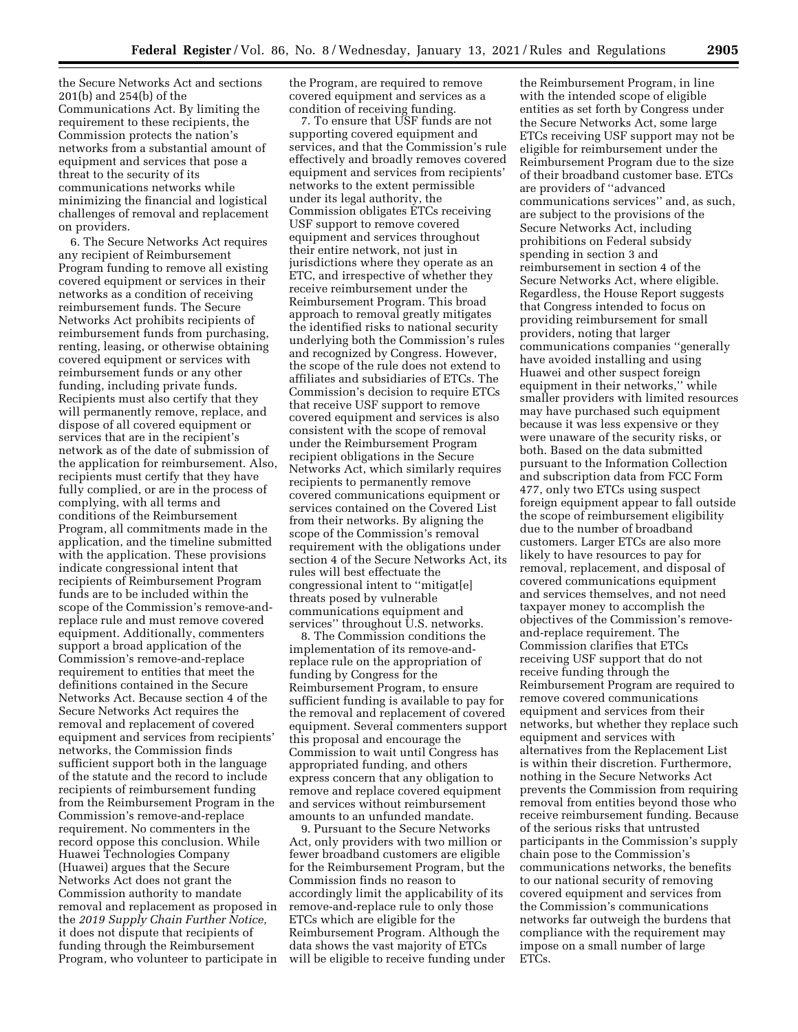the Secure Networks Act and sections 201(b) and 254(b) of the Communications Act. By limiting the requirement to these recipients, the Commission protects the nation's networks from a substantial amount of equipment and services that pose a threat to the security of its communications networks while minimizing the financial and logistical challenges of removal and replacement on providers.

6. The Secure Networks Act requires any recipient of Reimbursement Program funding to remove all existing covered equipment or services in their networks as a condition of receiving reimbursement funds. The Secure Networks Act prohibits recipients of reimbursement funds from purchasing, renting, leasing, or otherwise obtaining covered equipment or services with reimbursement funds or any other funding, including private funds. Recipients must also certify that they will permanently remove, replace, and dispose of all covered equipment or services that are in the recipient's network as of the date of submission of the application for reimbursement. Also, recipients must certify that they have fully complied, or are in the process of complying, with all terms and conditions of the Reimbursement Program, all commitments made in the application, and the timeline submitted with the application. These provisions indicate congressional intent that recipients of Reimbursement Program funds are to be included within the scope of the Commission's remove-and-replace rule and must remove covered equipment. Additionally, commenters support a broad application of the Commission's remove-and-replace requirement to entities that meet the definitions contained in the Secure Networks Act. Because section 4 of the Secure Networks Act requires the removal and replacement of covered equipment and services from recipients' networks, the Commission finds sufficient support both in the language of the statute and the record to include recipients of reimbursement funding from the Reimbursement Program in the Commission's remove-and-replace requirement. No commenters in the record oppose this conclusion. While Huawei Technologies Company (Huawei) argues that the Secure Networks Act does not grant the Commission authority to mandate removal and replacement as proposed in the *2019 Supply Chain Further Notice,* it does not dispute that recipients of funding through the Reimbursement Program, who volunteer to participate in the Program, are required to remove covered equipment and services as a condition of receiving funding.

7. To ensure that USF funds are not supporting covered equipment and services, and that the Commission's rule effectively and broadly removes covered equipment and services from recipients' networks to the extent permissible under its legal authority, the Commission obligates ETCs receiving USF support to remove covered equipment and services throughout their entire network, not just in jurisdictions where they operate as an ETC, and irrespective of whether they receive reimbursement under the Reimbursement Program. This broad approach to removal greatly mitigates the identified risks to national security underlying both the Commission's rules and recognized by Congress. However, the scope of the rule does not extend to affiliates and subsidiaries of ETCs. The Commission's decision to require ETCs that receive USF support to remove covered equipment and services is also consistent with the scope of removal under the Reimbursement Program recipient obligations in the Secure Networks Act, which similarly requires recipients to permanently remove covered communications equipment or services contained on the Covered List from their networks. By aligning the scope of the Commission's removal requirement with the obligations under section 4 of the Secure Networks Act, its rules will best effectuate the congressional intent to ''mitigat[e] threats posed by vulnerable communications equipment and services'' throughout U.S. networks.

8. The Commission conditions the implementation of its remove-and-replace rule on the appropriation of funding by Congress for the Reimbursement Program, to ensure sufficient funding is available to pay for the removal and replacement of covered equipment. Several commenters support this proposal and encourage the Commission to wait until Congress has appropriated funding, and others express concern that any obligation to remove and replace covered equipment and services without reimbursement amounts to an unfunded mandate.

9. Pursuant to the Secure Networks Act, only providers with two million or fewer broadband customers are eligible for the Reimbursement Program, but the Commission finds no reason to accordingly limit the applicability of its remove-and-replace rule to only those ETCs which are eligible for the Reimbursement Program. Although the data shows the vast majority of ETCs will be eligible to receive funding under the Reimbursement Program, in line with the intended scope of eligible entities as set forth by Congress under the Secure Networks Act, some large ETCs receiving USF support may not be eligible for reimbursement under the Reimbursement Program due to the size of their broadband customer base. ETCs are providers of ''advanced communications services'' and, as such, are subject to the provisions of the Secure Networks Act, including prohibitions on Federal subsidy spending in section 3 and reimbursement in section 4 of the Secure Networks Act, where eligible. Regardless, the House Report suggests that Congress intended to focus on providing reimbursement for small providers, noting that larger communications companies ''generally have avoided installing and using Huawei and other suspect foreign equipment in their networks,'' while smaller providers with limited resources may have purchased such equipment because it was less expensive or they were unaware of the security risks, or both. Based on the data submitted pursuant to the Information Collection and subscription data from FCC Form 477, only two ETCs using suspect foreign equipment appear to fall outside the scope of reimbursement eligibility due to the number of broadband customers. Larger ETCs are also more likely to have resources to pay for removal, replacement, and disposal of covered communications equipment and services themselves, and not need taxpayer money to accomplish the objectives of the Commission's remove-and-replace requirement. The Commission clarifies that ETCs receiving USF support that do not receive funding through the Reimbursement Program are required to remove covered communications equipment and services from their networks, but whether they replace such equipment and services with alternatives from the Replacement List is within their discretion. Furthermore, nothing in the Secure Networks Act prevents the Commission from requiring removal from entities beyond those who receive reimbursement funding. Because of the serious risks that untrusted participants in the Commission's supply chain pose to the Commission's communications networks, the benefits to our national security of removing covered equipment and services from the Commission's communications networks far outweigh the burdens that compliance with the requirement may impose on a small number of large ETCs.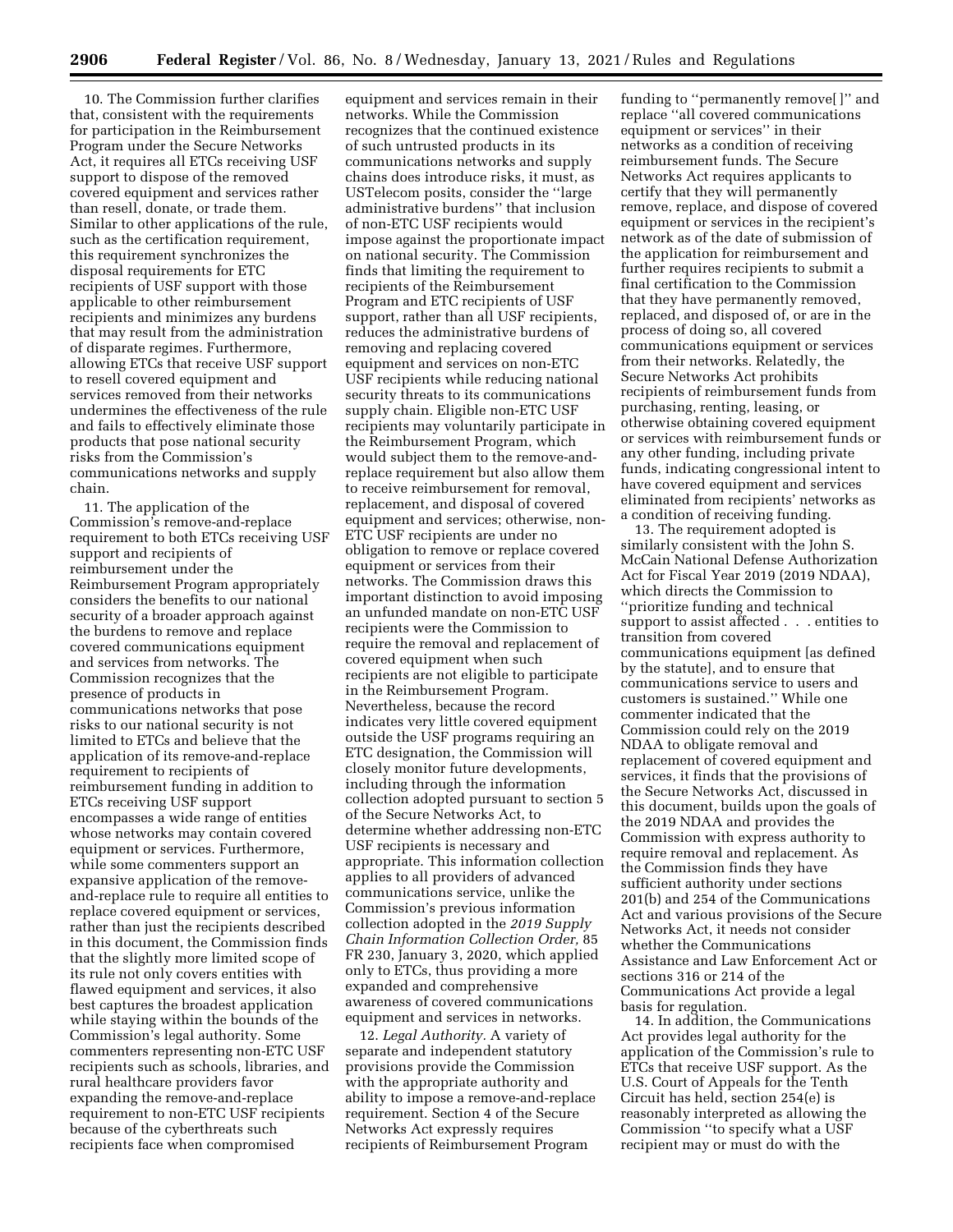10. The Commission further clarifies that, consistent with the requirements for participation in the Reimbursement Program under the Secure Networks Act, it requires all ETCs receiving USF support to dispose of the removed covered equipment and services rather than resell, donate, or trade them. Similar to other applications of the rule, such as the certification requirement, this requirement synchronizes the disposal requirements for ETC recipients of USF support with those applicable to other reimbursement recipients and minimizes any burdens that may result from the administration of disparate regimes. Furthermore, allowing ETCs that receive USF support to resell covered equipment and services removed from their networks undermines the effectiveness of the rule and fails to effectively eliminate those products that pose national security risks from the Commission's communications networks and supply chain.

11. The application of the Commission's remove-and-replace requirement to both ETCs receiving USF support and recipients of reimbursement under the Reimbursement Program appropriately considers the benefits to our national security of a broader approach against the burdens to remove and replace covered communications equipment and services from networks. The Commission recognizes that the presence of products in communications networks that pose risks to our national security is not limited to ETCs and believe that the application of its remove-and-replace requirement to recipients of reimbursement funding in addition to ETCs receiving USF support encompasses a wide range of entities whose networks may contain covered equipment or services. Furthermore, while some commenters support an expansive application of the remove-and-replace rule to require all entities to replace covered equipment or services, rather than just the recipients described in this document, the Commission finds that the slightly more limited scope of its rule not only covers entities with flawed equipment and services, it also best captures the broadest application while staying within the bounds of the Commission's legal authority. Some commenters representing non-ETC USF recipients such as schools, libraries, and rural healthcare providers favor expanding the remove-and-replace requirement to non-ETC USF recipients because of the cyberthreats such recipients face when compromised equipment and services remain in their networks. While the Commission recognizes that the continued existence of such untrusted products in its communications networks and supply chains does introduce risks, it must, as USTelecom posits, consider the ''large administrative burdens'' that inclusion of non-ETC USF recipients would impose against the proportionate impact on national security. The Commission finds that limiting the requirement to recipients of the Reimbursement Program and ETC recipients of USF support, rather than all USF recipients, reduces the administrative burdens of removing and replacing covered equipment and services on non-ETC USF recipients while reducing national security threats to its communications supply chain. Eligible non-ETC USF recipients may voluntarily participate in the Reimbursement Program, which would subject them to the remove-and-replace requirement but also allow them to receive reimbursement for removal, replacement, and disposal of covered equipment and services; otherwise, non-ETC USF recipients are under no obligation to remove or replace covered equipment or services from their networks. The Commission draws this important distinction to avoid imposing an unfunded mandate on non-ETC USF recipients were the Commission to require the removal and replacement of covered equipment when such recipients are not eligible to participate in the Reimbursement Program. Nevertheless, because the record indicates very little covered equipment outside the USF programs requiring an ETC designation, the Commission will closely monitor future developments, including through the information collection adopted pursuant to section 5 of the Secure Networks Act, to determine whether addressing non-ETC USF recipients is necessary and appropriate. This information collection applies to all providers of advanced communications service, unlike the Commission's previous information collection adopted in the *2019 Supply Chain Information Collection Order,* 85 FR 230, January 3, 2020, which applied only to ETCs, thus providing a more expanded and comprehensive awareness of covered communications equipment and services in networks.

12. *Legal Authority.* A variety of separate and independent statutory provisions provide the Commission with the appropriate authority and ability to impose a remove-and-replace requirement. Section 4 of the Secure Networks Act expressly requires recipients of Reimbursement Program funding to ''permanently remove[ ]'' and replace ''all covered communications equipment or services'' in their networks as a condition of receiving reimbursement funds. The Secure Networks Act requires applicants to certify that they will permanently remove, replace, and dispose of covered equipment or services in the recipient's network as of the date of submission of the application for reimbursement and further requires recipients to submit a final certification to the Commission that they have permanently removed, replaced, and disposed of, or are in the process of doing so, all covered communications equipment or services from their networks. Relatedly, the Secure Networks Act prohibits recipients of reimbursement funds from purchasing, renting, leasing, or otherwise obtaining covered equipment or services with reimbursement funds or any other funding, including private funds, indicating congressional intent to have covered equipment and services eliminated from recipients' networks as a condition of receiving funding.

13. The requirement adopted is similarly consistent with the John S. McCain National Defense Authorization Act for Fiscal Year 2019 (2019 NDAA), which directs the Commission to ''prioritize funding and technical support to assist affected . . . entities to transition from covered communications equipment [as defined by the statute], and to ensure that communications service to users and customers is sustained.'' While one commenter indicated that the Commission could rely on the 2019 NDAA to obligate removal and replacement of covered equipment and services, it finds that the provisions of the Secure Networks Act, discussed in this document, builds upon the goals of the 2019 NDAA and provides the Commission with express authority to require removal and replacement. As the Commission finds they have sufficient authority under sections 201(b) and 254 of the Communications Act and various provisions of the Secure Networks Act, it needs not consider whether the Communications Assistance and Law Enforcement Act or sections 316 or 214 of the Communications Act provide a legal basis for regulation.

14. In addition, the Communications Act provides legal authority for the application of the Commission's rule to ETCs that receive USF support. As the U.S. Court of Appeals for the Tenth Circuit has held, section 254(e) is reasonably interpreted as allowing the Commission ''to specify what a USF recipient may or must do with the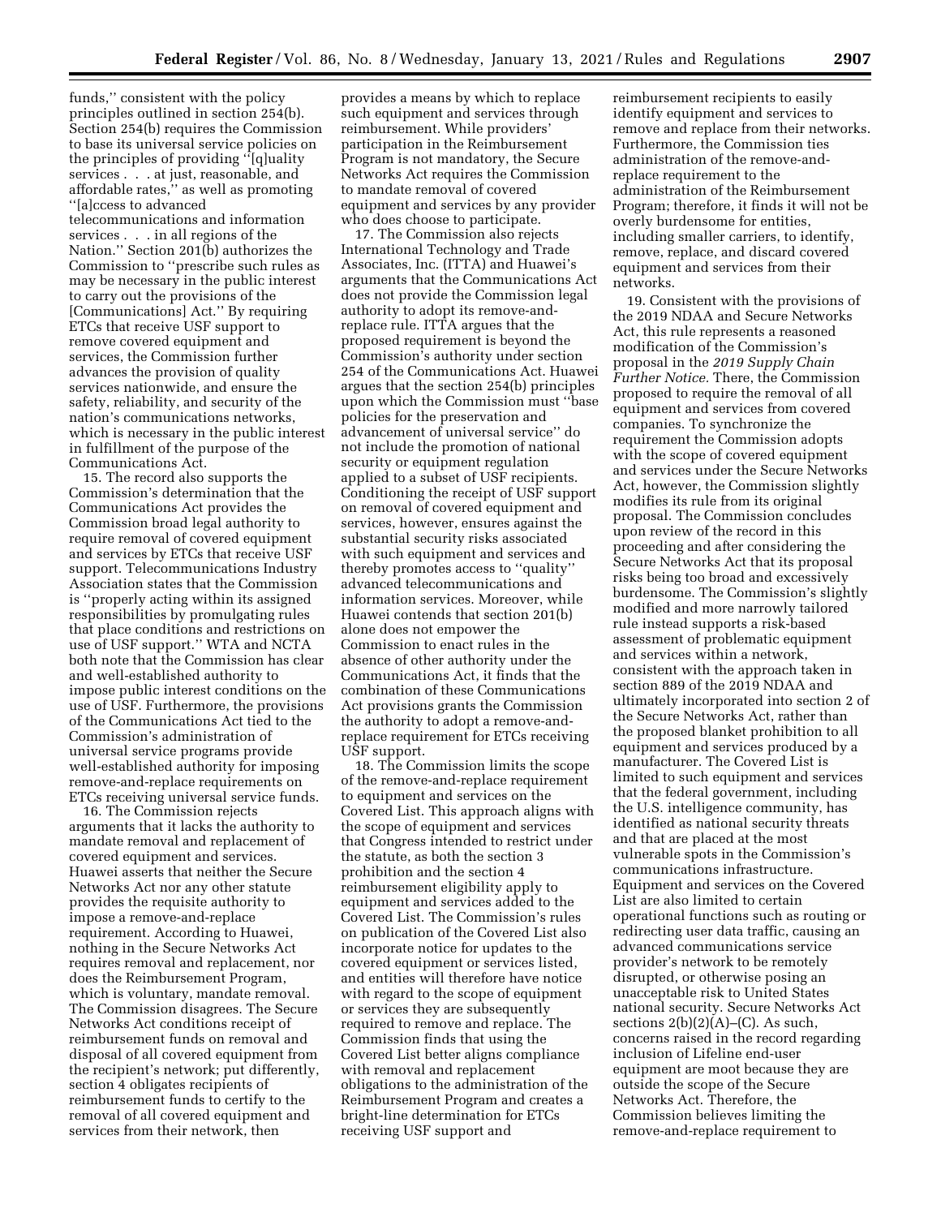funds,'' consistent with the policy principles outlined in section 254(b). Section 254(b) requires the Commission to base its universal service policies on the principles of providing ''[q]uality services . . . at just, reasonable, and affordable rates,'' as well as promoting ''[a]ccess to advanced telecommunications and information services . . . in all regions of the Nation.'' Section 201(b) authorizes the Commission to ''prescribe such rules as may be necessary in the public interest to carry out the provisions of the [Communications] Act.'' By requiring ETCs that receive USF support to remove covered equipment and services, the Commission further advances the provision of quality services nationwide, and ensure the safety, reliability, and security of the nation's communications networks, which is necessary in the public interest in fulfillment of the purpose of the Communications Act.

15. The record also supports the Commission's determination that the Communications Act provides the Commission broad legal authority to require removal of covered equipment and services by ETCs that receive USF support. Telecommunications Industry Association states that the Commission is ''properly acting within its assigned responsibilities by promulgating rules that place conditions and restrictions on use of USF support.'' WTA and NCTA both note that the Commission has clear and well-established authority to impose public interest conditions on the use of USF. Furthermore, the provisions of the Communications Act tied to the Commission's administration of universal service programs provide well-established authority for imposing remove-and-replace requirements on ETCs receiving universal service funds.

16. The Commission rejects arguments that it lacks the authority to mandate removal and replacement of covered equipment and services. Huawei asserts that neither the Secure Networks Act nor any other statute provides the requisite authority to impose a remove-and-replace requirement. According to Huawei, nothing in the Secure Networks Act requires removal and replacement, nor does the Reimbursement Program, which is voluntary, mandate removal. The Commission disagrees. The Secure Networks Act conditions receipt of reimbursement funds on removal and disposal of all covered equipment from the recipient's network; put differently, section 4 obligates recipients of reimbursement funds to certify to the removal of all covered equipment and services from their network, then provides a means by which to replace such equipment and services through reimbursement. While providers' participation in the Reimbursement Program is not mandatory, the Secure Networks Act requires the Commission to mandate removal of covered equipment and services by any provider who does choose to participate.

17. The Commission also rejects International Technology and Trade Associates, Inc. (ITTA) and Huawei's arguments that the Communications Act does not provide the Commission legal authority to adopt its remove-and-replace rule. ITTA argues that the proposed requirement is beyond the Commission's authority under section 254 of the Communications Act. Huawei argues that the section 254(b) principles upon which the Commission must ''base policies for the preservation and advancement of universal service'' do not include the promotion of national security or equipment regulation applied to a subset of USF recipients. Conditioning the receipt of USF support on removal of covered equipment and services, however, ensures against the substantial security risks associated with such equipment and services and thereby promotes access to ''quality'' advanced telecommunications and information services. Moreover, while Huawei contends that section 201(b) alone does not empower the Commission to enact rules in the absence of other authority under the Communications Act, it finds that the combination of these Communications Act provisions grants the Commission the authority to adopt a remove-and-replace requirement for ETCs receiving USF support.

18. The Commission limits the scope of the remove-and-replace requirement to equipment and services on the Covered List. This approach aligns with the scope of equipment and services that Congress intended to restrict under the statute, as both the section 3 prohibition and the section 4 reimbursement eligibility apply to equipment and services added to the Covered List. The Commission's rules on publication of the Covered List also incorporate notice for updates to the covered equipment or services listed, and entities will therefore have notice with regard to the scope of equipment or services they are subsequently required to remove and replace. The Commission finds that using the Covered List better aligns compliance with removal and replacement obligations to the administration of the Reimbursement Program and creates a bright-line determination for ETCs receiving USF support and reimbursement recipients to easily identify equipment and services to remove and replace from their networks. Furthermore, the Commission ties administration of the remove-and-replace requirement to the administration of the Reimbursement Program; therefore, it finds it will not be overly burdensome for entities, including smaller carriers, to identify, remove, replace, and discard covered equipment and services from their networks.

19. Consistent with the provisions of the 2019 NDAA and Secure Networks Act, this rule represents a reasoned modification of the Commission's proposal in the *2019 Supply Chain Further Notice*. There, the Commission proposed to require the removal of all equipment and services from covered companies. To synchronize the requirement the Commission adopts with the scope of covered equipment and services under the Secure Networks Act, however, the Commission slightly modifies its rule from its original proposal. The Commission concludes upon review of the record in this proceeding and after considering the Secure Networks Act that its proposal risks being too broad and excessively burdensome. The Commission's slightly modified and more narrowly tailored rule instead supports a risk-based assessment of problematic equipment and services within a network, consistent with the approach taken in section 889 of the 2019 NDAA and ultimately incorporated into section 2 of the Secure Networks Act, rather than the proposed blanket prohibition to all equipment and services produced by a manufacturer. The Covered List is limited to such equipment and services that the federal government, including the U.S. intelligence community, has identified as national security threats and that are placed at the most vulnerable spots in the Commission's communications infrastructure. Equipment and services on the Covered List are also limited to certain operational functions such as routing or redirecting user data traffic, causing an advanced communications service provider's network to be remotely disrupted, or otherwise posing an unacceptable risk to United States national security. Secure Networks Act sections 2(b)(2)(A)–(C). As such, concerns raised in the record regarding inclusion of Lifeline end-user equipment are moot because they are outside the scope of the Secure Networks Act. Therefore, the Commission believes limiting the remove-and-replace requirement to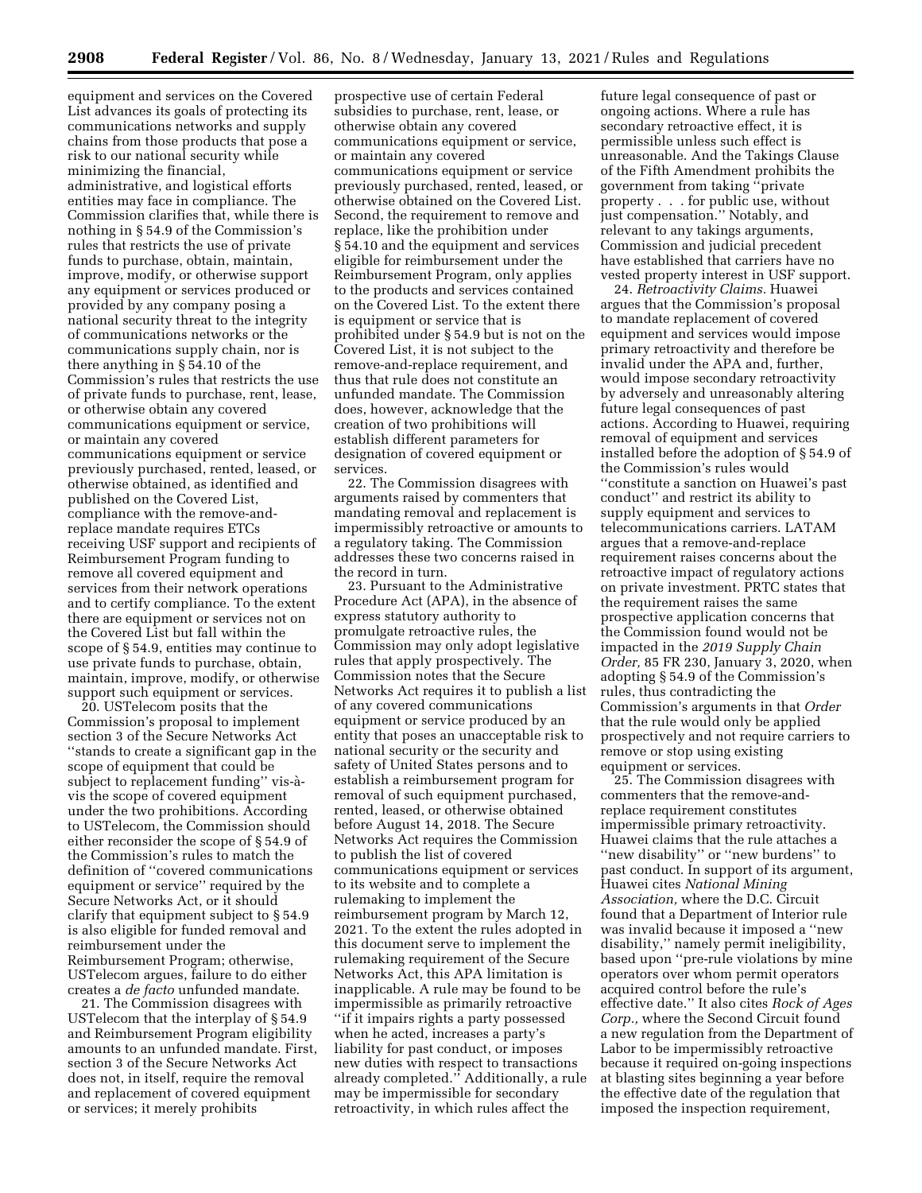equipment and services on the Covered List advances its goals of protecting its communications networks and supply chains from those products that pose a risk to our national security while minimizing the financial, administrative, and logistical efforts entities may face in compliance. The Commission clarifies that, while there is nothing in § 54.9 of the Commission's rules that restricts the use of private funds to purchase, obtain, maintain, improve, modify, or otherwise support any equipment or services produced or provided by any company posing a national security threat to the integrity of communications networks or the communications supply chain, nor is there anything in § 54.10 of the Commission's rules that restricts the use of private funds to purchase, rent, lease, or otherwise obtain any covered communications equipment or service, or maintain any covered communications equipment or service previously purchased, rented, leased, or otherwise obtained, as identified and published on the Covered List, compliance with the remove-and-replace mandate requires ETCs receiving USF support and recipients of Reimbursement Program funding to remove all covered equipment and services from their network operations and to certify compliance. To the extent there are equipment or services not on the Covered List but fall within the scope of § 54.9, entities may continue to use private funds to purchase, obtain, maintain, improve, modify, or otherwise support such equipment or services.

20. USTelecom posits that the Commission's proposal to implement section 3 of the Secure Networks Act ''stands to create a significant gap in the scope of equipment that could be subject to replacement funding'' vis-à-vis the scope of covered equipment under the two prohibitions. According to USTelecom, the Commission should either reconsider the scope of § 54.9 of the Commission's rules to match the definition of ''covered communications equipment or service'' required by the Secure Networks Act, or it should clarify that equipment subject to § 54.9 is also eligible for funded removal and reimbursement under the Reimbursement Program; otherwise, USTelecom argues, failure to do either creates a *de facto* unfunded mandate.

21. The Commission disagrees with USTelecom that the interplay of § 54.9 and Reimbursement Program eligibility amounts to an unfunded mandate. First, section 3 of the Secure Networks Act does not, in itself, require the removal and replacement of covered equipment or services; it merely prohibits prospective use of certain Federal subsidies to purchase, rent, lease, or otherwise obtain any covered communications equipment or service, or maintain any covered communications equipment or service previously purchased, rented, leased, or otherwise obtained on the Covered List. Second, the requirement to remove and replace, like the prohibition under § 54.10 and the equipment and services eligible for reimbursement under the Reimbursement Program, only applies to the products and services contained on the Covered List. To the extent there is equipment or service that is prohibited under § 54.9 but is not on the Covered List, it is not subject to the remove-and-replace requirement, and thus that rule does not constitute an unfunded mandate. The Commission does, however, acknowledge that the creation of two prohibitions will establish different parameters for designation of covered equipment or services.

22. The Commission disagrees with arguments raised by commenters that mandating removal and replacement is impermissibly retroactive or amounts to a regulatory taking. The Commission addresses these two concerns raised in the record in turn.

23. Pursuant to the Administrative Procedure Act (APA), in the absence of express statutory authority to promulgate retroactive rules, the Commission may only adopt legislative rules that apply prospectively. The Commission notes that the Secure Networks Act requires it to publish a list of any covered communications equipment or service produced by an entity that poses an unacceptable risk to national security or the security and safety of United States persons and to establish a reimbursement program for removal of such equipment purchased, rented, leased, or otherwise obtained before August 14, 2018. The Secure Networks Act requires the Commission to publish the list of covered communications equipment or services to its website and to complete a rulemaking to implement the reimbursement program by March 12, 2021. To the extent the rules adopted in this document serve to implement the rulemaking requirement of the Secure Networks Act, this APA limitation is inapplicable. A rule may be found to be impermissible as primarily retroactive ''if it impairs rights a party possessed when he acted, increases a party's liability for past conduct, or imposes new duties with respect to transactions already completed.'' Additionally, a rule may be impermissible for secondary retroactivity, in which rules affect the future legal consequence of past or ongoing actions. Where a rule has secondary retroactive effect, it is permissible unless such effect is unreasonable. And the Takings Clause of the Fifth Amendment prohibits the government from taking ''private property . . . for public use, without just compensation.'' Notably, and relevant to any takings arguments, Commission and judicial precedent have established that carriers have no vested property interest in USF support.

24. *Retroactivity Claims.* Huawei argues that the Commission's proposal to mandate replacement of covered equipment and services would impose primary retroactivity and therefore be invalid under the APA and, further, would impose secondary retroactivity by adversely and unreasonably altering future legal consequences of past actions. According to Huawei, requiring removal of equipment and services installed before the adoption of § 54.9 of the Commission's rules would ''constitute a sanction on Huawei's past conduct'' and restrict its ability to supply equipment and services to telecommunications carriers. LATAM argues that a remove-and-replace requirement raises concerns about the retroactive impact of regulatory actions on private investment. PRTC states that the requirement raises the same prospective application concerns that the Commission found would not be impacted in the *2019 Supply Chain Order,* 85 FR 230, January 3, 2020, when adopting § 54.9 of the Commission's rules, thus contradicting the Commission's arguments in that *Order* that the rule would only be applied prospectively and not require carriers to remove or stop using existing equipment or services.

25. The Commission disagrees with commenters that the remove-and-replace requirement constitutes impermissible primary retroactivity. Huawei claims that the rule attaches a ''new disability'' or ''new burdens'' to past conduct. In support of its argument, Huawei cites *National Mining Association,* where the D.C. Circuit found that a Department of Interior rule was invalid because it imposed a ''new disability,'' namely permit ineligibility, based upon ''pre-rule violations by mine operators over whom permit operators acquired control before the rule's effective date.'' It also cites *Rock of Ages Corp.,* where the Second Circuit found a new regulation from the Department of Labor to be impermissibly retroactive because it required on-going inspections at blasting sites beginning a year before the effective date of the regulation that imposed the inspection requirement,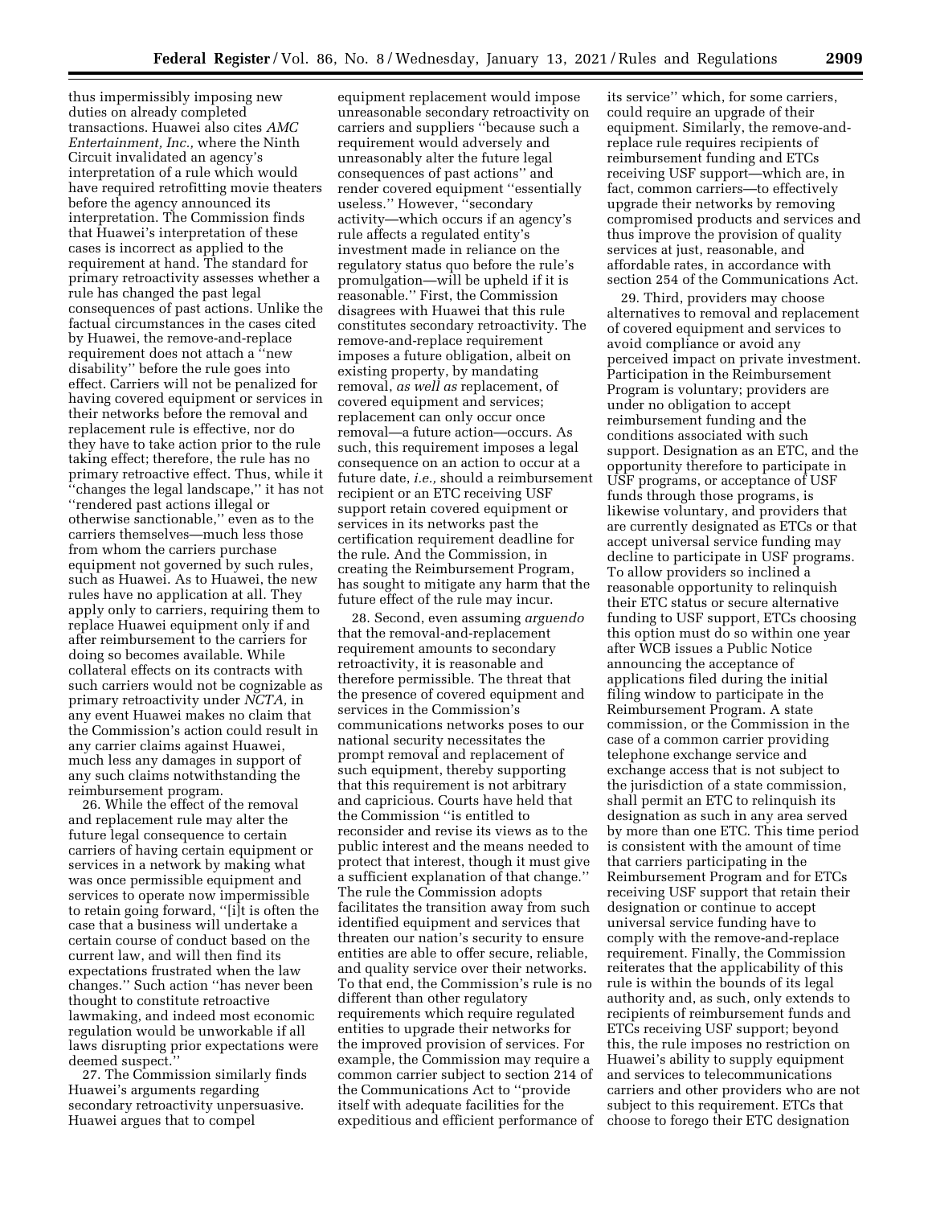thus impermissibly imposing new duties on already completed transactions. Huawei also cites *AMC Entertainment, Inc.,* where the Ninth Circuit invalidated an agency's interpretation of a rule which would have required retrofitting movie theaters before the agency announced its interpretation. The Commission finds that Huawei's interpretation of these cases is incorrect as applied to the requirement at hand. The standard for primary retroactivity assesses whether a rule has changed the past legal consequences of past actions. Unlike the factual circumstances in the cases cited by Huawei, the remove-and-replace requirement does not attach a ''new disability'' before the rule goes into effect. Carriers will not be penalized for having covered equipment or services in their networks before the removal and replacement rule is effective, nor do they have to take action prior to the rule taking effect; therefore, the rule has no primary retroactive effect. Thus, while it ''changes the legal landscape,'' it has not ''rendered past actions illegal or otherwise sanctionable,'' even as to the carriers themselves—much less those from whom the carriers purchase equipment not governed by such rules, such as Huawei. As to Huawei, the new rules have no application at all. They apply only to carriers, requiring them to replace Huawei equipment only if and after reimbursement to the carriers for doing so becomes available. While collateral effects on its contracts with such carriers would not be cognizable as primary retroactivity under *NCTA,* in any event Huawei makes no claim that the Commission's action could result in any carrier claims against Huawei, much less any damages in support of any such claims notwithstanding the reimbursement program.

26. While the effect of the removal and replacement rule may alter the future legal consequence to certain carriers of having certain equipment or services in a network by making what was once permissible equipment and services to operate now impermissible to retain going forward, ''[i]t is often the case that a business will undertake a certain course of conduct based on the current law, and will then find its expectations frustrated when the law changes.'' Such action ''has never been thought to constitute retroactive lawmaking, and indeed most economic regulation would be unworkable if all laws disrupting prior expectations were deemed suspect.''

27. The Commission similarly finds Huawei's arguments regarding secondary retroactivity unpersuasive. Huawei argues that to compel equipment replacement would impose unreasonable secondary retroactivity on carriers and suppliers ''because such a requirement would adversely and unreasonably alter the future legal consequences of past actions'' and render covered equipment ''essentially useless.'' However, ''secondary activity—which occurs if an agency's rule affects a regulated entity's investment made in reliance on the regulatory status quo before the rule's promulgation—will be upheld if it is reasonable.'' First, the Commission disagrees with Huawei that this rule constitutes secondary retroactivity. The remove-and-replace requirement imposes a future obligation, albeit on existing property, by mandating removal, *as well as* replacement, of covered equipment and services; replacement can only occur once removal—a future action—occurs. As such, this requirement imposes a legal consequence on an action to occur at a future date, *i.e.,* should a reimbursement recipient or an ETC receiving USF support retain covered equipment or services in its networks past the certification requirement deadline for the rule. And the Commission, in creating the Reimbursement Program, has sought to mitigate any harm that the future effect of the rule may incur.

28. Second, even assuming *arguendo* that the removal-and-replacement requirement amounts to secondary retroactivity, it is reasonable and therefore permissible. The threat that the presence of covered equipment and services in the Commission's communications networks poses to our national security necessitates the prompt removal and replacement of such equipment, thereby supporting that this requirement is not arbitrary and capricious. Courts have held that the Commission ''is entitled to reconsider and revise its views as to the public interest and the means needed to protect that interest, though it must give a sufficient explanation of that change.'' The rule the Commission adopts facilitates the transition away from such identified equipment and services that threaten our nation's security to ensure entities are able to offer secure, reliable, and quality service over their networks. To that end, the Commission's rule is no different than other regulatory requirements which require regulated entities to upgrade their networks for the improved provision of services. For example, the Commission may require a common carrier subject to section 214 of the Communications Act to ''provide itself with adequate facilities for the expeditious and efficient performance of its service'' which, for some carriers, could require an upgrade of their equipment. Similarly, the remove-and-replace rule requires recipients of reimbursement funding and ETCs receiving USF support—which are, in fact, common carriers—to effectively upgrade their networks by removing compromised products and services and thus improve the provision of quality services at just, reasonable, and affordable rates, in accordance with section 254 of the Communications Act.

29. Third, providers may choose alternatives to removal and replacement of covered equipment and services to avoid compliance or avoid any perceived impact on private investment. Participation in the Reimbursement Program is voluntary; providers are under no obligation to accept reimbursement funding and the conditions associated with such support. Designation as an ETC, and the opportunity therefore to participate in USF programs, or acceptance of USF funds through those programs, is likewise voluntary, and providers that are currently designated as ETCs or that accept universal service funding may decline to participate in USF programs. To allow providers so inclined a reasonable opportunity to relinquish their ETC status or secure alternative funding to USF support, ETCs choosing this option must do so within one year after WCB issues a Public Notice announcing the acceptance of applications filed during the initial filing window to participate in the Reimbursement Program. A state commission, or the Commission in the case of a common carrier providing telephone exchange service and exchange access that is not subject to the jurisdiction of a state commission, shall permit an ETC to relinquish its designation as such in any area served by more than one ETC. This time period is consistent with the amount of time that carriers participating in the Reimbursement Program and for ETCs receiving USF support that retain their designation or continue to accept universal service funding have to comply with the remove-and-replace requirement. Finally, the Commission reiterates that the applicability of this rule is within the bounds of its legal authority and, as such, only extends to recipients of reimbursement funds and ETCs receiving USF support; beyond this, the rule imposes no restriction on Huawei's ability to supply equipment and services to telecommunications carriers and other providers who are not subject to this requirement. ETCs that choose to forego their ETC designation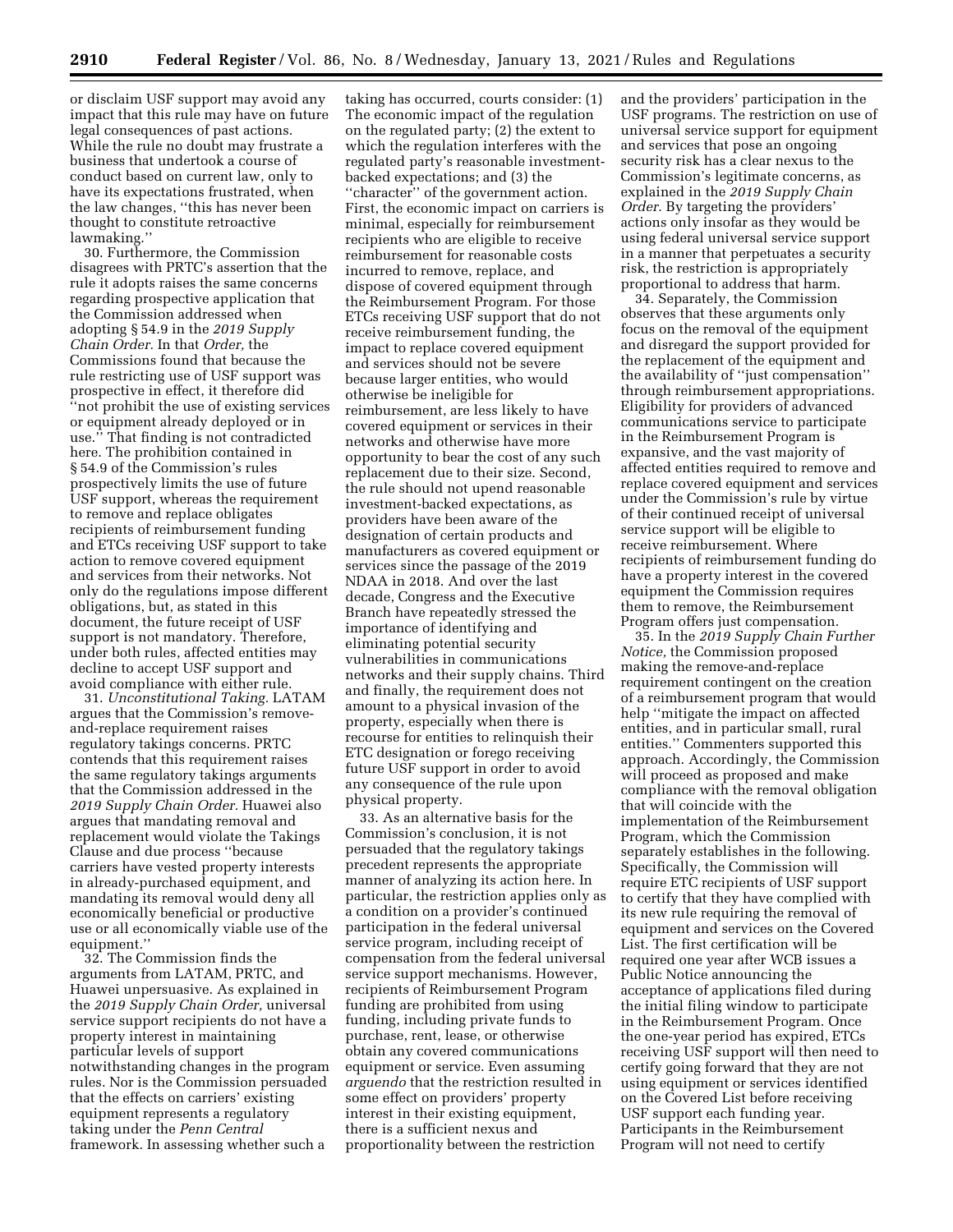or disclaim USF support may avoid any impact that this rule may have on future legal consequences of past actions. While the rule no doubt may frustrate a business that undertook a course of conduct based on current law, only to have its expectations frustrated, when the law changes, ''this has never been thought to constitute retroactive lawmaking.''

30. Furthermore, the Commission disagrees with PRTC's assertion that the rule it adopts raises the same concerns regarding prospective application that the Commission addressed when adopting § 54.9 in the *2019 Supply Chain Order.* In that *Order,* the Commissions found that because the rule restricting use of USF support was prospective in effect, it therefore did ''not prohibit the use of existing services or equipment already deployed or in use.'' That finding is not contradicted here. The prohibition contained in § 54.9 of the Commission's rules prospectively limits the use of future USF support, whereas the requirement to remove and replace obligates recipients of reimbursement funding and ETCs receiving USF support to take action to remove covered equipment and services from their networks. Not only do the regulations impose different obligations, but, as stated in this document, the future receipt of USF support is not mandatory. Therefore, under both rules, affected entities may decline to accept USF support and avoid compliance with either rule.

31. *Unconstitutional Taking.* LATAM argues that the Commission's remove-and-replace requirement raises regulatory takings concerns. PRTC contends that this requirement raises the same regulatory takings arguments that the Commission addressed in the *2019 Supply Chain Order.* Huawei also argues that mandating removal and replacement would violate the Takings Clause and due process ''because carriers have vested property interests in already-purchased equipment, and mandating its removal would deny all economically beneficial or productive use or all economically viable use of the equipment.''

32. The Commission finds the arguments from LATAM, PRTC, and Huawei unpersuasive. As explained in the *2019 Supply Chain Order,* universal service support recipients do not have a property interest in maintaining particular levels of support notwithstanding changes in the program rules. Nor is the Commission persuaded that the effects on carriers' existing equipment represents a regulatory taking under the *Penn Central* framework. In assessing whether such a taking has occurred, courts consider: (1) The economic impact of the regulation on the regulated party; (2) the extent to which the regulation interferes with the regulated party's reasonable investment-backed expectations; and (3) the ''character'' of the government action. First, the economic impact on carriers is minimal, especially for reimbursement recipients who are eligible to receive reimbursement for reasonable costs incurred to remove, replace, and dispose of covered equipment through the Reimbursement Program. For those ETCs receiving USF support that do not receive reimbursement funding, the impact to replace covered equipment and services should not be severe because larger entities, who would otherwise be ineligible for reimbursement, are less likely to have covered equipment or services in their networks and otherwise have more opportunity to bear the cost of any such replacement due to their size. Second, the rule should not upend reasonable investment-backed expectations, as providers have been aware of the designation of certain products and manufacturers as covered equipment or services since the passage of the 2019 NDAA in 2018. And over the last decade, Congress and the Executive Branch have repeatedly stressed the importance of identifying and eliminating potential security vulnerabilities in communications networks and their supply chains. Third and finally, the requirement does not amount to a physical invasion of the property, especially when there is recourse for entities to relinquish their ETC designation or forego receiving future USF support in order to avoid any consequence of the rule upon physical property.

33. As an alternative basis for the Commission's conclusion, it is not persuaded that the regulatory takings precedent represents the appropriate manner of analyzing its action here. In particular, the restriction applies only as a condition on a provider's continued participation in the federal universal service program, including receipt of compensation from the federal universal service support mechanisms. However, recipients of Reimbursement Program funding are prohibited from using funding, including private funds to purchase, rent, lease, or otherwise obtain any covered communications equipment or service. Even assuming *arguendo* that the restriction resulted in some effect on providers' property interest in their existing equipment, there is a sufficient nexus and proportionality between the restriction and the providers' participation in the USF programs. The restriction on use of universal service support for equipment and services that pose an ongoing security risk has a clear nexus to the Commission's legitimate concerns, as explained in the *2019 Supply Chain Order.* By targeting the providers' actions only insofar as they would be using federal universal service support in a manner that perpetuates a security risk, the restriction is appropriately proportional to address that harm.

34. Separately, the Commission observes that these arguments only focus on the removal of the equipment and disregard the support provided for the replacement of the equipment and the availability of ''just compensation'' through reimbursement appropriations. Eligibility for providers of advanced communications service to participate in the Reimbursement Program is expansive, and the vast majority of affected entities required to remove and replace covered equipment and services under the Commission's rule by virtue of their continued receipt of universal service support will be eligible to receive reimbursement. Where recipients of reimbursement funding do have a property interest in the covered equipment the Commission requires them to remove, the Reimbursement Program offers just compensation.

35. In the *2019 Supply Chain Further Notice,* the Commission proposed making the remove-and-replace requirement contingent on the creation of a reimbursement program that would help ''mitigate the impact on affected entities, and in particular small, rural entities.'' Commenters supported this approach. Accordingly, the Commission will proceed as proposed and make compliance with the removal obligation that will coincide with the implementation of the Reimbursement Program, which the Commission separately establishes in the following. Specifically, the Commission will require ETC recipients of USF support to certify that they have complied with its new rule requiring the removal of equipment and services on the Covered List. The first certification will be required one year after WCB issues a Public Notice announcing the acceptance of applications filed during the initial filing window to participate in the Reimbursement Program. Once the one-year period has expired, ETCs receiving USF support will then need to certify going forward that they are not using equipment or services identified on the Covered List before receiving USF support each funding year. Participants in the Reimbursement Program will not need to certify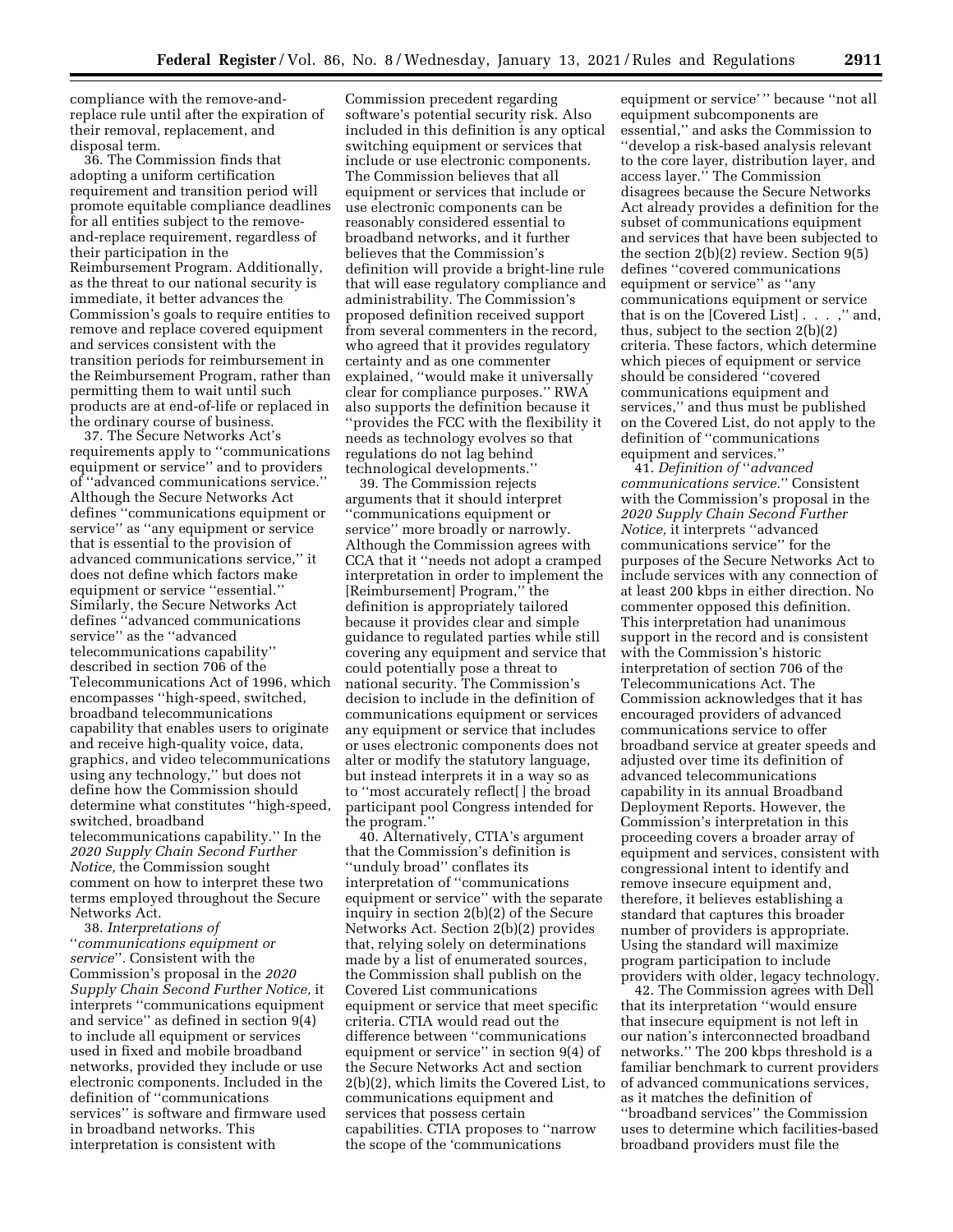compliance with the remove-and-replace rule until after the expiration of their removal, replacement, and disposal term.

36. The Commission finds that adopting a uniform certification requirement and transition period will promote equitable compliance deadlines for all entities subject to the remove-and-replace requirement, regardless of their participation in the Reimbursement Program. Additionally, as the threat to our national security is immediate, it better advances the Commission's goals to require entities to remove and replace covered equipment and services consistent with the transition periods for reimbursement in the Reimbursement Program, rather than permitting them to wait until such products are at end-of-life or replaced in the ordinary course of business.

37. The Secure Networks Act's requirements apply to "communications equipment or service" and to providers of "advanced communications service." Although the Secure Networks Act defines "communications equipment or service" as "any equipment or service that is essential to the provision of advanced communications service," it does not define which factors make equipment or service "essential." Similarly, the Secure Networks Act defines "advanced communications service" as the "advanced telecommunications capability" described in section 706 of the Telecommunications Act of 1996, which encompasses "high-speed, switched, broadband telecommunications capability that enables users to originate and receive high-quality voice, data, graphics, and video telecommunications using any technology," but does not define how the Commission should determine what constitutes "high-speed, switched, broadband telecommunications capability." In the *2020 Supply Chain Second Further Notice,* the Commission sought comment on how to interpret these two terms employed throughout the Secure Networks Act.

38. *Interpretations of "communications equipment or service".* Consistent with the Commission's proposal in the *2020 Supply Chain Second Further Notice,* it interprets "communications equipment and service" as defined in section 9(4) to include all equipment or services used in fixed and mobile broadband networks, provided they include or use electronic components. Included in the definition of "communications services" is software and firmware used in broadband networks. This interpretation is consistent with Commission precedent regarding software's potential security risk. Also included in this definition is any optical switching equipment or services that include or use electronic components. The Commission believes that all equipment or services that include or use electronic components can be reasonably considered essential to broadband networks, and it further believes that the Commission's definition will provide a bright-line rule that will ease regulatory compliance and administrability. The Commission's proposed definition received support from several commenters in the record, who agreed that it provides regulatory certainty and as one commenter explained, "would make it universally clear for compliance purposes." RWA also supports the definition because it "provides the FCC with the flexibility it needs as technology evolves so that regulations do not lag behind technological developments."

39. The Commission rejects arguments that it should interpret "communications equipment or service" more broadly or narrowly. Although the Commission agrees with CCA that it "needs not adopt a cramped interpretation in order to implement the [Reimbursement] Program," the definition is appropriately tailored because it provides clear and simple guidance to regulated parties while still covering any equipment and service that could potentially pose a threat to national security. The Commission's decision to include in the definition of communications equipment or services any equipment or service that includes or uses electronic components does not alter or modify the statutory language, but instead interprets it in a way so as to "most accurately reflect[ ] the broad participant pool Congress intended for the program."

40. Alternatively, CTIA's argument that the Commission's definition is "unduly broad" conflates its interpretation of "communications equipment or service" with the separate inquiry in section 2(b)(2) of the Secure Networks Act. Section 2(b)(2) provides that, relying solely on determinations made by a list of enumerated sources, the Commission shall publish on the Covered List communications equipment or service that meet specific criteria. CTIA would read out the difference between "communications equipment or service" in section 9(4) of the Secure Networks Act and section 2(b)(2), which limits the Covered List, to communications equipment and services that possess certain capabilities. CTIA proposes to "narrow the scope of the 'communications equipment or service' " because "not all equipment subcomponents are essential," and asks the Commission to "develop a risk-based analysis relevant to the core layer, distribution layer, and access layer." The Commission disagrees because the Secure Networks Act already provides a definition for the subset of communications equipment and services that have been subjected to the section 2(b)(2) review. Section 9(5) defines "covered communications equipment or service" as "any communications equipment or service that is on the [Covered List] . . . ," and, thus, subject to the section 2(b)(2) criteria. These factors, which determine which pieces of equipment or service should be considered "covered communications equipment and services," and thus must be published on the Covered List, do not apply to the definition of "communications equipment and services."

41. *Definition of "advanced communications service."* Consistent with the Commission's proposal in the *2020 Supply Chain Second Further Notice,* it interprets "advanced communications service" for the purposes of the Secure Networks Act to include services with any connection of at least 200 kbps in either direction. No commenter opposed this definition. This interpretation had unanimous support in the record and is consistent with the Commission's historic interpretation of section 706 of the Telecommunications Act. The Commission acknowledges that it has encouraged providers of advanced communications service to offer broadband service at greater speeds and adjusted over time its definition of advanced telecommunications capability in its annual Broadband Deployment Reports. However, the Commission's interpretation in this proceeding covers a broader array of equipment and services, consistent with congressional intent to identify and remove insecure equipment and, therefore, it believes establishing a standard that captures this broader number of providers is appropriate. Using the standard will maximize program participation to include providers with older, legacy technology.

42. The Commission agrees with Dell that its interpretation "would ensure that insecure equipment is not left in our nation's interconnected broadband networks." The 200 kbps threshold is a familiar benchmark to current providers of advanced communications services, as it matches the definition of "broadband services" the Commission uses to determine which facilities-based broadband providers must file the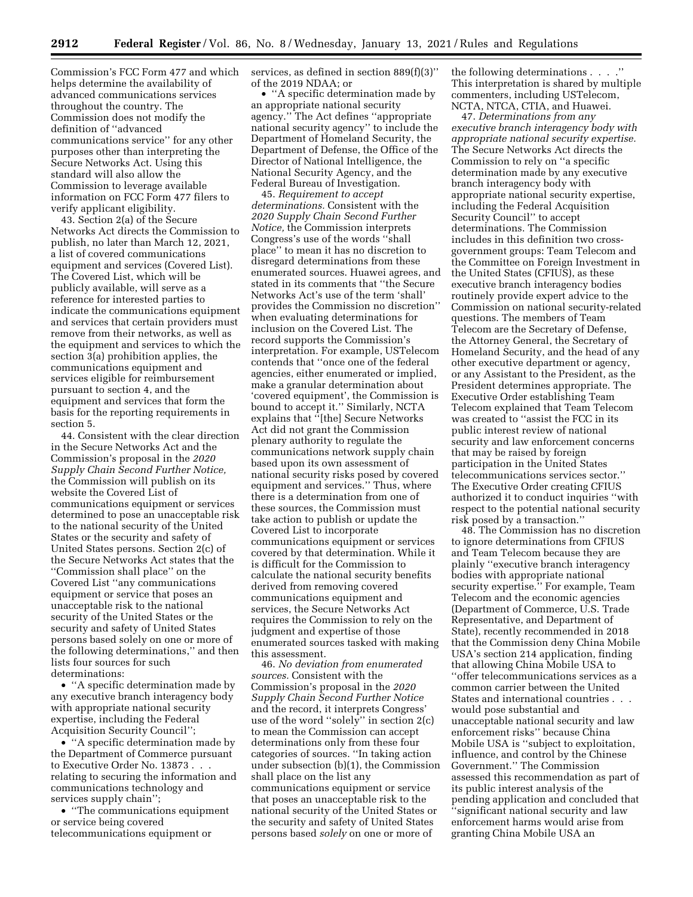Commission's FCC Form 477 and which helps determine the availability of advanced communications services throughout the country. The Commission does not modify the definition of ''advanced communications service'' for any other purposes other than interpreting the Secure Networks Act. Using this standard will also allow the Commission to leverage available information on FCC Form 477 filers to verify applicant eligibility.

43. Section 2(a) of the Secure Networks Act directs the Commission to publish, no later than March 12, 2021, a list of covered communications equipment and services (Covered List). The Covered List, which will be publicly available, will serve as a reference for interested parties to indicate the communications equipment and services that certain providers must remove from their networks, as well as the equipment and services to which the section 3(a) prohibition applies, the communications equipment and services eligible for reimbursement pursuant to section 4, and the equipment and services that form the basis for the reporting requirements in section 5.

44. Consistent with the clear direction in the Secure Networks Act and the Commission's proposal in the *2020 Supply Chain Second Further Notice,* the Commission will publish on its website the Covered List of communications equipment or services determined to pose an unacceptable risk to the national security of the United States or the security and safety of United States persons. Section 2(c) of the Secure Networks Act states that the ''Commission shall place'' on the Covered List ''any communications equipment or service that poses an unacceptable risk to the national security of the United States or the security and safety of United States persons based solely on one or more of the following determinations,'' and then lists four sources for such determinations:

- ''A specific determination made by any executive branch interagency body with appropriate national security expertise, including the Federal Acquisition Security Council'';
- ''A specific determination made by the Department of Commerce pursuant to Executive Order No. 13873 . . . relating to securing the information and communications technology and services supply chain'';
- ''The communications equipment or service being covered telecommunications equipment or services, as defined in section 889(f)(3)'' of the 2019 NDAA; or
- ''A specific determination made by an appropriate national security agency.'' The Act defines ''appropriate national security agency'' to include the Department of Homeland Security, the Department of Defense, the Office of the Director of National Intelligence, the National Security Agency, and the Federal Bureau of Investigation.

45. *Requirement to accept determinations.* Consistent with the *2020 Supply Chain Second Further Notice,* the Commission interprets Congress's use of the words ''shall place'' to mean it has no discretion to disregard determinations from these enumerated sources. Huawei agrees, and stated in its comments that ''the Secure Networks Act's use of the term 'shall' provides the Commission no discretion'' when evaluating determinations for inclusion on the Covered List. The record supports the Commission's interpretation. For example, USTelecom contends that ''once one of the federal agencies, either enumerated or implied, make a granular determination about 'covered equipment', the Commission is bound to accept it.'' Similarly, NCTA explains that ''[the] Secure Networks Act did not grant the Commission plenary authority to regulate the communications network supply chain based upon its own assessment of national security risks posed by covered equipment and services.'' Thus, where there is a determination from one of these sources, the Commission must take action to publish or update the Covered List to incorporate communications equipment or services covered by that determination. While it is difficult for the Commission to calculate the national security benefits derived from removing covered communications equipment and services, the Secure Networks Act requires the Commission to rely on the judgment and expertise of those enumerated sources tasked with making this assessment.

46. *No deviation from enumerated sources.* Consistent with the Commission's proposal in the *2020 Supply Chain Second Further Notice* and the record, it interprets Congress' use of the word ''solely'' in section 2(c) to mean the Commission can accept determinations only from these four categories of sources. ''In taking action under subsection (b)(1), the Commission shall place on the list any communications equipment or service that poses an unacceptable risk to the national security of the United States or the security and safety of United States persons based *solely* on one or more of the following determinations . . . .'' This interpretation is shared by multiple commenters, including USTelecom, NCTA, NTCA, CTIA, and Huawei.

47. *Determinations from any executive branch interagency body with appropriate national security expertise.* The Secure Networks Act directs the Commission to rely on ''a specific determination made by any executive branch interagency body with appropriate national security expertise, including the Federal Acquisition Security Council'' to accept determinations. The Commission includes in this definition two cross-government groups: Team Telecom and the Committee on Foreign Investment in the United States (CFIUS), as these executive branch interagency bodies routinely provide expert advice to the Commission on national security-related questions. The members of Team Telecom are the Secretary of Defense, the Attorney General, the Secretary of Homeland Security, and the head of any other executive department or agency, or any Assistant to the President, as the President determines appropriate. The Executive Order establishing Team Telecom explained that Team Telecom was created to ''assist the FCC in its public interest review of national security and law enforcement concerns that may be raised by foreign participation in the United States telecommunications services sector.'' The Executive Order creating CFIUS authorized it to conduct inquiries ''with respect to the potential national security risk posed by a transaction.''

48. The Commission has no discretion to ignore determinations from CFIUS and Team Telecom because they are plainly ''executive branch interagency bodies with appropriate national security expertise.'' For example, Team Telecom and the economic agencies (Department of Commerce, U.S. Trade Representative, and Department of State), recently recommended in 2018 that the Commission deny China Mobile USA's section 214 application, finding that allowing China Mobile USA to ''offer telecommunications services as a common carrier between the United States and international countries . . . would pose substantial and unacceptable national security and law enforcement risks'' because China Mobile USA is ''subject to exploitation, influence, and control by the Chinese Government.'' The Commission assessed this recommendation as part of its public interest analysis of the pending application and concluded that ''significant national security and law enforcement harms would arise from granting China Mobile USA an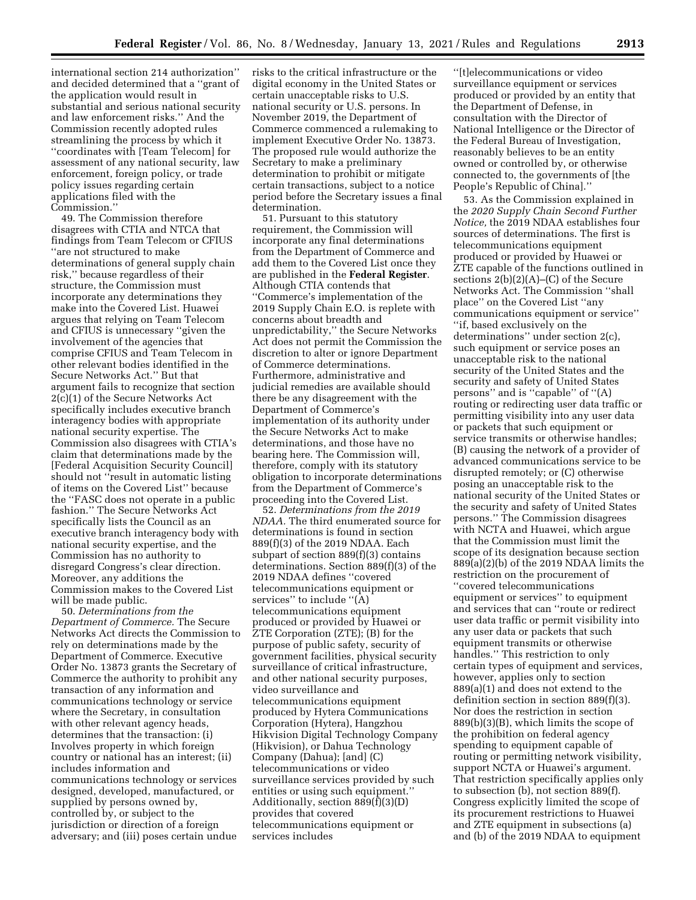international section 214 authorization'' and decided determined that a ''grant of the application would result in substantial and serious national security and law enforcement risks.'' And the Commission recently adopted rules streamlining the process by which it ''coordinates with [Team Telecom] for assessment of any national security, law enforcement, foreign policy, or trade policy issues regarding certain applications filed with the Commission.''

49. The Commission therefore disagrees with CTIA and NTCA that findings from Team Telecom or CFIUS ''are not structured to make determinations of general supply chain risk,'' because regardless of their structure, the Commission must incorporate any determinations they make into the Covered List. Huawei argues that relying on Team Telecom and CFIUS is unnecessary ''given the involvement of the agencies that comprise CFIUS and Team Telecom in other relevant bodies identified in the Secure Networks Act.'' But that argument fails to recognize that section 2(c)(1) of the Secure Networks Act specifically includes executive branch interagency bodies with appropriate national security expertise. The Commission also disagrees with CTIA's claim that determinations made by the [Federal Acquisition Security Council] should not ''result in automatic listing of items on the Covered List'' because the ''FASC does not operate in a public fashion.'' The Secure Networks Act specifically lists the Council as an executive branch interagency body with national security expertise, and the Commission has no authority to disregard Congress's clear direction. Moreover, any additions the Commission makes to the Covered List will be made public.

50. *Determinations from the Department of Commerce.* The Secure Networks Act directs the Commission to rely on determinations made by the Department of Commerce. Executive Order No. 13873 grants the Secretary of Commerce the authority to prohibit any transaction of any information and communications technology or service where the Secretary, in consultation with other relevant agency heads, determines that the transaction: (i) Involves property in which foreign country or national has an interest; (ii) includes information and communications technology or services designed, developed, manufactured, or supplied by persons owned by, controlled by, or subject to the jurisdiction or direction of a foreign adversary; and (iii) poses certain undue risks to the critical infrastructure or the digital economy in the United States or certain unacceptable risks to U.S. national security or U.S. persons. In November 2019, the Department of Commerce commenced a rulemaking to implement Executive Order No. 13873. The proposed rule would authorize the Secretary to make a preliminary determination to prohibit or mitigate certain transactions, subject to a notice period before the Secretary issues a final determination.

51. Pursuant to this statutory requirement, the Commission will incorporate any final determinations from the Department of Commerce and add them to the Covered List once they are published in the **Federal Register**. Although CTIA contends that ''Commerce's implementation of the 2019 Supply Chain E.O. is replete with concerns about breadth and unpredictability,'' the Secure Networks Act does not permit the Commission the discretion to alter or ignore Department of Commerce determinations. Furthermore, administrative and judicial remedies are available should there be any disagreement with the Department of Commerce's implementation of its authority under the Secure Networks Act to make determinations, and those have no bearing here. The Commission will, therefore, comply with its statutory obligation to incorporate determinations from the Department of Commerce's proceeding into the Covered List.

52. *Determinations from the 2019 NDAA.* The third enumerated source for determinations is found in section 889(f)(3) of the 2019 NDAA. Each subpart of section 889(f)(3) contains determinations. Section 889(f)(3) of the 2019 NDAA defines ''covered telecommunications equipment or services'' to include ''(A) telecommunications equipment produced or provided by Huawei or ZTE Corporation (ZTE); (B) for the purpose of public safety, security of government facilities, physical security surveillance of critical infrastructure, and other national security purposes, video surveillance and telecommunications equipment produced by Hytera Communications Corporation (Hytera), Hangzhou Hikvision Digital Technology Company (Hikvision), or Dahua Technology Company (Dahua); [and] (C) telecommunications or video surveillance services provided by such entities or using such equipment.'' Additionally, section 889(f)(3)(D) provides that covered telecommunications equipment or services includes ''[t]elecommunications or video surveillance equipment or services produced or provided by an entity that the Department of Defense, in consultation with the Director of National Intelligence or the Director of the Federal Bureau of Investigation, reasonably believes to be an entity owned or controlled by, or otherwise connected to, the governments of [the People's Republic of China].''

53. As the Commission explained in the *2020 Supply Chain Second Further Notice,* the 2019 NDAA establishes four sources of determinations. The first is telecommunications equipment produced or provided by Huawei or ZTE capable of the functions outlined in sections 2(b)(2)(A)–(C) of the Secure Networks Act. The Commission ''shall place'' on the Covered List ''any communications equipment or service'' ''if, based exclusively on the determinations'' under section 2(c), such equipment or service poses an unacceptable risk to the national security of the United States and the security and safety of United States persons'' and is ''capable'' of ''(A) routing or redirecting user data traffic or permitting visibility into any user data or packets that such equipment or service transmits or otherwise handles; (B) causing the network of a provider of advanced communications service to be disrupted remotely; or (C) otherwise posing an unacceptable risk to the national security of the United States or the security and safety of United States persons.'' The Commission disagrees with NCTA and Huawei, which argue that the Commission must limit the scope of its designation because section 889(a)(2)(b) of the 2019 NDAA limits the restriction on the procurement of ''covered telecommunications equipment or services'' to equipment and services that can ''route or redirect user data traffic or permit visibility into any user data or packets that such equipment transmits or otherwise handles.'' This restriction to only certain types of equipment and services, however, applies only to section 889(a)(1) and does not extend to the definition section in section 889(f)(3). Nor does the restriction in section 889(b)(3)(B), which limits the scope of the prohibition on federal agency spending to equipment capable of routing or permitting network visibility, support NCTA or Huawei's argument. That restriction specifically applies only to subsection (b), not section 889(f). Congress explicitly limited the scope of its procurement restrictions to Huawei and ZTE equipment in subsections (a) and (b) of the 2019 NDAA to equipment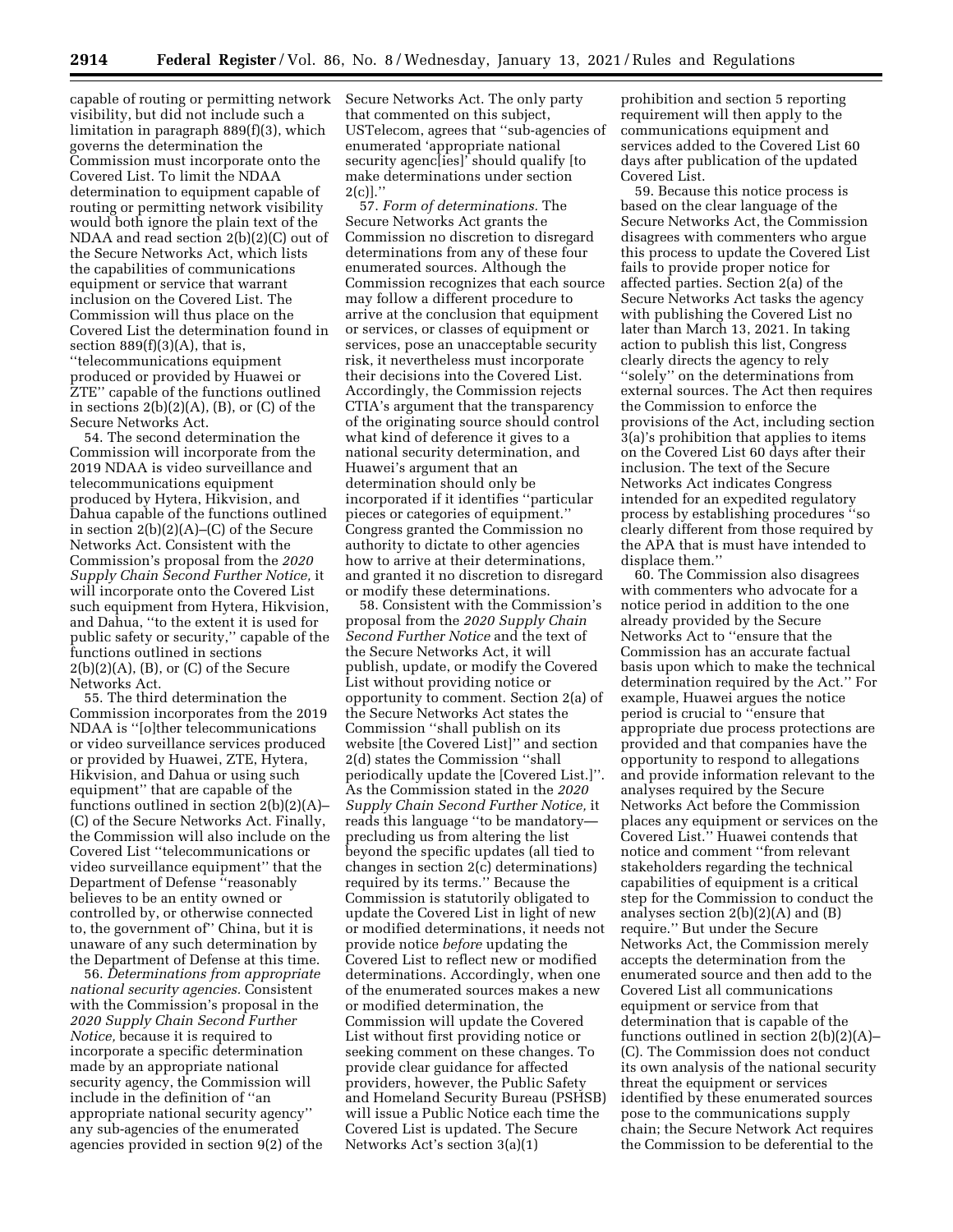capable of routing or permitting network visibility, but did not include such a limitation in paragraph 889(f)(3), which governs the determination the Commission must incorporate onto the Covered List. To limit the NDAA determination to equipment capable of routing or permitting network visibility would both ignore the plain text of the NDAA and read section 2(b)(2)(C) out of the Secure Networks Act, which lists the capabilities of communications equipment or service that warrant inclusion on the Covered List. The Commission will thus place on the Covered List the determination found in section 889(f)(3)(A), that is, ''telecommunications equipment produced or provided by Huawei or ZTE'' capable of the functions outlined in sections 2(b)(2)(A), (B), or (C) of the Secure Networks Act.

54. The second determination the Commission will incorporate from the 2019 NDAA is video surveillance and telecommunications equipment produced by Hytera, Hikvision, and Dahua capable of the functions outlined in section 2(b)(2)(A)–(C) of the Secure Networks Act. Consistent with the Commission's proposal from the *2020 Supply Chain Second Further Notice,* it will incorporate onto the Covered List such equipment from Hytera, Hikvision, and Dahua, ''to the extent it is used for public safety or security,'' capable of the functions outlined in sections 2(b)(2)(A), (B), or (C) of the Secure Networks Act.

55. The third determination the Commission incorporates from the 2019 NDAA is ''[o]ther telecommunications or video surveillance services produced or provided by Huawei, ZTE, Hytera, Hikvision, and Dahua or using such equipment'' that are capable of the functions outlined in section 2(b)(2)(A)–(C) of the Secure Networks Act. Finally, the Commission will also include on the Covered List ''telecommunications or video surveillance equipment'' that the Department of Defense ''reasonably believes to be an entity owned or controlled by, or otherwise connected to, the government of'' China, but it is unaware of any such determination by the Department of Defense at this time.

56. *Determinations from appropriate national security agencies.* Consistent with the Commission's proposal in the *2020 Supply Chain Second Further Notice,* because it is required to incorporate a specific determination made by an appropriate national security agency, the Commission will include in the definition of ''an appropriate national security agency'' any sub-agencies of the enumerated agencies provided in section 9(2) of the Secure Networks Act. The only party that commented on this subject, USTelecom, agrees that ''sub-agencies of enumerated 'appropriate national security agenc[ies]' should qualify [to make determinations under section 2(c)].''

57. *Form of determinations.* The Secure Networks Act grants the Commission no discretion to disregard determinations from any of these four enumerated sources. Although the Commission recognizes that each source may follow a different procedure to arrive at the conclusion that equipment or services, or classes of equipment or services, pose an unacceptable security risk, it nevertheless must incorporate their decisions into the Covered List. Accordingly, the Commission rejects CTIA's argument that the transparency of the originating source should control what kind of deference it gives to a national security determination, and Huawei's argument that an determination should only be incorporated if it identifies ''particular pieces or categories of equipment.'' Congress granted the Commission no authority to dictate to other agencies how to arrive at their determinations, and granted it no discretion to disregard or modify these determinations.

58. Consistent with the Commission's proposal from the *2020 Supply Chain Second Further Notice* and the text of the Secure Networks Act, it will publish, update, or modify the Covered List without providing notice or opportunity to comment. Section 2(a) of the Secure Networks Act states the Commission ''shall publish on its website [the Covered List]'' and section 2(d) states the Commission ''shall periodically update the [Covered List.]''. As the Commission stated in the *2020 Supply Chain Second Further Notice,* it reads this language ''to be mandatory—precluding us from altering the list beyond the specific updates (all tied to changes in section 2(c) determinations) required by its terms.'' Because the Commission is statutorily obligated to update the Covered List in light of new or modified determinations, it needs not provide notice *before* updating the Covered List to reflect new or modified determinations. Accordingly, when one of the enumerated sources makes a new or modified determination, the Commission will update the Covered List without first providing notice or seeking comment on these changes. To provide clear guidance for affected providers, however, the Public Safety and Homeland Security Bureau (PSHSB) will issue a Public Notice each time the Covered List is updated. The Secure Networks Act's section 3(a)(1) prohibition and section 5 reporting requirement will then apply to the communications equipment and services added to the Covered List 60 days after publication of the updated Covered List.

59. Because this notice process is based on the clear language of the Secure Networks Act, the Commission disagrees with commenters who argue this process to update the Covered List fails to provide proper notice for affected parties. Section 2(a) of the Secure Networks Act tasks the agency with publishing the Covered List no later than March 13, 2021. In taking action to publish this list, Congress clearly directs the agency to rely ''solely'' on the determinations from external sources. The Act then requires the Commission to enforce the provisions of the Act, including section 3(a)'s prohibition that applies to items on the Covered List 60 days after their inclusion. The text of the Secure Networks Act indicates Congress intended for an expedited regulatory process by establishing procedures ''so clearly different from those required by the APA that is must have intended to displace them.''

60. The Commission also disagrees with commenters who advocate for a notice period in addition to the one already provided by the Secure Networks Act to ''ensure that the Commission has an accurate factual basis upon which to make the technical determination required by the Act.'' For example, Huawei argues the notice period is crucial to ''ensure that appropriate due process protections are provided and that companies have the opportunity to respond to allegations and provide information relevant to the analyses required by the Secure Networks Act before the Commission places any equipment or services on the Covered List.'' Huawei contends that notice and comment ''from relevant stakeholders regarding the technical capabilities of equipment is a critical step for the Commission to conduct the analyses section 2(b)(2)(A) and (B) require.'' But under the Secure Networks Act, the Commission merely accepts the determination from the enumerated source and then add to the Covered List all communications equipment or service from that determination that is capable of the functions outlined in section 2(b)(2)(A)–(C). The Commission does not conduct its own analysis of the national security threat the equipment or services identified by these enumerated sources pose to the communications supply chain; the Secure Network Act requires the Commission to be deferential to the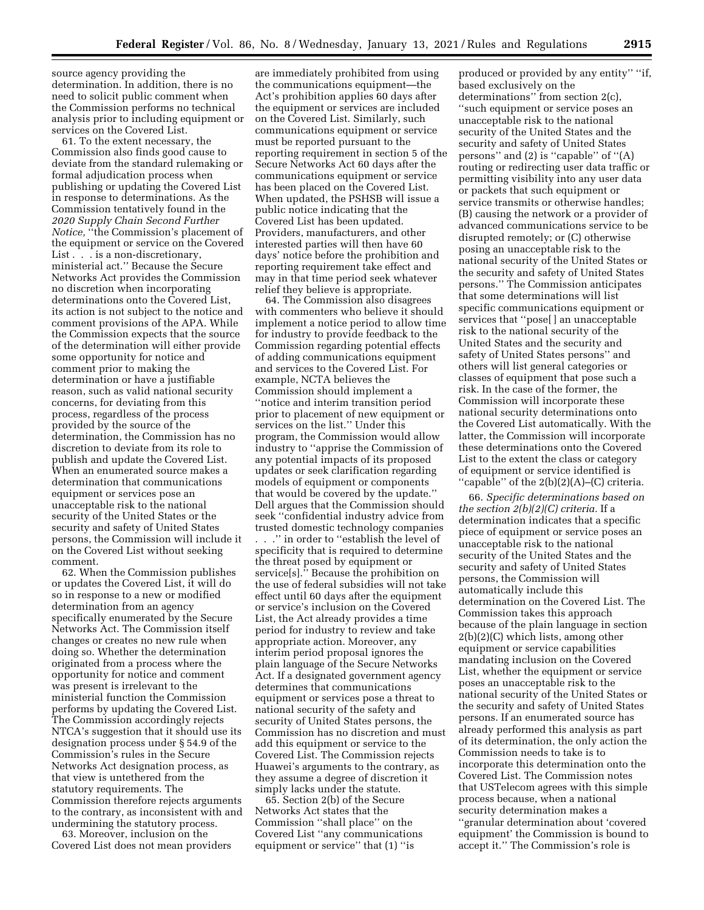source agency providing the determination. In addition, there is no need to solicit public comment when the Commission performs no technical analysis prior to including equipment or services on the Covered List.

61. To the extent necessary, the Commission also finds good cause to deviate from the standard rulemaking or formal adjudication process when publishing or updating the Covered List in response to determinations. As the Commission tentatively found in the *2020 Supply Chain Second Further Notice,* ''the Commission's placement of the equipment or service on the Covered List . . . is a non-discretionary, ministerial act.'' Because the Secure Networks Act provides the Commission no discretion when incorporating determinations onto the Covered List, its action is not subject to the notice and comment provisions of the APA. While the Commission expects that the source of the determination will either provide some opportunity for notice and comment prior to making the determination or have a justifiable reason, such as valid national security concerns, for deviating from this process, regardless of the process provided by the source of the determination, the Commission has no discretion to deviate from its role to publish and update the Covered List. When an enumerated source makes a determination that communications equipment or services pose an unacceptable risk to the national security of the United States or the security and safety of United States persons, the Commission will include it on the Covered List without seeking comment.

62. When the Commission publishes or updates the Covered List, it will do so in response to a new or modified determination from an agency specifically enumerated by the Secure Networks Act. The Commission itself changes or creates no new rule when doing so. Whether the determination originated from a process where the opportunity for notice and comment was present is irrelevant to the ministerial function the Commission performs by updating the Covered List. The Commission accordingly rejects NTCA's suggestion that it should use its designation process under § 54.9 of the Commission's rules in the Secure Networks Act designation process, as that view is untethered from the statutory requirements. The Commission therefore rejects arguments to the contrary, as inconsistent with and undermining the statutory process.

63. Moreover, inclusion on the Covered List does not mean providers are immediately prohibited from using the communications equipment—the Act's prohibition applies 60 days after the equipment or services are included on the Covered List. Similarly, such communications equipment or service must be reported pursuant to the reporting requirement in section 5 of the Secure Networks Act 60 days after the communications equipment or service has been placed on the Covered List. When updated, the PSHSB will issue a public notice indicating that the Covered List has been updated. Providers, manufacturers, and other interested parties will then have 60 days' notice before the prohibition and reporting requirement take effect and may in that time period seek whatever relief they believe is appropriate.

64. The Commission also disagrees with commenters who believe it should implement a notice period to allow time for industry to provide feedback to the Commission regarding potential effects of adding communications equipment and services to the Covered List. For example, NCTA believes the Commission should implement a ''notice and interim transition period prior to placement of new equipment or services on the list.'' Under this program, the Commission would allow industry to ''apprise the Commission of any potential impacts of its proposed updates or seek clarification regarding models of equipment or components that would be covered by the update.'' Dell argues that the Commission should seek ''confidential industry advice from trusted domestic technology companies . . .'' in order to ''establish the level of specificity that is required to determine the threat posed by equipment or service[s].'' Because the prohibition on the use of federal subsidies will not take effect until 60 days after the equipment or service's inclusion on the Covered List, the Act already provides a time period for industry to review and take appropriate action. Moreover, any interim period proposal ignores the plain language of the Secure Networks Act. If a designated government agency determines that communications equipment or services pose a threat to national security of the safety and security of United States persons, the Commission has no discretion and must add this equipment or service to the Covered List. The Commission rejects Huawei's arguments to the contrary, as they assume a degree of discretion it simply lacks under the statute.

65. Section 2(b) of the Secure Networks Act states that the Commission ''shall place'' on the Covered List ''any communications equipment or service'' that (1) ''is produced or provided by any entity'' ''if, based exclusively on the determinations'' from section 2(c), ''such equipment or service poses an unacceptable risk to the national security of the United States and the security and safety of United States persons'' and (2) is ''capable'' of ''(A) routing or redirecting user data traffic or permitting visibility into any user data or packets that such equipment or service transmits or otherwise handles; (B) causing the network or a provider of advanced communications service to be disrupted remotely; or (C) otherwise posing an unacceptable risk to the national security of the United States or the security and safety of United States persons.'' The Commission anticipates that some determinations will list specific communications equipment or services that ''pose[ ] an unacceptable risk to the national security of the United States and the security and safety of United States persons'' and others will list general categories or classes of equipment that pose such a risk. In the case of the former, the Commission will incorporate these national security determinations onto the Covered List automatically. With the latter, the Commission will incorporate these determinations onto the Covered List to the extent the class or category of equipment or service identified is ''capable'' of the 2(b)(2)(A)–(C) criteria.

66. *Specific determinations based on the section 2(b)(2)(C) criteria.* If a determination indicates that a specific piece of equipment or service poses an unacceptable risk to the national security of the United States and the security and safety of United States persons, the Commission will automatically include this determination on the Covered List. The Commission takes this approach because of the plain language in section 2(b)(2)(C) which lists, among other equipment or service capabilities mandating inclusion on the Covered List, whether the equipment or service poses an unacceptable risk to the national security of the United States or the security and safety of United States persons. If an enumerated source has already performed this analysis as part of its determination, the only action the Commission needs to take is to incorporate this determination onto the Covered List. The Commission notes that USTelecom agrees with this simple process because, when a national security determination makes a ''granular determination about 'covered equipment' the Commission is bound to accept it.'' The Commission's role is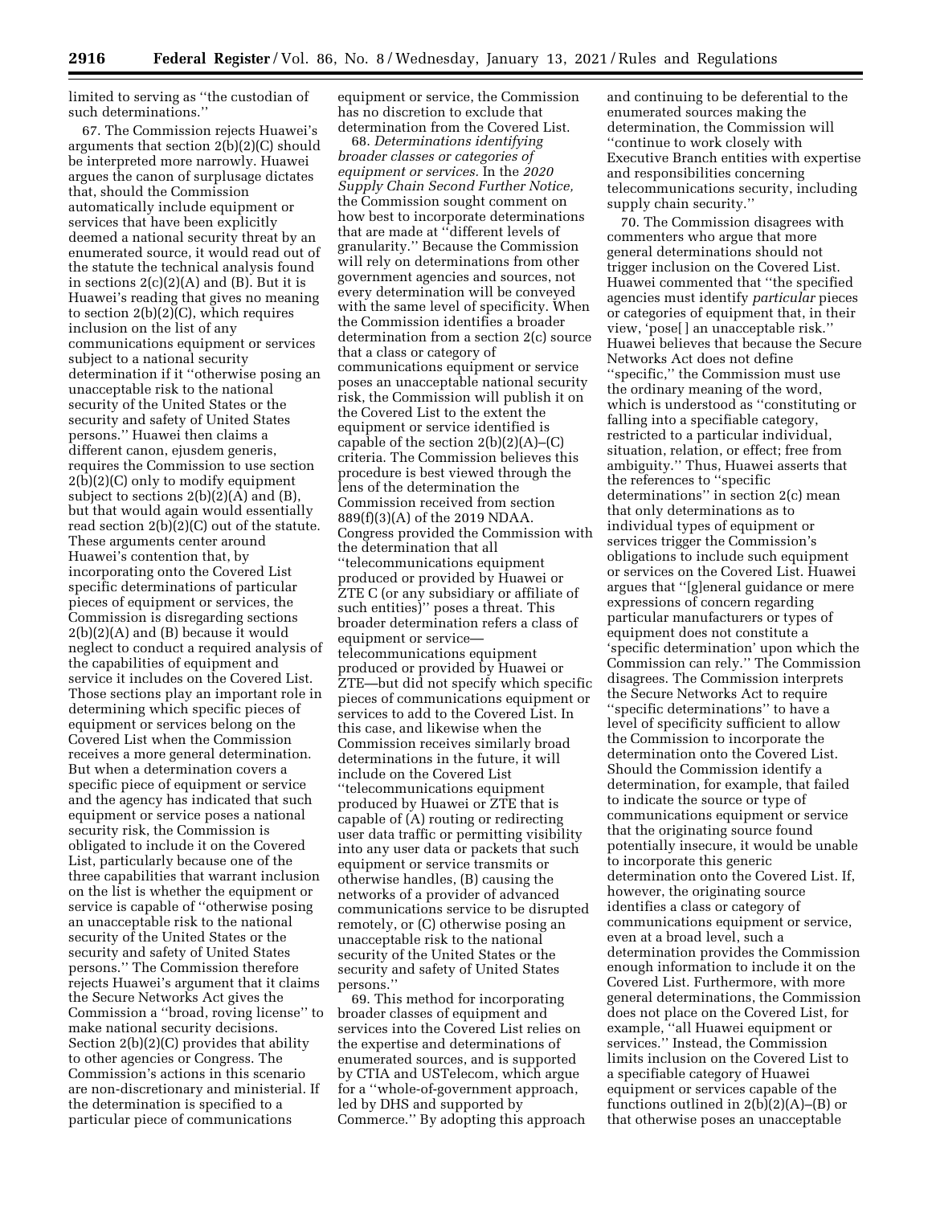limited to serving as ''the custodian of such determinations.''

67. The Commission rejects Huawei's arguments that section 2(b)(2)(C) should be interpreted more narrowly. Huawei argues the canon of surplusage dictates that, should the Commission automatically include equipment or services that have been explicitly deemed a national security threat by an enumerated source, it would read out of the statute the technical analysis found in sections 2(c)(2)(A) and (B). But it is Huawei's reading that gives no meaning to section 2(b)(2)(C), which requires inclusion on the list of any communications equipment or services subject to a national security determination if it ''otherwise posing an unacceptable risk to the national security of the United States or the security and safety of United States persons.'' Huawei then claims a different canon, ejusdem generis, requires the Commission to use section 2(b)(2)(C) only to modify equipment subject to sections 2(b)(2)(A) and (B), but that would again would essentially read section 2(b)(2)(C) out of the statute. These arguments center around Huawei's contention that, by incorporating onto the Covered List specific determinations of particular pieces of equipment or services, the Commission is disregarding sections 2(b)(2)(A) and (B) because it would neglect to conduct a required analysis of the capabilities of equipment and service it includes on the Covered List. Those sections play an important role in determining which specific pieces of equipment or services belong on the Covered List when the Commission receives a more general determination. But when a determination covers a specific piece of equipment or service and the agency has indicated that such equipment or service poses a national security risk, the Commission is obligated to include it on the Covered List, particularly because one of the three capabilities that warrant inclusion on the list is whether the equipment or service is capable of ''otherwise posing an unacceptable risk to the national security of the United States or the security and safety of United States persons.'' The Commission therefore rejects Huawei's argument that it claims the Secure Networks Act gives the Commission a ''broad, roving license'' to make national security decisions. Section 2(b)(2)(C) provides that ability to other agencies or Congress. The Commission's actions in this scenario are non-discretionary and ministerial. If the determination is specified to a particular piece of communications equipment or service, the Commission has no discretion to exclude that determination from the Covered List.

68. *Determinations identifying broader classes or categories of equipment or services.* In the *2020 Supply Chain Second Further Notice,* the Commission sought comment on how best to incorporate determinations that are made at ''different levels of granularity.'' Because the Commission will rely on determinations from other government agencies and sources, not every determination will be conveyed with the same level of specificity. When the Commission identifies a broader determination from a section 2(c) source that a class or category of communications equipment or service poses an unacceptable national security risk, the Commission will publish it on the Covered List to the extent the equipment or service identified is capable of the section 2(b)(2)(A)–(C) criteria. The Commission believes this procedure is best viewed through the lens of the determination the Commission received from section 889(f)(3)(A) of the 2019 NDAA. Congress provided the Commission with the determination that all ''telecommunications equipment produced or provided by Huawei or ZTE C (or any subsidiary or affiliate of such entities)'' poses a threat. This broader determination refers a class of equipment or service—telecommunications equipment produced or provided by Huawei or ZTE—but did not specify which specific pieces of communications equipment or services to add to the Covered List. In this case, and likewise when the Commission receives similarly broad determinations in the future, it will include on the Covered List ''telecommunications equipment produced by Huawei or ZTE that is capable of (A) routing or redirecting user data traffic or permitting visibility into any user data or packets that such equipment or service transmits or otherwise handles, (B) causing the networks of a provider of advanced communications service to be disrupted remotely, or (C) otherwise posing an unacceptable risk to the national security of the United States or the security and safety of United States persons.''

69. This method for incorporating broader classes of equipment and services into the Covered List relies on the expertise and determinations of enumerated sources, and is supported by CTIA and USTelecom, which argue for a ''whole-of-government approach, led by DHS and supported by Commerce.'' By adopting this approach and continuing to be deferential to the enumerated sources making the determination, the Commission will ''continue to work closely with Executive Branch entities with expertise and responsibilities concerning telecommunications security, including supply chain security.''

70. The Commission disagrees with commenters who argue that more general determinations should not trigger inclusion on the Covered List. Huawei commented that ''the specified agencies must identify *particular* pieces or categories of equipment that, in their view, 'pose[ ] an unacceptable risk.'' Huawei believes that because the Secure Networks Act does not define ''specific,'' the Commission must use the ordinary meaning of the word, which is understood as ''constituting or falling into a specifiable category, restricted to a particular individual, situation, relation, or effect; free from ambiguity.'' Thus, Huawei asserts that the references to ''specific determinations'' in section 2(c) mean that only determinations as to individual types of equipment or services trigger the Commission's obligations to include such equipment or services on the Covered List. Huawei argues that ''[g]eneral guidance or mere expressions of concern regarding particular manufacturers or types of equipment does not constitute a 'specific determination' upon which the Commission can rely.'' The Commission disagrees. The Commission interprets the Secure Networks Act to require ''specific determinations'' to have a level of specificity sufficient to allow the Commission to incorporate the determination onto the Covered List. Should the Commission identify a determination, for example, that failed to indicate the source or type of communications equipment or service that the originating source found potentially insecure, it would be unable to incorporate this generic determination onto the Covered List. If, however, the originating source identifies a class or category of communications equipment or service, even at a broad level, such a determination provides the Commission enough information to include it on the Covered List. Furthermore, with more general determinations, the Commission does not place on the Covered List, for example, ''all Huawei equipment or services.'' Instead, the Commission limits inclusion on the Covered List to a specifiable category of Huawei equipment or services capable of the functions outlined in 2(b)(2)(A)–(B) or that otherwise poses an unacceptable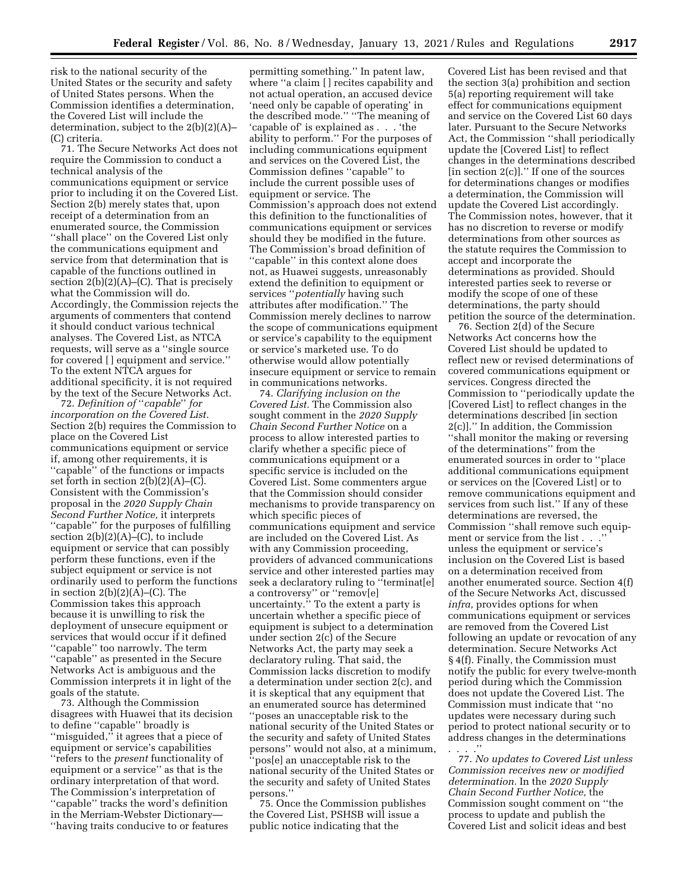risk to the national security of the United States or the security and safety of United States persons. When the Commission identifies a determination, the Covered List will include the determination, subject to the 2(b)(2)(A)–(C) criteria.

71. The Secure Networks Act does not require the Commission to conduct a technical analysis of the communications equipment or service prior to including it on the Covered List. Section 2(b) merely states that, upon receipt of a determination from an enumerated source, the Commission ''shall place'' on the Covered List only the communications equipment and service from that determination that is capable of the functions outlined in section 2(b)(2)(A)–(C). That is precisely what the Commission will do. Accordingly, the Commission rejects the arguments of commenters that contend it should conduct various technical analyses. The Covered List, as NTCA requests, will serve as a ''single source for covered [] equipment and service.'' To the extent NTCA argues for additional specificity, it is not required by the text of the Secure Networks Act.

72. *Definition of ''capable'' for incorporation on the Covered List.* Section 2(b) requires the Commission to place on the Covered List communications equipment or service if, among other requirements, it is ''capable'' of the functions or impacts set forth in section 2(b)(2)(A)–(C). Consistent with the Commission's proposal in the *2020 Supply Chain Second Further Notice,* it interprets ''capable'' for the purposes of fulfilling section 2(b)(2)(A)–(C), to include equipment or service that can possibly perform these functions, even if the subject equipment or service is not ordinarily used to perform the functions in section 2(b)(2)(A)–(C). The Commission takes this approach because it is unwilling to risk the deployment of unsecure equipment or services that would occur if it defined ''capable'' too narrowly. The term ''capable'' as presented in the Secure Networks Act is ambiguous and the Commission interprets it in light of the goals of the statute.

73. Although the Commission disagrees with Huawei that its decision to define ''capable'' broadly is ''misguided,'' it agrees that a piece of equipment or service's capabilities ''refers to the *present* functionality of equipment or a service'' as that is the ordinary interpretation of that word. The Commission's interpretation of ''capable'' tracks the word's definition in the Merriam-Webster Dictionary— ''having traits conducive to or features permitting something.'' In patent law, where ''a claim [] recites capability and not actual operation, an accused device 'need only be capable of operating' in the described mode.'' ''The meaning of 'capable of' is explained as . . . 'the ability to perform.'' For the purposes of including communications equipment and services on the Covered List, the Commission defines ''capable'' to include the current possible uses of equipment or service. The Commission's approach does not extend this definition to the functionalities of communications equipment or services should they be modified in the future. The Commission's broad definition of ''capable'' in this context alone does not, as Huawei suggests, unreasonably extend the definition to equipment or services ''*potentially* having such attributes after modification.'' The Commission merely declines to narrow the scope of communications equipment or service's capability to the equipment or service's marketed use. To do otherwise would allow potentially insecure equipment or service to remain in communications networks.

74. *Clarifying inclusion on the Covered List.* The Commission also sought comment in the *2020 Supply Chain Second Further Notice* on a process to allow interested parties to clarify whether a specific piece of communications equipment or a specific service is included on the Covered List. Some commenters argue that the Commission should consider mechanisms to provide transparency on which specific pieces of communications equipment and service are included on the Covered List. As with any Commission proceeding, providers of advanced communications service and other interested parties may seek a declaratory ruling to ''terminat[e] a controversy'' or ''remov[e] uncertainty.'' To the extent a party is uncertain whether a specific piece of equipment is subject to a determination under section 2(c) of the Secure Networks Act, the party may seek a declaratory ruling. That said, the Commission lacks discretion to modify a determination under section 2(c), and it is skeptical that any equipment that an enumerated source has determined ''poses an unacceptable risk to the national security of the United States or the security and safety of United States persons'' would not also, at a minimum, ''pos[e] an unacceptable risk to the national security of the United States or the security and safety of United States persons.''

75. Once the Commission publishes the Covered List, PSHSB will issue a public notice indicating that the Covered List has been revised and that the section 3(a) prohibition and section 5(a) reporting requirement will take effect for communications equipment and service on the Covered List 60 days later. Pursuant to the Secure Networks Act, the Commission ''shall periodically update the [Covered List] to reflect changes in the determinations described [in section 2(c)].'' If one of the sources for determinations changes or modifies a determination, the Commission will update the Covered List accordingly. The Commission notes, however, that it has no discretion to reverse or modify determinations from other sources as the statute requires the Commission to accept and incorporate the determinations as provided. Should interested parties seek to reverse or modify the scope of one of these determinations, the party should petition the source of the determination.

76. Section 2(d) of the Secure Networks Act concerns how the Covered List should be updated to reflect new or revised determinations of covered communications equipment or services. Congress directed the Commission to ''periodically update the [Covered List] to reflect changes in the determinations described [in section 2(c)].'' In addition, the Commission ''shall monitor the making or reversing of the determinations'' from the enumerated sources in order to ''place additional communications equipment or services on the [Covered List] or to remove communications equipment and services from such list.'' If any of these determinations are reversed, the Commission ''shall remove such equipment or service from the list . . .'' unless the equipment or service's inclusion on the Covered List is based on a determination received from another enumerated source. Section 4(f) of the Secure Networks Act, discussed *infra,* provides options for when communications equipment or services are removed from the Covered List following an update or revocation of any determination. Secure Networks Act § 4(f). Finally, the Commission must notify the public for every twelve-month period during which the Commission does not update the Covered List. The Commission must indicate that ''no updates were necessary during such period to protect national security or to address changes in the determinations . . . .''

77. *No updates to Covered List unless Commission receives new or modified determination.* In the *2020 Supply Chain Second Further Notice,* the Commission sought comment on ''the process to update and publish the Covered List and solicit ideas and best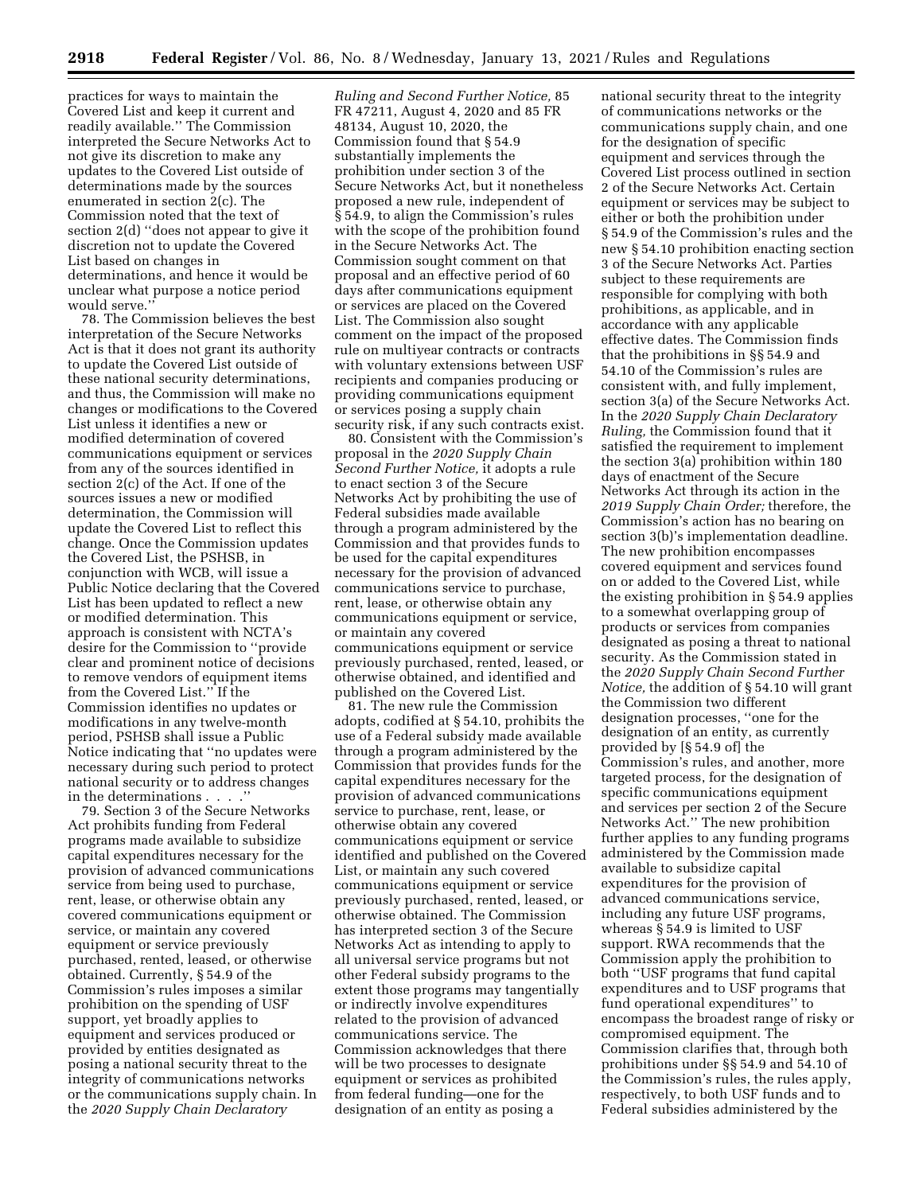practices for ways to maintain the Covered List and keep it current and readily available.'' The Commission interpreted the Secure Networks Act to not give its discretion to make any updates to the Covered List outside of determinations made by the sources enumerated in section 2(c). The Commission noted that the text of section 2(d) ''does not appear to give it discretion not to update the Covered List based on changes in determinations, and hence it would be unclear what purpose a notice period would serve.''

78. The Commission believes the best interpretation of the Secure Networks Act is that it does not grant its authority to update the Covered List outside of these national security determinations, and thus, the Commission will make no changes or modifications to the Covered List unless it identifies a new or modified determination of covered communications equipment or services from any of the sources identified in section 2(c) of the Act. If one of the sources issues a new or modified determination, the Commission will update the Covered List to reflect this change. Once the Commission updates the Covered List, the PSHSB, in conjunction with WCB, will issue a Public Notice declaring that the Covered List has been updated to reflect a new or modified determination. This approach is consistent with NCTA's desire for the Commission to ''provide clear and prominent notice of decisions to remove vendors of equipment items from the Covered List.'' If the Commission identifies no updates or modifications in any twelve-month period, PSHSB shall issue a Public Notice indicating that ''no updates were necessary during such period to protect national security or to address changes in the determinations . . . .''

79. Section 3 of the Secure Networks Act prohibits funding from Federal programs made available to subsidize capital expenditures necessary for the provision of advanced communications service from being used to purchase, rent, lease, or otherwise obtain any covered communications equipment or service, or maintain any covered equipment or service previously purchased, rented, leased, or otherwise obtained. Currently, § 54.9 of the Commission's rules imposes a similar prohibition on the spending of USF support, yet broadly applies to equipment and services produced or provided by entities designated as posing a national security threat to the integrity of communications networks or the communications supply chain. In the *2020 Supply Chain Declaratory Ruling and Second Further Notice,* 85 FR 47211, August 4, 2020 and 85 FR 48134, August 10, 2020, the Commission found that § 54.9 substantially implements the prohibition under section 3 of the Secure Networks Act, but it nonetheless proposed a new rule, independent of § 54.9, to align the Commission's rules with the scope of the prohibition found in the Secure Networks Act. The Commission sought comment on that proposal and an effective period of 60 days after communications equipment or services are placed on the Covered List. The Commission also sought comment on the impact of the proposed rule on multiyear contracts or contracts with voluntary extensions between USF recipients and companies producing or providing communications equipment or services posing a supply chain security risk, if any such contracts exist.

80. Consistent with the Commission's proposal in the *2020 Supply Chain Second Further Notice,* it adopts a rule to enact section 3 of the Secure Networks Act by prohibiting the use of Federal subsidies made available through a program administered by the Commission and that provides funds to be used for the capital expenditures necessary for the provision of advanced communications service to purchase, rent, lease, or otherwise obtain any communications equipment or service, or maintain any covered communications equipment or service previously purchased, rented, leased, or otherwise obtained, and identified and published on the Covered List.

81. The new rule the Commission adopts, codified at § 54.10, prohibits the use of a Federal subsidy made available through a program administered by the Commission that provides funds for the capital expenditures necessary for the provision of advanced communications service to purchase, rent, lease, or otherwise obtain any covered communications equipment or service identified and published on the Covered List, or maintain any such covered communications equipment or service previously purchased, rented, leased, or otherwise obtained. The Commission has interpreted section 3 of the Secure Networks Act as intending to apply to all universal service programs but not other Federal subsidy programs to the extent those programs may tangentially or indirectly involve expenditures related to the provision of advanced communications service. The Commission acknowledges that there will be two processes to designate equipment or services as prohibited from federal funding—one for the designation of an entity as posing a national security threat to the integrity of communications networks or the communications supply chain, and one for the designation of specific equipment and services through the Covered List process outlined in section 2 of the Secure Networks Act. Certain equipment or services may be subject to either or both the prohibition under § 54.9 of the Commission's rules and the new § 54.10 prohibition enacting section 3 of the Secure Networks Act. Parties subject to these requirements are responsible for complying with both prohibitions, as applicable, and in accordance with any applicable effective dates. The Commission finds that the prohibitions in §§ 54.9 and 54.10 of the Commission's rules are consistent with, and fully implement, section 3(a) of the Secure Networks Act. In the *2020 Supply Chain Declaratory Ruling,* the Commission found that it satisfied the requirement to implement the section 3(a) prohibition within 180 days of enactment of the Secure Networks Act through its action in the *2019 Supply Chain Order;* therefore, the Commission's action has no bearing on section 3(b)'s implementation deadline. The new prohibition encompasses covered equipment and services found on or added to the Covered List, while the existing prohibition in § 54.9 applies to a somewhat overlapping group of products or services from companies designated as posing a threat to national security. As the Commission stated in the *2020 Supply Chain Second Further Notice,* the addition of § 54.10 will grant the Commission two different designation processes, ''one for the designation of an entity, as currently provided by [§ 54.9 of] the Commission's rules, and another, more targeted process, for the designation of specific communications equipment and services per section 2 of the Secure Networks Act.'' The new prohibition further applies to any funding programs administered by the Commission made available to subsidize capital expenditures for the provision of advanced communications service, including any future USF programs, whereas § 54.9 is limited to USF support. RWA recommends that the Commission apply the prohibition to both ''USF programs that fund capital expenditures and to USF programs that fund operational expenditures'' to encompass the broadest range of risky or compromised equipment. The Commission clarifies that, through both prohibitions under §§ 54.9 and 54.10 of the Commission's rules, the rules apply, respectively, to both USF funds and to Federal subsidies administered by the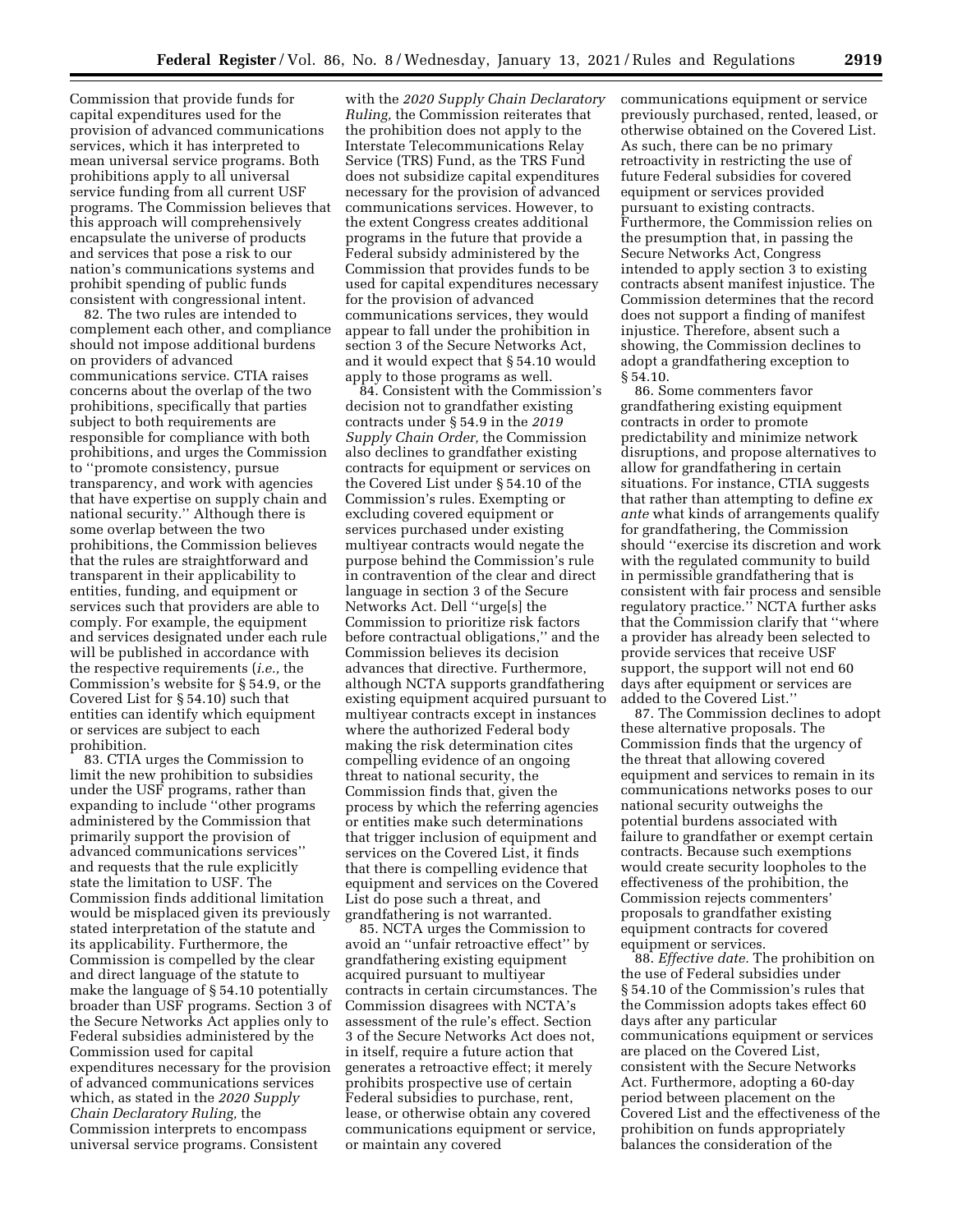Commission that provide funds for capital expenditures used for the provision of advanced communications services, which it has interpreted to mean universal service programs. Both prohibitions apply to all universal service funding from all current USF programs. The Commission believes that this approach will comprehensively encapsulate the universe of products and services that pose a risk to our nation's communications systems and prohibit spending of public funds consistent with congressional intent.

82. The two rules are intended to complement each other, and compliance should not impose additional burdens on providers of advanced communications service. CTIA raises concerns about the overlap of the two prohibitions, specifically that parties subject to both requirements are responsible for compliance with both prohibitions, and urges the Commission to ''promote consistency, pursue transparency, and work with agencies that have expertise on supply chain and national security.'' Although there is some overlap between the two prohibitions, the Commission believes that the rules are straightforward and transparent in their applicability to entities, funding, and equipment or services such that providers are able to comply. For example, the equipment and services designated under each rule will be published in accordance with the respective requirements (*i.e.,* the Commission's website for § 54.9, or the Covered List for § 54.10) such that entities can identify which equipment or services are subject to each prohibition.

83. CTIA urges the Commission to limit the new prohibition to subsidies under the USF programs, rather than expanding to include ''other programs administered by the Commission that primarily support the provision of advanced communications services'' and requests that the rule explicitly state the limitation to USF. The Commission finds additional limitation would be misplaced given its previously stated interpretation of the statute and its applicability. Furthermore, the Commission is compelled by the clear and direct language of the statute to make the language of § 54.10 potentially broader than USF programs. Section 3 of the Secure Networks Act applies only to Federal subsidies administered by the Commission used for capital expenditures necessary for the provision of advanced communications services which, as stated in the *2020 Supply Chain Declaratory Ruling,* the Commission interprets to encompass universal service programs. Consistent with the *2020 Supply Chain Declaratory Ruling,* the Commission reiterates that the prohibition does not apply to the Interstate Telecommunications Relay Service (TRS) Fund, as the TRS Fund does not subsidize capital expenditures necessary for the provision of advanced communications services. However, to the extent Congress creates additional programs in the future that provide a Federal subsidy administered by the Commission that provides funds to be used for capital expenditures necessary for the provision of advanced communications services, they would appear to fall under the prohibition in section 3 of the Secure Networks Act, and it would expect that § 54.10 would apply to those programs as well.

84. Consistent with the Commission's decision not to grandfather existing contracts under § 54.9 in the *2019 Supply Chain Order,* the Commission also declines to grandfather existing contracts for equipment or services on the Covered List under § 54.10 of the Commission's rules. Exempting or excluding covered equipment or services purchased under existing multiyear contracts would negate the purpose behind the Commission's rule in contravention of the clear and direct language in section 3 of the Secure Networks Act. Dell ''urge[s] the Commission to prioritize risk factors before contractual obligations,'' and the Commission believes its decision advances that directive. Furthermore, although NCTA supports grandfathering existing equipment acquired pursuant to multiyear contracts except in instances where the authorized Federal body making the risk determination cites compelling evidence of an ongoing threat to national security, the Commission finds that, given the process by which the referring agencies or entities make such determinations that trigger inclusion of equipment and services on the Covered List, it finds that there is compelling evidence that equipment and services on the Covered List do pose such a threat, and grandfathering is not warranted.

85. NCTA urges the Commission to avoid an ''unfair retroactive effect'' by grandfathering existing equipment acquired pursuant to multiyear contracts in certain circumstances. The Commission disagrees with NCTA's assessment of the rule's effect. Section 3 of the Secure Networks Act does not, in itself, require a future action that generates a retroactive effect; it merely prohibits prospective use of certain Federal subsidies to purchase, rent, lease, or otherwise obtain any covered communications equipment or service, or maintain any covered communications equipment or service previously purchased, rented, leased, or otherwise obtained on the Covered List. As such, there can be no primary retroactivity in restricting the use of future Federal subsidies for covered equipment or services provided pursuant to existing contracts. Furthermore, the Commission relies on the presumption that, in passing the Secure Networks Act, Congress intended to apply section 3 to existing contracts absent manifest injustice. The Commission determines that the record does not support a finding of manifest injustice. Therefore, absent such a showing, the Commission declines to adopt a grandfathering exception to § 54.10.

86. Some commenters favor grandfathering existing equipment contracts in order to promote predictability and minimize network disruptions, and propose alternatives to allow for grandfathering in certain situations. For instance, CTIA suggests that rather than attempting to define *ex ante* what kinds of arrangements qualify for grandfathering, the Commission should ''exercise its discretion and work with the regulated community to build in permissible grandfathering that is consistent with fair process and sensible regulatory practice.'' NCTA further asks that the Commission clarify that ''where a provider has already been selected to provide services that receive USF support, the support will not end 60 days after equipment or services are added to the Covered List.''

87. The Commission declines to adopt these alternative proposals. The Commission finds that the urgency of the threat that allowing covered equipment and services to remain in its communications networks poses to our national security outweighs the potential burdens associated with failure to grandfather or exempt certain contracts. Because such exemptions would create security loopholes to the effectiveness of the prohibition, the Commission rejects commenters' proposals to grandfather existing equipment contracts for covered equipment or services.

88. *Effective date.* The prohibition on the use of Federal subsidies under § 54.10 of the Commission's rules that the Commission adopts takes effect 60 days after any particular communications equipment or services are placed on the Covered List, consistent with the Secure Networks Act. Furthermore, adopting a 60-day period between placement on the Covered List and the effectiveness of the prohibition on funds appropriately balances the consideration of the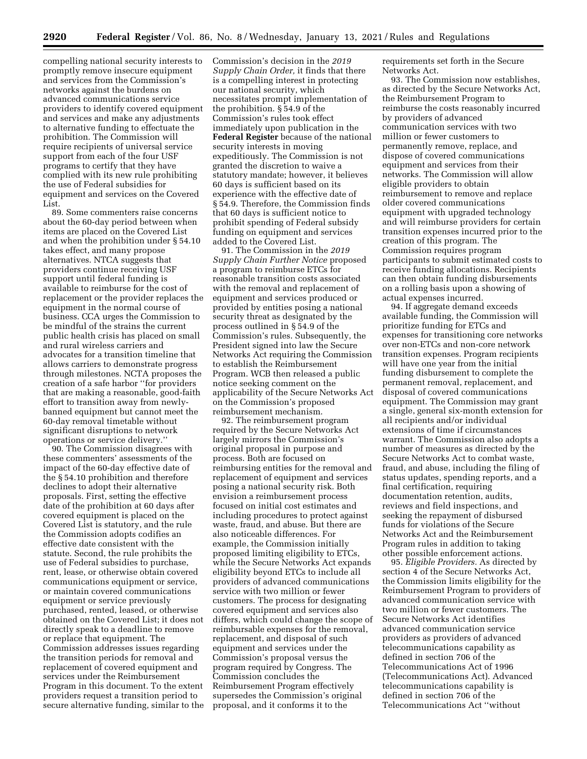compelling national security interests to promptly remove insecure equipment and services from the Commission's networks against the burdens on advanced communications service providers to identify covered equipment and services and make any adjustments to alternative funding to effectuate the prohibition. The Commission will require recipients of universal service support from each of the four USF programs to certify that they have complied with its new rule prohibiting the use of Federal subsidies for equipment and services on the Covered List.

89. Some commenters raise concerns about the 60-day period between when items are placed on the Covered List and when the prohibition under § 54.10 takes effect, and many propose alternatives. NTCA suggests that providers continue receiving USF support until federal funding is available to reimburse for the cost of replacement or the provider replaces the equipment in the normal course of business. CCA urges the Commission to be mindful of the strains the current public health crisis has placed on small and rural wireless carriers and advocates for a transition timeline that allows carriers to demonstrate progress through milestones. NCTA proposes the creation of a safe harbor "for providers that are making a reasonable, good-faith effort to transition away from newly-banned equipment but cannot meet the 60-day removal timetable without significant disruptions to network operations or service delivery."

90. The Commission disagrees with these commenters' assessments of the impact of the 60-day effective date of the § 54.10 prohibition and therefore declines to adopt their alternative proposals. First, setting the effective date of the prohibition at 60 days after covered equipment is placed on the Covered List is statutory, and the rule the Commission adopts codifies an effective date consistent with the statute. Second, the rule prohibits the use of Federal subsidies to purchase, rent, lease, or otherwise obtain covered communications equipment or service, or maintain covered communications equipment or service previously purchased, rented, leased, or otherwise obtained on the Covered List; it does not directly speak to a deadline to remove or replace that equipment. The Commission addresses issues regarding the transition periods for removal and replacement of covered equipment and services under the Reimbursement Program in this document. To the extent providers request a transition period to secure alternative funding, similar to the Commission's decision in the *2019 Supply Chain Order,* it finds that there is a compelling interest in protecting our national security, which necessitates prompt implementation of the prohibition. § 54.9 of the Commission's rules took effect immediately upon publication in the **Federal Register** because of the national security interests in moving expeditiously. The Commission is not granted the discretion to waive a statutory mandate; however, it believes 60 days is sufficient based on its experience with the effective date of § 54.9. Therefore, the Commission finds that 60 days is sufficient notice to prohibit spending of Federal subsidy funding on equipment and services added to the Covered List.

91. The Commission in the *2019 Supply Chain Further Notice* proposed a program to reimburse ETCs for reasonable transition costs associated with the removal and replacement of equipment and services produced or provided by entities posing a national security threat as designated by the process outlined in § 54.9 of the Commission's rules. Subsequently, the President signed into law the Secure Networks Act requiring the Commission to establish the Reimbursement Program. WCB then released a public notice seeking comment on the applicability of the Secure Networks Act on the Commission's proposed reimbursement mechanism.

92. The reimbursement program required by the Secure Networks Act largely mirrors the Commission's original proposal in purpose and process. Both are focused on reimbursing entities for the removal and replacement of equipment and services posing a national security risk. Both envision a reimbursement process focused on initial cost estimates and including procedures to protect against waste, fraud, and abuse. But there are also noticeable differences. For example, the Commission initially proposed limiting eligibility to ETCs, while the Secure Networks Act expands eligibility beyond ETCs to include all providers of advanced communications service with two million or fewer customers. The process for designating covered equipment and services also differs, which could change the scope of reimbursable expenses for the removal, replacement, and disposal of such equipment and services under the Commission's proposal versus the program required by Congress. The Commission concludes the Reimbursement Program effectively supersedes the Commission's original proposal, and it conforms it to the requirements set forth in the Secure Networks Act.

93. The Commission now establishes, as directed by the Secure Networks Act, the Reimbursement Program to reimburse the costs reasonably incurred by providers of advanced communication services with two million or fewer customers to permanently remove, replace, and dispose of covered communications equipment and services from their networks. The Commission will allow eligible providers to obtain reimbursement to remove and replace older covered communications equipment with upgraded technology and will reimburse providers for certain transition expenses incurred prior to the creation of this program. The Commission requires program participants to submit estimated costs to receive funding allocations. Recipients can then obtain funding disbursements on a rolling basis upon a showing of actual expenses incurred.

94. If aggregate demand exceeds available funding, the Commission will prioritize funding for ETCs and expenses for transitioning core networks over non-ETCs and non-core network transition expenses. Program recipients will have one year from the initial funding disbursement to complete the permanent removal, replacement, and disposal of covered communications equipment. The Commission may grant a single, general six-month extension for all recipients and/or individual extensions of time if circumstances warrant. The Commission also adopts a number of measures as directed by the Secure Networks Act to combat waste, fraud, and abuse, including the filing of status updates, spending reports, and a final certification, requiring documentation retention, audits, reviews and field inspections, and seeking the repayment of disbursed funds for violations of the Secure Networks Act and the Reimbursement Program rules in addition to taking other possible enforcement actions.

95. *Eligible Providers.* As directed by section 4 of the Secure Networks Act, the Commission limits eligibility for the Reimbursement Program to providers of advanced communication service with two million or fewer customers. The Secure Networks Act identifies advanced communication service providers as providers of advanced telecommunications capability as defined in section 706 of the Telecommunications Act of 1996 (Telecommunications Act). Advanced telecommunications capability is defined in section 706 of the Telecommunications Act "without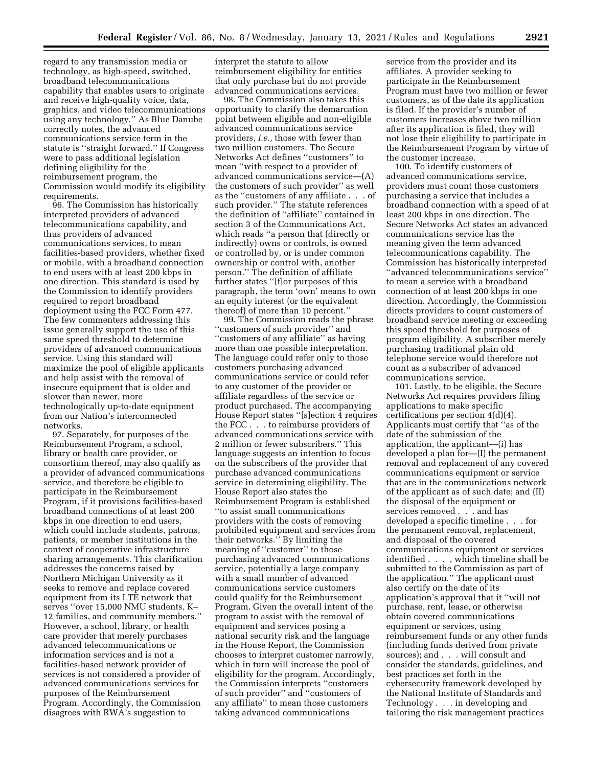regard to any transmission media or technology, as high-speed, switched, broadband telecommunications capability that enables users to originate and receive high-quality voice, data, graphics, and video telecommunications using any technology.'' As Blue Danube correctly notes, the advanced communications service term in the statute is ''straight forward.'' If Congress were to pass additional legislation defining eligibility for the reimbursement program, the Commission would modify its eligibility requirements.

96. The Commission has historically interpreted providers of advanced telecommunications capability, and thus providers of advanced communications services, to mean facilities-based providers, whether fixed or mobile, with a broadband connection to end users with at least 200 kbps in one direction. This standard is used by the Commission to identify providers required to report broadband deployment using the FCC Form 477. The few commenters addressing this issue generally support the use of this same speed threshold to determine providers of advanced communications service. Using this standard will maximize the pool of eligible applicants and help assist with the removal of insecure equipment that is older and slower than newer, more technologically up-to-date equipment from our Nation's interconnected networks.

97. Separately, for purposes of the Reimbursement Program, a school, library or health care provider, or consortium thereof, may also qualify as a provider of advanced communications service, and therefore be eligible to participate in the Reimbursement Program, if it provisions facilities-based broadband connections of at least 200 kbps in one direction to end users, which could include students, patrons, patients, or member institutions in the context of cooperative infrastructure sharing arrangements. This clarification addresses the concerns raised by Northern Michigan University as it seeks to remove and replace covered equipment from its LTE network that serves ''over 15,000 NMU students, K–12 families, and community members.'' However, a school, library, or health care provider that merely purchases advanced telecommunications or information services and is not a facilities-based network provider of services is not considered a provider of advanced communications services for purposes of the Reimbursement Program. Accordingly, the Commission disagrees with RWA's suggestion to interpret the statute to allow reimbursement eligibility for entities that only purchase but do not provide advanced communications services.

98. The Commission also takes this opportunity to clarify the demarcation point between eligible and non-eligible advanced communications service providers, *i.e.,* those with fewer than two million customers. The Secure Networks Act defines ''customers'' to mean ''with respect to a provider of advanced communications service—(A) the customers of such provider'' as well as the ''customers of any affiliate . . . of such provider.'' The statute references the definition of ''affiliate'' contained in section 3 of the Communications Act, which reads ''a person that (directly or indirectly) owns or controls, is owned or controlled by, or is under common ownership or control with, another person.'' The definition of affiliate further states ''[f]or purposes of this paragraph, the term 'own' means to own an equity interest (or the equivalent thereof) of more than 10 percent.''

99. The Commission reads the phrase ''customers of such provider'' and ''customers of any affiliate'' as having more than one possible interpretation. The language could refer only to those customers purchasing advanced communications service or could refer to any customer of the provider or affiliate regardless of the service or product purchased. The accompanying House Report states ''[s]ection 4 requires the FCC . . . to reimburse providers of advanced communications service with 2 million or fewer subscribers.'' This language suggests an intention to focus on the subscribers of the provider that purchase advanced communications service in determining eligibility. The House Report also states the Reimbursement Program is established ''to assist small communications providers with the costs of removing prohibited equipment and services from their networks.'' By limiting the meaning of ''customer'' to those purchasing advanced communications service, potentially a large company with a small number of advanced communications service customers could qualify for the Reimbursement Program. Given the overall intent of the program to assist with the removal of equipment and services posing a national security risk and the language in the House Report, the Commission chooses to interpret customer narrowly, which in turn will increase the pool of eligibility for the program. Accordingly, the Commission interprets ''customers of such provider'' and ''customers of any affiliate'' to mean those customers taking advanced communications service from the provider and its affiliates. A provider seeking to participate in the Reimbursement Program must have two million or fewer customers, as of the date its application is filed. If the provider's number of customers increases above two million after its application is filed, they will not lose their eligibility to participate in the Reimbursement Program by virtue of the customer increase.

100. To identify customers of advanced communications service, providers must count those customers purchasing a service that includes a broadband connection with a speed of at least 200 kbps in one direction. The Secure Networks Act states an advanced communications service has the meaning given the term advanced telecommunications capability. The Commission has historically interpreted ''advanced telecommunications service'' to mean a service with a broadband connection of at least 200 kbps in one direction. Accordingly, the Commission directs providers to count customers of broadband service meeting or exceeding this speed threshold for purposes of program eligibility. A subscriber merely purchasing traditional plain old telephone service would therefore not count as a subscriber of advanced communications service.

101. Lastly, to be eligible, the Secure Networks Act requires providers filing applications to make specific certifications per section 4(d)(4). Applicants must certify that ''as of the date of the submission of the application, the applicant—(i) has developed a plan for—(I) the permanent removal and replacement of any covered communications equipment or service that are in the communications network of the applicant as of such date; and (II) the disposal of the equipment or services removed . . . and has developed a specific timeline . . . for the permanent removal, replacement, and disposal of the covered communications equipment or services identified . . . , which timeline shall be submitted to the Commission as part of the application.'' The applicant must also certify on the date of its application's approval that it ''will not purchase, rent, lease, or otherwise obtain covered communications equipment or services, using reimbursement funds or any other funds (including funds derived from private sources); and . . . will consult and consider the standards, guidelines, and best practices set forth in the cybersecurity framework developed by the National Institute of Standards and Technology . . . in developing and tailoring the risk management practices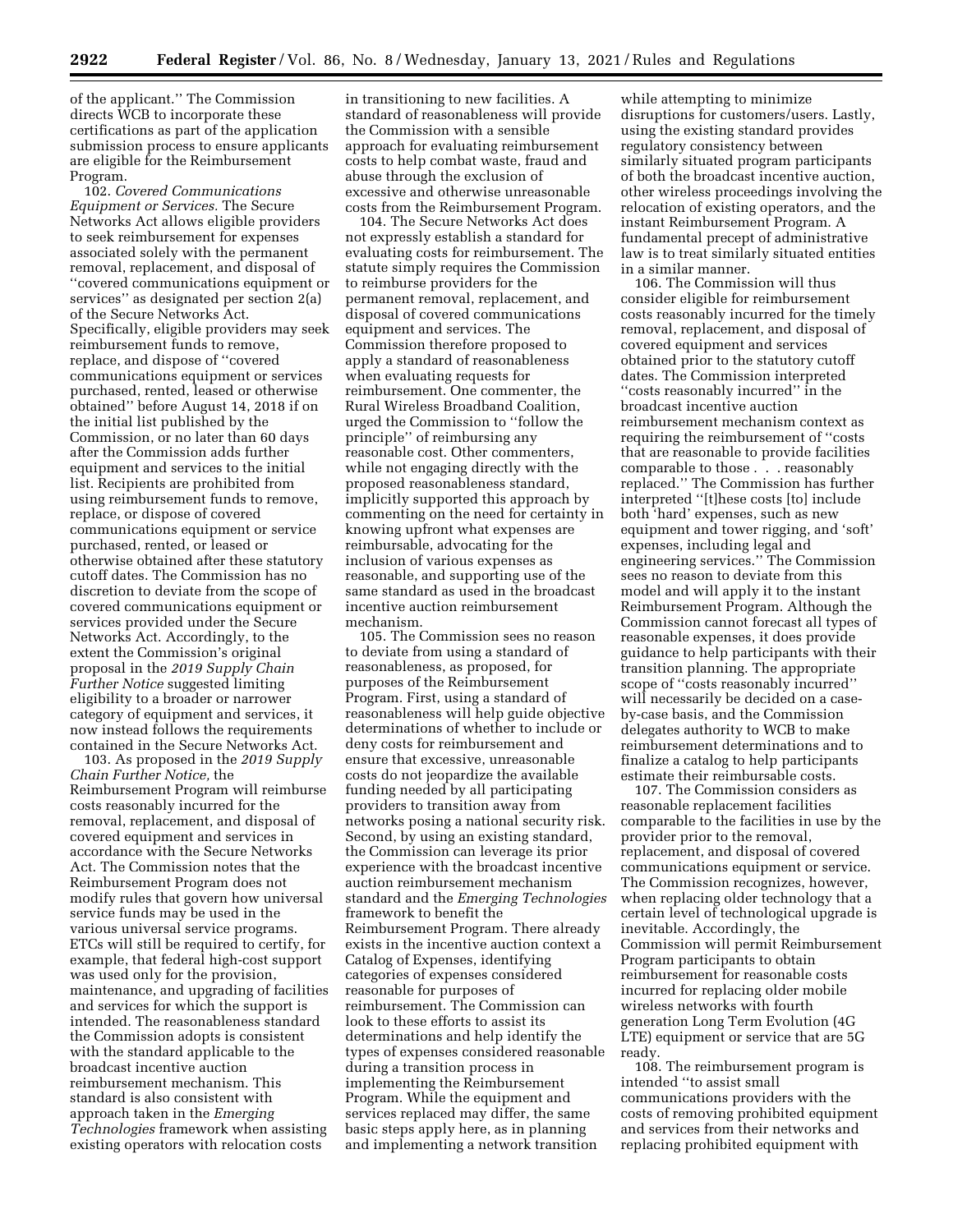of the applicant.'' The Commission directs WCB to incorporate these certifications as part of the application submission process to ensure applicants are eligible for the Reimbursement Program.

102. *Covered Communications Equipment or Services.* The Secure Networks Act allows eligible providers to seek reimbursement for expenses associated solely with the permanent removal, replacement, and disposal of ''covered communications equipment or services'' as designated per section 2(a) of the Secure Networks Act. Specifically, eligible providers may seek reimbursement funds to remove, replace, and dispose of ''covered communications equipment or services purchased, rented, leased or otherwise obtained'' before August 14, 2018 if on the initial list published by the Commission, or no later than 60 days after the Commission adds further equipment and services to the initial list. Recipients are prohibited from using reimbursement funds to remove, replace, or dispose of covered communications equipment or service purchased, rented, or leased or otherwise obtained after these statutory cutoff dates. The Commission has no discretion to deviate from the scope of covered communications equipment or services provided under the Secure Networks Act. Accordingly, to the extent the Commission's original proposal in the *2019 Supply Chain Further Notice* suggested limiting eligibility to a broader or narrower category of equipment and services, it now instead follows the requirements contained in the Secure Networks Act.

103. As proposed in the *2019 Supply Chain Further Notice,* the Reimbursement Program will reimburse costs reasonably incurred for the removal, replacement, and disposal of covered equipment and services in accordance with the Secure Networks Act. The Commission notes that the Reimbursement Program does not modify rules that govern how universal service funds may be used in the various universal service programs. ETCs will still be required to certify, for example, that federal high-cost support was used only for the provision, maintenance, and upgrading of facilities and services for which the support is intended. The reasonableness standard the Commission adopts is consistent with the standard applicable to the broadcast incentive auction reimbursement mechanism. This standard is also consistent with approach taken in the *Emerging Technologies* framework when assisting existing operators with relocation costs in transitioning to new facilities. A standard of reasonableness will provide the Commission with a sensible approach for evaluating reimbursement costs to help combat waste, fraud and abuse through the exclusion of excessive and otherwise unreasonable costs from the Reimbursement Program.

104. The Secure Networks Act does not expressly establish a standard for evaluating costs for reimbursement. The statute simply requires the Commission to reimburse providers for the permanent removal, replacement, and disposal of covered communications equipment and services. The Commission therefore proposed to apply a standard of reasonableness when evaluating requests for reimbursement. One commenter, the Rural Wireless Broadband Coalition, urged the Commission to ''follow the principle'' of reimbursing any reasonable cost. Other commenters, while not engaging directly with the proposed reasonableness standard, implicitly supported this approach by commenting on the need for certainty in knowing upfront what expenses are reimbursable, advocating for the inclusion of various expenses as reasonable, and supporting use of the same standard as used in the broadcast incentive auction reimbursement mechanism.

105. The Commission sees no reason to deviate from using a standard of reasonableness, as proposed, for purposes of the Reimbursement Program. First, using a standard of reasonableness will help guide objective determinations of whether to include or deny costs for reimbursement and ensure that excessive, unreasonable costs do not jeopardize the available funding needed by all participating providers to transition away from networks posing a national security risk. Second, by using an existing standard, the Commission can leverage its prior experience with the broadcast incentive auction reimbursement mechanism standard and the *Emerging Technologies* framework to benefit the Reimbursement Program. There already exists in the incentive auction context a Catalog of Expenses, identifying categories of expenses considered reasonable for purposes of reimbursement. The Commission can look to these efforts to assist its determinations and help identify the types of expenses considered reasonable during a transition process in implementing the Reimbursement Program. While the equipment and services replaced may differ, the same basic steps apply here, as in planning and implementing a network transition while attempting to minimize disruptions for customers/users. Lastly, using the existing standard provides regulatory consistency between similarly situated program participants of both the broadcast incentive auction, other wireless proceedings involving the relocation of existing operators, and the instant Reimbursement Program. A fundamental precept of administrative law is to treat similarly situated entities in a similar manner.

106. The Commission will thus consider eligible for reimbursement costs reasonably incurred for the timely removal, replacement, and disposal of covered equipment and services obtained prior to the statutory cutoff dates. The Commission interpreted ''costs reasonably incurred'' in the broadcast incentive auction reimbursement mechanism context as requiring the reimbursement of ''costs that are reasonable to provide facilities comparable to those . . . reasonably replaced.'' The Commission has further interpreted ''[t]hese costs [to] include both 'hard' expenses, such as new equipment and tower rigging, and 'soft' expenses, including legal and engineering services.'' The Commission sees no reason to deviate from this model and will apply it to the instant Reimbursement Program. Although the Commission cannot forecast all types of reasonable expenses, it does provide guidance to help participants with their transition planning. The appropriate scope of ''costs reasonably incurred'' will necessarily be decided on a case-by-case basis, and the Commission delegates authority to WCB to make reimbursement determinations and to finalize a catalog to help participants estimate their reimbursable costs.

107. The Commission considers as reasonable replacement facilities comparable to the facilities in use by the provider prior to the removal, replacement, and disposal of covered communications equipment or service. The Commission recognizes, however, when replacing older technology that a certain level of technological upgrade is inevitable. Accordingly, the Commission will permit Reimbursement Program participants to obtain reimbursement for reasonable costs incurred for replacing older mobile wireless networks with fourth generation Long Term Evolution (4G LTE) equipment or service that are 5G ready.

108. The reimbursement program is intended ''to assist small communications providers with the costs of removing prohibited equipment and services from their networks and replacing prohibited equipment with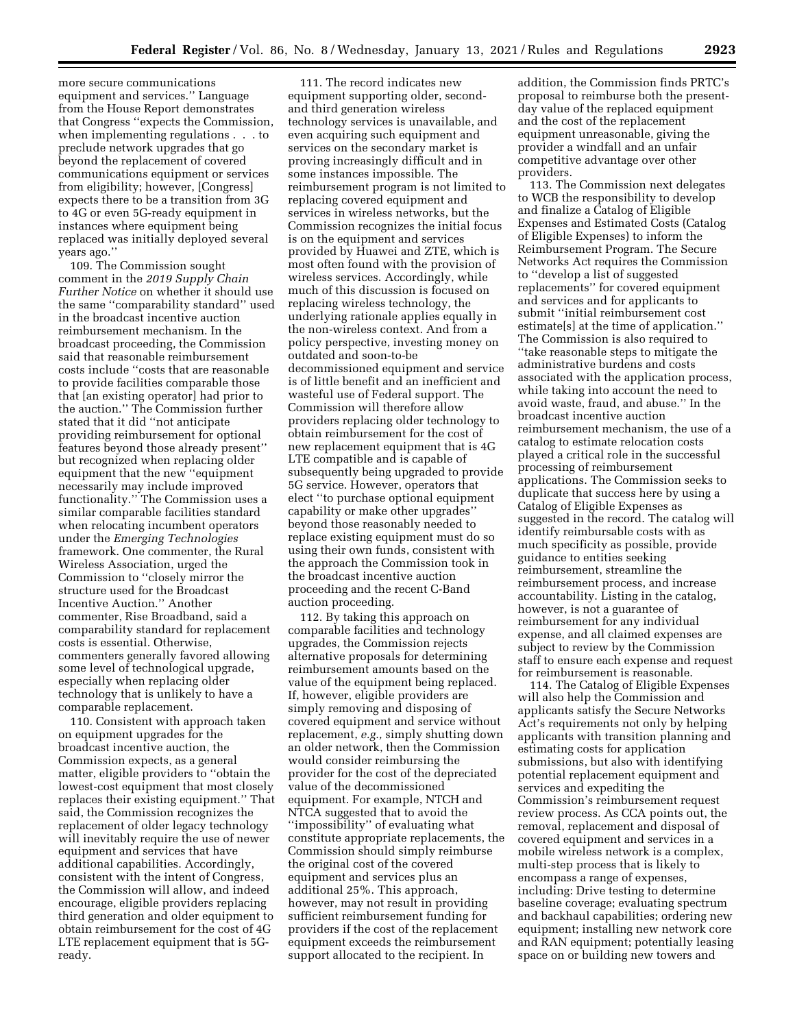more secure communications equipment and services.'' Language from the House Report demonstrates that Congress ''expects the Commission, when implementing regulations . . . to preclude network upgrades that go beyond the replacement of covered communications equipment or services from eligibility; however, [Congress] expects there to be a transition from 3G to 4G or even 5G-ready equipment in instances where equipment being replaced was initially deployed several years ago.''

109. The Commission sought comment in the *2019 Supply Chain Further Notice* on whether it should use the same ''comparability standard'' used in the broadcast incentive auction reimbursement mechanism. In the broadcast proceeding, the Commission said that reasonable reimbursement costs include ''costs that are reasonable to provide facilities comparable those that [an existing operator] had prior to the auction.'' The Commission further stated that it did ''not anticipate providing reimbursement for optional features beyond those already present'' but recognized when replacing older equipment that the new ''equipment necessarily may include improved functionality.'' The Commission uses a similar comparable facilities standard when relocating incumbent operators under the *Emerging Technologies* framework. One commenter, the Rural Wireless Association, urged the Commission to ''closely mirror the structure used for the Broadcast Incentive Auction.'' Another commenter, Rise Broadband, said a comparability standard for replacement costs is essential. Otherwise, commenters generally favored allowing some level of technological upgrade, especially when replacing older technology that is unlikely to have a comparable replacement.

110. Consistent with approach taken on equipment upgrades for the broadcast incentive auction, the Commission expects, as a general matter, eligible providers to ''obtain the lowest-cost equipment that most closely replaces their existing equipment.'' That said, the Commission recognizes the replacement of older legacy technology will inevitably require the use of newer equipment and services that have additional capabilities. Accordingly, consistent with the intent of Congress, the Commission will allow, and indeed encourage, eligible providers replacing third generation and older equipment to obtain reimbursement for the cost of 4G LTE replacement equipment that is 5G-ready.

111. The record indicates new equipment supporting older, second- and third generation wireless technology services is unavailable, and even acquiring such equipment and services on the secondary market is proving increasingly difficult and in some instances impossible. The reimbursement program is not limited to replacing covered equipment and services in wireless networks, but the Commission recognizes the initial focus is on the equipment and services provided by Huawei and ZTE, which is most often found with the provision of wireless services. Accordingly, while much of this discussion is focused on replacing wireless technology, the underlying rationale applies equally in the non-wireless context. And from a policy perspective, investing money on outdated and soon-to-be decommissioned equipment and service is of little benefit and an inefficient and wasteful use of Federal support. The Commission will therefore allow providers replacing older technology to obtain reimbursement for the cost of new replacement equipment that is 4G LTE compatible and is capable of subsequently being upgraded to provide 5G service. However, operators that elect ''to purchase optional equipment capability or make other upgrades'' beyond those reasonably needed to replace existing equipment must do so using their own funds, consistent with the approach the Commission took in the broadcast incentive auction proceeding and the recent C-Band auction proceeding.

112. By taking this approach on comparable facilities and technology upgrades, the Commission rejects alternative proposals for determining reimbursement amounts based on the value of the equipment being replaced. If, however, eligible providers are simply removing and disposing of covered equipment and service without replacement, *e.g.,* simply shutting down an older network, then the Commission would consider reimbursing the provider for the cost of the depreciated value of the decommissioned equipment. For example, NTCH and NTCA suggested that to avoid the ''impossibility'' of evaluating what constitute appropriate replacements, the Commission should simply reimburse the original cost of the covered equipment and services plus an additional 25%. This approach, however, may not result in providing sufficient reimbursement funding for providers if the cost of the replacement equipment exceeds the reimbursement support allocated to the recipient. In addition, the Commission finds PRTC's proposal to reimburse both the present-day value of the replaced equipment and the cost of the replacement equipment unreasonable, giving the provider a windfall and an unfair competitive advantage over other providers.

113. The Commission next delegates to WCB the responsibility to develop and finalize a Catalog of Eligible Expenses and Estimated Costs (Catalog of Eligible Expenses) to inform the Reimbursement Program. The Secure Networks Act requires the Commission to ''develop a list of suggested replacements'' for covered equipment and services and for applicants to submit ''initial reimbursement cost estimate[s] at the time of application.'' The Commission is also required to ''take reasonable steps to mitigate the administrative burdens and costs associated with the application process, while taking into account the need to avoid waste, fraud, and abuse.'' In the broadcast incentive auction reimbursement mechanism, the use of a catalog to estimate relocation costs played a critical role in the successful processing of reimbursement applications. The Commission seeks to duplicate that success here by using a Catalog of Eligible Expenses as suggested in the record. The catalog will identify reimbursable costs with as much specificity as possible, provide guidance to entities seeking reimbursement, streamline the reimbursement process, and increase accountability. Listing in the catalog, however, is not a guarantee of reimbursement for any individual expense, and all claimed expenses are subject to review by the Commission staff to ensure each expense and request for reimbursement is reasonable.

114. The Catalog of Eligible Expenses will also help the Commission and applicants satisfy the Secure Networks Act's requirements not only by helping applicants with transition planning and estimating costs for application submissions, but also with identifying potential replacement equipment and services and expediting the Commission's reimbursement request review process. As CCA points out, the removal, replacement and disposal of covered equipment and services in a mobile wireless network is a complex, multi-step process that is likely to encompass a range of expenses, including: Drive testing to determine baseline coverage; evaluating spectrum and backhaul capabilities; ordering new equipment; installing new network core and RAN equipment; potentially leasing space on or building new towers and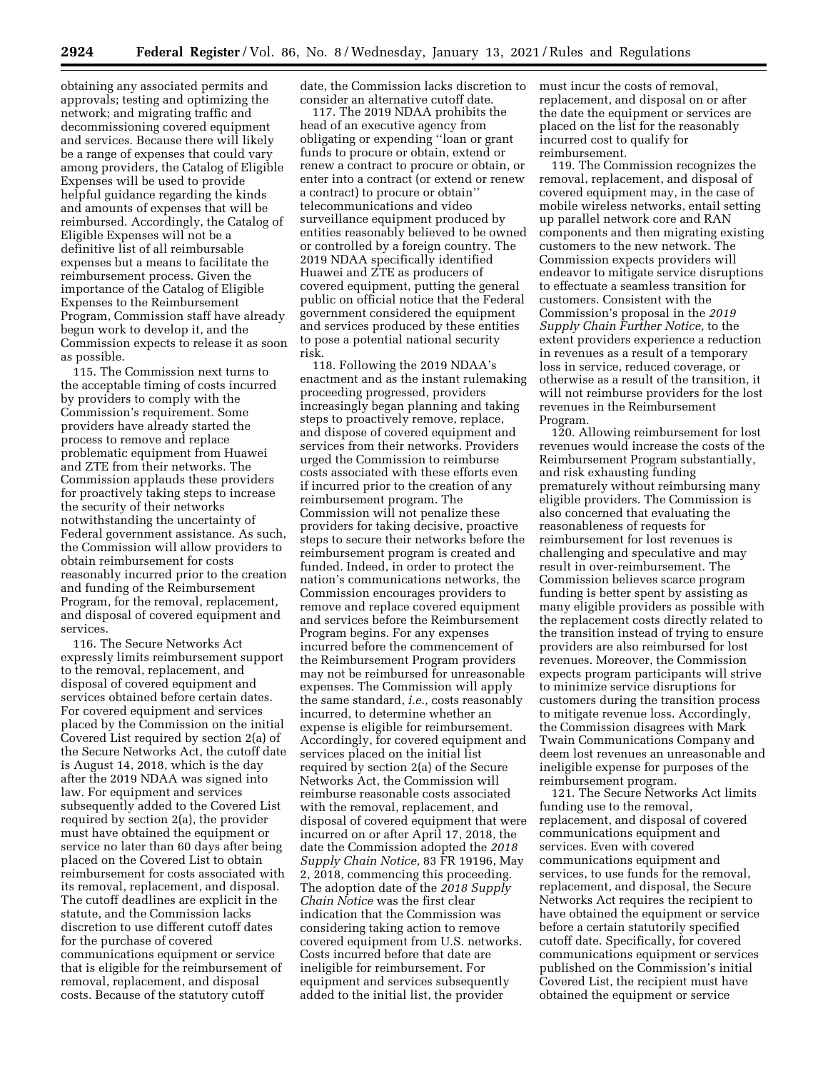obtaining any associated permits and approvals; testing and optimizing the network; and migrating traffic and decommissioning covered equipment and services. Because there will likely be a range of expenses that could vary among providers, the Catalog of Eligible Expenses will be used to provide helpful guidance regarding the kinds and amounts of expenses that will be reimbursed. Accordingly, the Catalog of Eligible Expenses will not be a definitive list of all reimbursable expenses but a means to facilitate the reimbursement process. Given the importance of the Catalog of Eligible Expenses to the Reimbursement Program, Commission staff have already begun work to develop it, and the Commission expects to release it as soon as possible.

115. The Commission next turns to the acceptable timing of costs incurred by providers to comply with the Commission's requirement. Some providers have already started the process to remove and replace problematic equipment from Huawei and ZTE from their networks. The Commission applauds these providers for proactively taking steps to increase the security of their networks notwithstanding the uncertainty of Federal government assistance. As such, the Commission will allow providers to obtain reimbursement for costs reasonably incurred prior to the creation and funding of the Reimbursement Program, for the removal, replacement, and disposal of covered equipment and services.

116. The Secure Networks Act expressly limits reimbursement support to the removal, replacement, and disposal of covered equipment and services obtained before certain dates. For covered equipment and services placed by the Commission on the initial Covered List required by section 2(a) of the Secure Networks Act, the cutoff date is August 14, 2018, which is the day after the 2019 NDAA was signed into law. For equipment and services subsequently added to the Covered List required by section 2(a), the provider must have obtained the equipment or service no later than 60 days after being placed on the Covered List to obtain reimbursement for costs associated with its removal, replacement, and disposal. The cutoff deadlines are explicit in the statute, and the Commission lacks discretion to use different cutoff dates for the purchase of covered communications equipment or service that is eligible for the reimbursement of removal, replacement, and disposal costs. Because of the statutory cutoff date, the Commission lacks discretion to consider an alternative cutoff date.

117. The 2019 NDAA prohibits the head of an executive agency from obligating or expending "loan or grant funds to procure or obtain, extend or renew a contract to procure or obtain, or enter into a contract (or extend or renew a contract) to procure or obtain" telecommunications and video surveillance equipment produced by entities reasonably believed to be owned or controlled by a foreign country. The 2019 NDAA specifically identified Huawei and ZTE as producers of covered equipment, putting the general public on official notice that the Federal government considered the equipment and services produced by these entities to pose a potential national security risk.

118. Following the 2019 NDAA's enactment and as the instant rulemaking proceeding progressed, providers increasingly began planning and taking steps to proactively remove, replace, and dispose of covered equipment and services from their networks. Providers urged the Commission to reimburse costs associated with these efforts even if incurred prior to the creation of any reimbursement program. The Commission will not penalize these providers for taking decisive, proactive steps to secure their networks before the reimbursement program is created and funded. Indeed, in order to protect the nation's communications networks, the Commission encourages providers to remove and replace covered equipment and services before the Reimbursement Program begins. For any expenses incurred before the commencement of the Reimbursement Program providers may not be reimbursed for unreasonable expenses. The Commission will apply the same standard, *i.e.,* costs reasonably incurred, to determine whether an expense is eligible for reimbursement. Accordingly, for covered equipment and services placed on the initial list required by section 2(a) of the Secure Networks Act, the Commission will reimburse reasonable costs associated with the removal, replacement, and disposal of covered equipment that were incurred on or after April 17, 2018, the date the Commission adopted the *2018 Supply Chain Notice,* 83 FR 19196, May 2, 2018, commencing this proceeding. The adoption date of the *2018 Supply Chain Notice* was the first clear indication that the Commission was considering taking action to remove covered equipment from U.S. networks. Costs incurred before that date are ineligible for reimbursement. For equipment and services subsequently added to the initial list, the provider must incur the costs of removal, replacement, and disposal on or after the date the equipment or services are placed on the list for the reasonably incurred cost to qualify for reimbursement.

119. The Commission recognizes the removal, replacement, and disposal of covered equipment may, in the case of mobile wireless networks, entail setting up parallel network core and RAN components and then migrating existing customers to the new network. The Commission expects providers will endeavor to mitigate service disruptions to effectuate a seamless transition for customers. Consistent with the Commission's proposal in the *2019 Supply Chain Further Notice,* to the extent providers experience a reduction in revenues as a result of a temporary loss in service, reduced coverage, or otherwise as a result of the transition, it will not reimburse providers for the lost revenues in the Reimbursement Program.

120. Allowing reimbursement for lost revenues would increase the costs of the Reimbursement Program substantially, and risk exhausting funding prematurely without reimbursing many eligible providers. The Commission is also concerned that evaluating the reasonableness of requests for reimbursement for lost revenues is challenging and speculative and may result in over-reimbursement. The Commission believes scarce program funding is better spent by assisting as many eligible providers as possible with the replacement costs directly related to the transition instead of trying to ensure providers are also reimbursed for lost revenues. Moreover, the Commission expects program participants will strive to minimize service disruptions for customers during the transition process to mitigate revenue loss. Accordingly, the Commission disagrees with Mark Twain Communications Company and deem lost revenues an unreasonable and ineligible expense for purposes of the reimbursement program.

121. The Secure Networks Act limits funding use to the removal, replacement, and disposal of covered communications equipment and services. Even with covered communications equipment and services, to use funds for the removal, replacement, and disposal, the Secure Networks Act requires the recipient to have obtained the equipment or service before a certain statutorily specified cutoff date. Specifically, for covered communications equipment or services published on the Commission's initial Covered List, the recipient must have obtained the equipment or service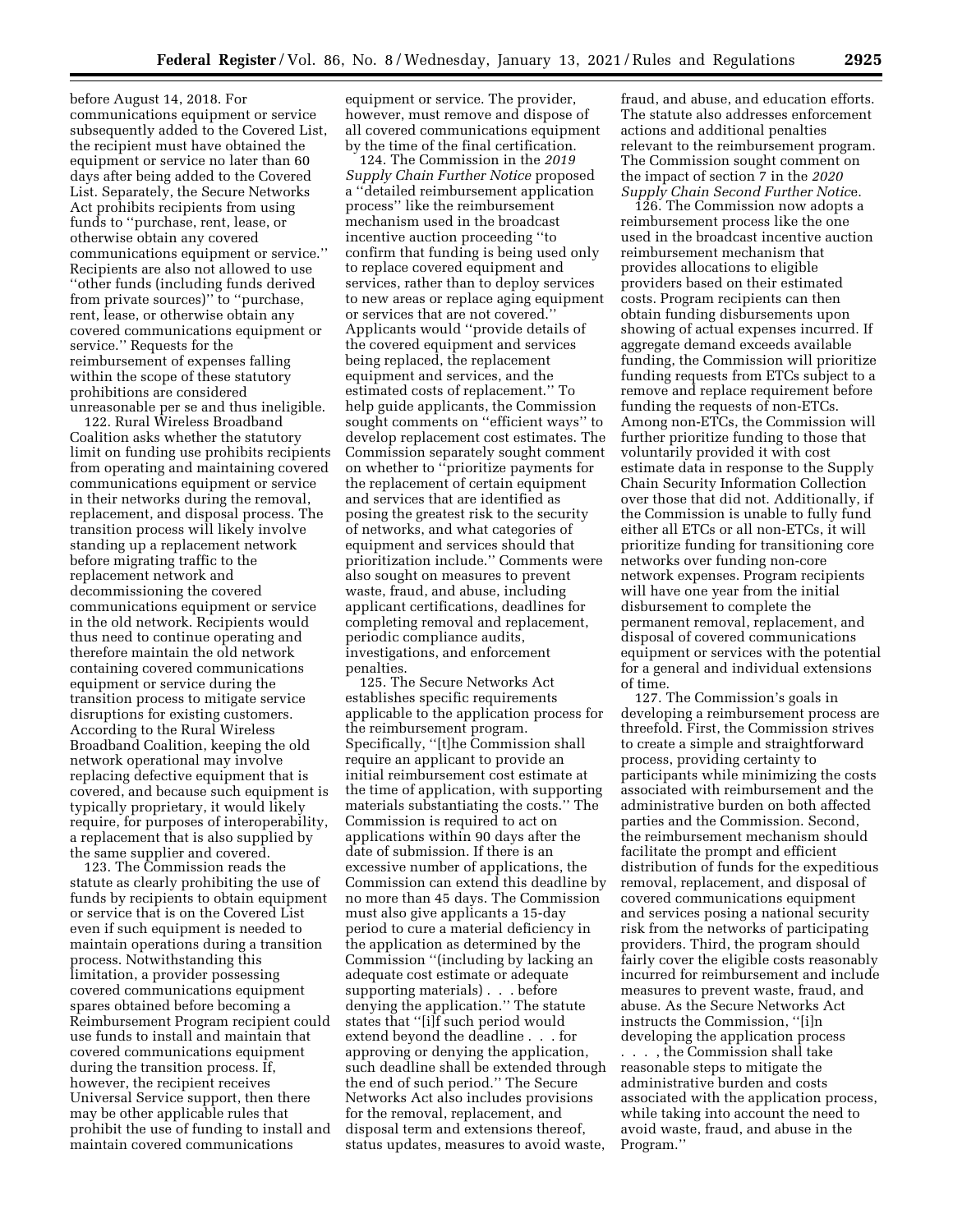before August 14, 2018. For communications equipment or service subsequently added to the Covered List, the recipient must have obtained the equipment or service no later than 60 days after being added to the Covered List. Separately, the Secure Networks Act prohibits recipients from using funds to ''purchase, rent, lease, or otherwise obtain any covered communications equipment or service.'' Recipients are also not allowed to use ''other funds (including funds derived from private sources)'' to ''purchase, rent, lease, or otherwise obtain any covered communications equipment or service.'' Requests for the reimbursement of expenses falling within the scope of these statutory prohibitions are considered unreasonable per se and thus ineligible.

122. Rural Wireless Broadband Coalition asks whether the statutory limit on funding use prohibits recipients from operating and maintaining covered communications equipment or service in their networks during the removal, replacement, and disposal process. The transition process will likely involve standing up a replacement network before migrating traffic to the replacement network and decommissioning the covered communications equipment or service in the old network. Recipients would thus need to continue operating and therefore maintain the old network containing covered communications equipment or service during the transition process to mitigate service disruptions for existing customers. According to the Rural Wireless Broadband Coalition, keeping the old network operational may involve replacing defective equipment that is covered, and because such equipment is typically proprietary, it would likely require, for purposes of interoperability, a replacement that is also supplied by the same supplier and covered.

123. The Commission reads the statute as clearly prohibiting the use of funds by recipients to obtain equipment or service that is on the Covered List even if such equipment is needed to maintain operations during a transition process. Notwithstanding this limitation, a provider possessing covered communications equipment spares obtained before becoming a Reimbursement Program recipient could use funds to install and maintain that covered communications equipment during the transition process. If, however, the recipient receives Universal Service support, then there may be other applicable rules that prohibit the use of funding to install and maintain covered communications equipment or service. The provider, however, must remove and dispose of all covered communications equipment by the time of the final certification.

124. The Commission in the *2019 Supply Chain Further Notice* proposed a ''detailed reimbursement application process'' like the reimbursement mechanism used in the broadcast incentive auction proceeding ''to confirm that funding is being used only to replace covered equipment and services, rather than to deploy services to new areas or replace aging equipment or services that are not covered.'' Applicants would ''provide details of the covered equipment and services being replaced, the replacement equipment and services, and the estimated costs of replacement.'' To help guide applicants, the Commission sought comments on ''efficient ways'' to develop replacement cost estimates. The Commission separately sought comment on whether to ''prioritize payments for the replacement of certain equipment and services that are identified as posing the greatest risk to the security of networks, and what categories of equipment and services should that prioritization include.'' Comments were also sought on measures to prevent waste, fraud, and abuse, including applicant certifications, deadlines for completing removal and replacement, periodic compliance audits, investigations, and enforcement penalties.

125. The Secure Networks Act establishes specific requirements applicable to the application process for the reimbursement program. Specifically, ''[t]he Commission shall require an applicant to provide an initial reimbursement cost estimate at the time of application, with supporting materials substantiating the costs.'' The Commission is required to act on applications within 90 days after the date of submission. If there is an excessive number of applications, the Commission can extend this deadline by no more than 45 days. The Commission must also give applicants a 15-day period to cure a material deficiency in the application as determined by the Commission ''(including by lacking an adequate cost estimate or adequate supporting materials) . . . before denying the application.'' The statute states that ''[i]f such period would extend beyond the deadline . . . for approving or denying the application, such deadline shall be extended through the end of such period.'' The Secure Networks Act also includes provisions for the removal, replacement, and disposal term and extensions thereof, status updates, measures to avoid waste, fraud, and abuse, and education efforts. The statute also addresses enforcement actions and additional penalties relevant to the reimbursement program. The Commission sought comment on the impact of section 7 in the *2020 Supply Chain Second Further Notice*.

126. The Commission now adopts a reimbursement process like the one used in the broadcast incentive auction reimbursement mechanism that provides allocations to eligible providers based on their estimated costs. Program recipients can then obtain funding disbursements upon showing of actual expenses incurred. If aggregate demand exceeds available funding, the Commission will prioritize funding requests from ETCs subject to a remove and replace requirement before funding the requests of non-ETCs. Among non-ETCs, the Commission will further prioritize funding to those that voluntarily provided it with cost estimate data in response to the Supply Chain Security Information Collection over those that did not. Additionally, if the Commission is unable to fully fund either all ETCs or all non-ETCs, it will prioritize funding for transitioning core networks over funding non-core network expenses. Program recipients will have one year from the initial disbursement to complete the permanent removal, replacement, and disposal of covered communications equipment or services with the potential for a general and individual extensions of time.

127. The Commission's goals in developing a reimbursement process are threefold. First, the Commission strives to create a simple and straightforward process, providing certainty to participants while minimizing the costs associated with reimbursement and the administrative burden on both affected parties and the Commission. Second, the reimbursement mechanism should facilitate the prompt and efficient distribution of funds for the expeditious removal, replacement, and disposal of covered communications equipment and services posing a national security risk from the networks of participating providers. Third, the program should fairly cover the eligible costs reasonably incurred for reimbursement and include measures to prevent waste, fraud, and abuse. As the Secure Networks Act instructs the Commission, ''[i]n developing the application process . . . , the Commission shall take reasonable steps to mitigate the administrative burden and costs associated with the application process, while taking into account the need to avoid waste, fraud, and abuse in the Program.''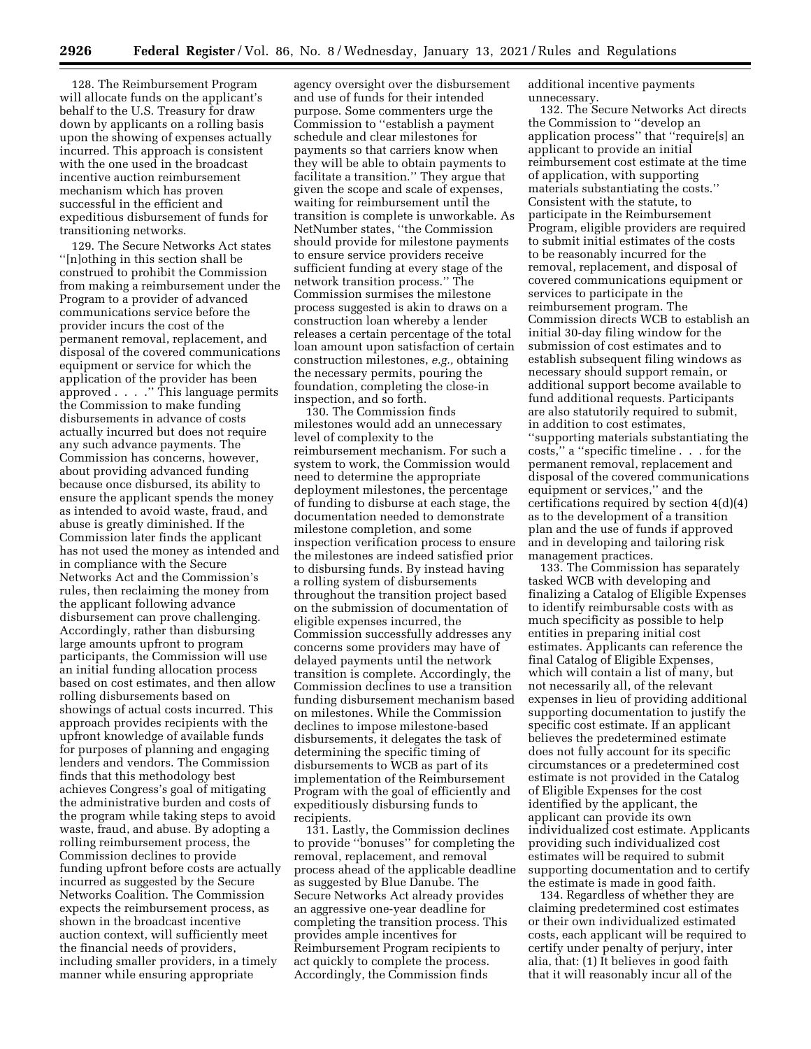128. The Reimbursement Program will allocate funds on the applicant's behalf to the U.S. Treasury for draw down by applicants on a rolling basis upon the showing of expenses actually incurred. This approach is consistent with the one used in the broadcast incentive auction reimbursement mechanism which has proven successful in the efficient and expeditious disbursement of funds for transitioning networks.

129. The Secure Networks Act states "[n]othing in this section shall be construed to prohibit the Commission from making a reimbursement under the Program to a provider of advanced communications service before the provider incurs the cost of the permanent removal, replacement, and disposal of the covered communications equipment or service for which the application of the provider has been approved . . . ." This language permits the Commission to make funding disbursements in advance of costs actually incurred but does not require any such advance payments. The Commission has concerns, however, about providing advanced funding because once disbursed, its ability to ensure the applicant spends the money as intended to avoid waste, fraud, and abuse is greatly diminished. If the Commission later finds the applicant has not used the money as intended and in compliance with the Secure Networks Act and the Commission's rules, then reclaiming the money from the applicant following advance disbursement can prove challenging. Accordingly, rather than disbursing large amounts upfront to program participants, the Commission will use an initial funding allocation process based on cost estimates, and then allow rolling disbursements based on showings of actual costs incurred. This approach provides recipients with the upfront knowledge of available funds for purposes of planning and engaging lenders and vendors. The Commission finds that this methodology best achieves Congress's goal of mitigating the administrative burden and costs of the program while taking steps to avoid waste, fraud, and abuse. By adopting a rolling reimbursement process, the Commission declines to provide funding upfront before costs are actually incurred as suggested by the Secure Networks Coalition. The Commission expects the reimbursement process, as shown in the broadcast incentive auction context, will sufficiently meet the financial needs of providers, including smaller providers, in a timely manner while ensuring appropriate agency oversight over the disbursement and use of funds for their intended purpose. Some commenters urge the Commission to "establish a payment schedule and clear milestones for payments so that carriers know when they will be able to obtain payments to facilitate a transition." They argue that given the scope and scale of expenses, waiting for reimbursement until the transition is complete is unworkable. As NetNumber states, "the Commission should provide for milestone payments to ensure service providers receive sufficient funding at every stage of the network transition process." The Commission surmises the milestone process suggested is akin to draws on a construction loan whereby a lender releases a certain percentage of the total loan amount upon satisfaction of certain construction milestones, *e.g.,* obtaining the necessary permits, pouring the foundation, completing the close-in inspection, and so forth.

130. The Commission finds milestones would add an unnecessary level of complexity to the reimbursement mechanism. For such a system to work, the Commission would need to determine the appropriate deployment milestones, the percentage of funding to disburse at each stage, the documentation needed to demonstrate milestone completion, and some inspection verification process to ensure the milestones are indeed satisfied prior to disbursing funds. By instead having a rolling system of disbursements throughout the transition project based on the submission of documentation of eligible expenses incurred, the Commission successfully addresses any concerns some providers may have of delayed payments until the network transition is complete. Accordingly, the Commission declines to use a transition funding disbursement mechanism based on milestones. While the Commission declines to impose milestone-based disbursements, it delegates the task of determining the specific timing of disbursements to WCB as part of its implementation of the Reimbursement Program with the goal of efficiently and expeditiously disbursing funds to recipients.

131. Lastly, the Commission declines to provide "bonuses" for completing the removal, replacement, and removal process ahead of the applicable deadline as suggested by Blue Danube. The Secure Networks Act already provides an aggressive one-year deadline for completing the transition process. This provides ample incentives for Reimbursement Program recipients to act quickly to complete the process. Accordingly, the Commission finds additional incentive payments unnecessary.

132. The Secure Networks Act directs the Commission to "develop an application process" that "require[s] an applicant to provide an initial reimbursement cost estimate at the time of application, with supporting materials substantiating the costs." Consistent with the statute, to participate in the Reimbursement Program, eligible providers are required to submit initial estimates of the costs to be reasonably incurred for the removal, replacement, and disposal of covered communications equipment or services to participate in the reimbursement program. The Commission directs WCB to establish an initial 30-day filing window for the submission of cost estimates and to establish subsequent filing windows as necessary should support remain, or additional support become available to fund additional requests. Participants are also statutorily required to submit, in addition to cost estimates, "supporting materials substantiating the costs," a "specific timeline . . . for the permanent removal, replacement and disposal of the covered communications equipment or services," and the certifications required by section 4(d)(4) as to the development of a transition plan and the use of funds if approved and in developing and tailoring risk management practices.

133. The Commission has separately tasked WCB with developing and finalizing a Catalog of Eligible Expenses to identify reimbursable costs with as much specificity as possible to help entities in preparing initial cost estimates. Applicants can reference the final Catalog of Eligible Expenses, which will contain a list of many, but not necessarily all, of the relevant expenses in lieu of providing additional supporting documentation to justify the specific cost estimate. If an applicant believes the predetermined estimate does not fully account for its specific circumstances or a predetermined cost estimate is not provided in the Catalog of Eligible Expenses for the cost identified by the applicant, the applicant can provide its own individualized cost estimate. Applicants providing such individualized cost estimates will be required to submit supporting documentation and to certify the estimate is made in good faith.

134. Regardless of whether they are claiming predetermined cost estimates or their own individualized estimated costs, each applicant will be required to certify under penalty of perjury, inter alia, that: (1) It believes in good faith that it will reasonably incur all of the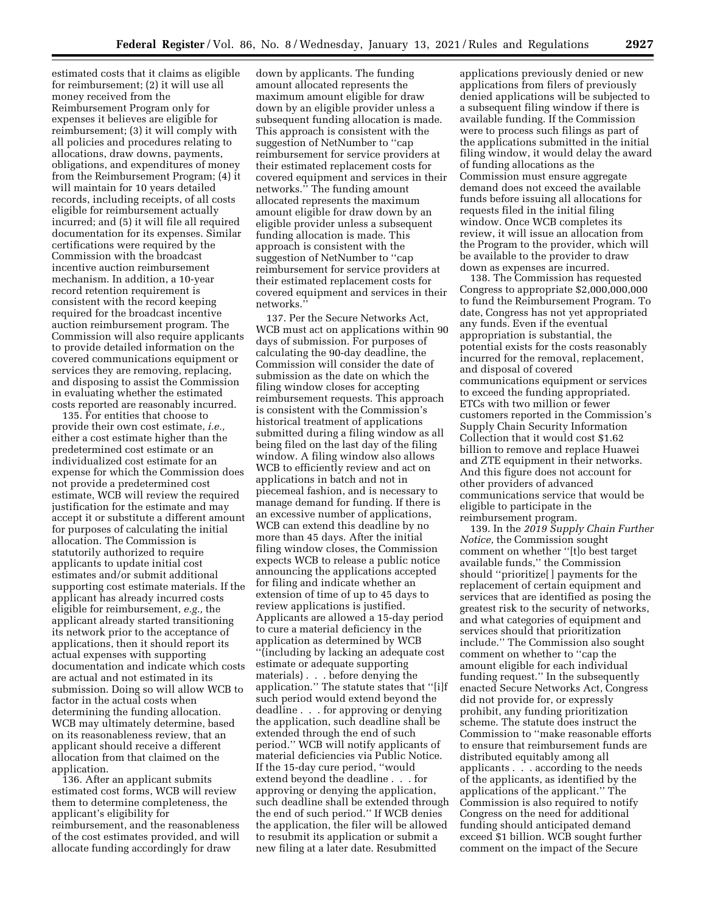estimated costs that it claims as eligible for reimbursement; (2) it will use all money received from the Reimbursement Program only for expenses it believes are eligible for reimbursement; (3) it will comply with all policies and procedures relating to allocations, draw downs, payments, obligations, and expenditures of money from the Reimbursement Program; (4) it will maintain for 10 years detailed records, including receipts, of all costs eligible for reimbursement actually incurred; and (5) it will file all required documentation for its expenses. Similar certifications were required by the Commission with the broadcast incentive auction reimbursement mechanism. In addition, a 10-year record retention requirement is consistent with the record keeping required for the broadcast incentive auction reimbursement program. The Commission will also require applicants to provide detailed information on the covered communications equipment or services they are removing, replacing, and disposing to assist the Commission in evaluating whether the estimated costs reported are reasonably incurred.

135. For entities that choose to provide their own cost estimate, *i.e.,* either a cost estimate higher than the predetermined cost estimate or an individualized cost estimate for an expense for which the Commission does not provide a predetermined cost estimate, WCB will review the required justification for the estimate and may accept it or substitute a different amount for purposes of calculating the initial allocation. The Commission is statutorily authorized to require applicants to update initial cost estimates and/or submit additional supporting cost estimate materials. If the applicant has already incurred costs eligible for reimbursement, *e.g.,* the applicant already started transitioning its network prior to the acceptance of applications, then it should report its actual expenses with supporting documentation and indicate which costs are actual and not estimated in its submission. Doing so will allow WCB to factor in the actual costs when determining the funding allocation. WCB may ultimately determine, based on its reasonableness review, that an applicant should receive a different allocation from that claimed on the application.

136. After an applicant submits estimated cost forms, WCB will review them to determine completeness, the applicant's eligibility for reimbursement, and the reasonableness of the cost estimates provided, and will allocate funding accordingly for draw down by applicants. The funding amount allocated represents the maximum amount eligible for draw down by an eligible provider unless a subsequent funding allocation is made. This approach is consistent with the suggestion of NetNumber to "cap reimbursement for service providers at their estimated replacement costs for covered equipment and services in their networks." The funding amount allocated represents the maximum amount eligible for draw down by an eligible provider unless a subsequent funding allocation is made. This approach is consistent with the suggestion of NetNumber to "cap reimbursement for service providers at their estimated replacement costs for covered equipment and services in their networks."

137. Per the Secure Networks Act, WCB must act on applications within 90 days of submission. For purposes of calculating the 90-day deadline, the Commission will consider the date of submission as the date on which the filing window closes for accepting reimbursement requests. This approach is consistent with the Commission's historical treatment of applications submitted during a filing window as all being filed on the last day of the filing window. A filing window also allows WCB to efficiently review and act on applications in batch and not in piecemeal fashion, and is necessary to manage demand for funding. If there is an excessive number of applications, WCB can extend this deadline by no more than 45 days. After the initial filing window closes, the Commission expects WCB to release a public notice announcing the applications accepted for filing and indicate whether an extension of time of up to 45 days to review applications is justified. Applicants are allowed a 15-day period to cure a material deficiency in the application as determined by WCB "(including by lacking an adequate cost estimate or adequate supporting materials) . . . before denying the application." The statute states that "[i]f such period would extend beyond the deadline . . . for approving or denying the application, such deadline shall be extended through the end of such period." WCB will notify applicants of material deficiencies via Public Notice. If the 15-day cure period, "would extend beyond the deadline . . . for approving or denying the application, such deadline shall be extended through the end of such period." If WCB denies the application, the filer will be allowed to resubmit its application or submit a new filing at a later date. Resubmitted applications previously denied or new applications from filers of previously denied applications will be subjected to a subsequent filing window if there is available funding. If the Commission were to process such filings as part of the applications submitted in the initial filing window, it would delay the award of funding allocations as the Commission must ensure aggregate demand does not exceed the available funds before issuing all allocations for requests filed in the initial filing window. Once WCB completes its review, it will issue an allocation from the Program to the provider, which will be available to the provider to draw down as expenses are incurred.

138. The Commission has requested Congress to appropriate $2,000,000,000 to fund the Reimbursement Program. To date, Congress has not yet appropriated any funds. Even if the eventual appropriation is substantial, the potential exists for the costs reasonably incurred for the removal, replacement, and disposal of covered communications equipment or services to exceed the funding appropriated. ETCs with two million or fewer customers reported in the Commission's Supply Chain Security Information Collection that it would cost $1.62 billion to remove and replace Huawei and ZTE equipment in their networks. And this figure does not account for other providers of advanced communications service that would be eligible to participate in the reimbursement program.

139. In the *2019 Supply Chain Further Notice,* the Commission sought comment on whether "[t]o best target available funds," the Commission should "prioritize[ ] payments for the replacement of certain equipment and services that are identified as posing the greatest risk to the security of networks, and what categories of equipment and services should that prioritization include." The Commission also sought comment on whether to "cap the amount eligible for each individual funding request." In the subsequently enacted Secure Networks Act, Congress did not provide for, or expressly prohibit, any funding prioritization scheme. The statute does instruct the Commission to "make reasonable efforts to ensure that reimbursement funds are distributed equitably among all applicants . . . according to the needs of the applicants, as identified by the applications of the applicant." The Commission is also required to notify Congress on the need for additional funding should anticipated demand exceed $1 billion. WCB sought further comment on the impact of the Secure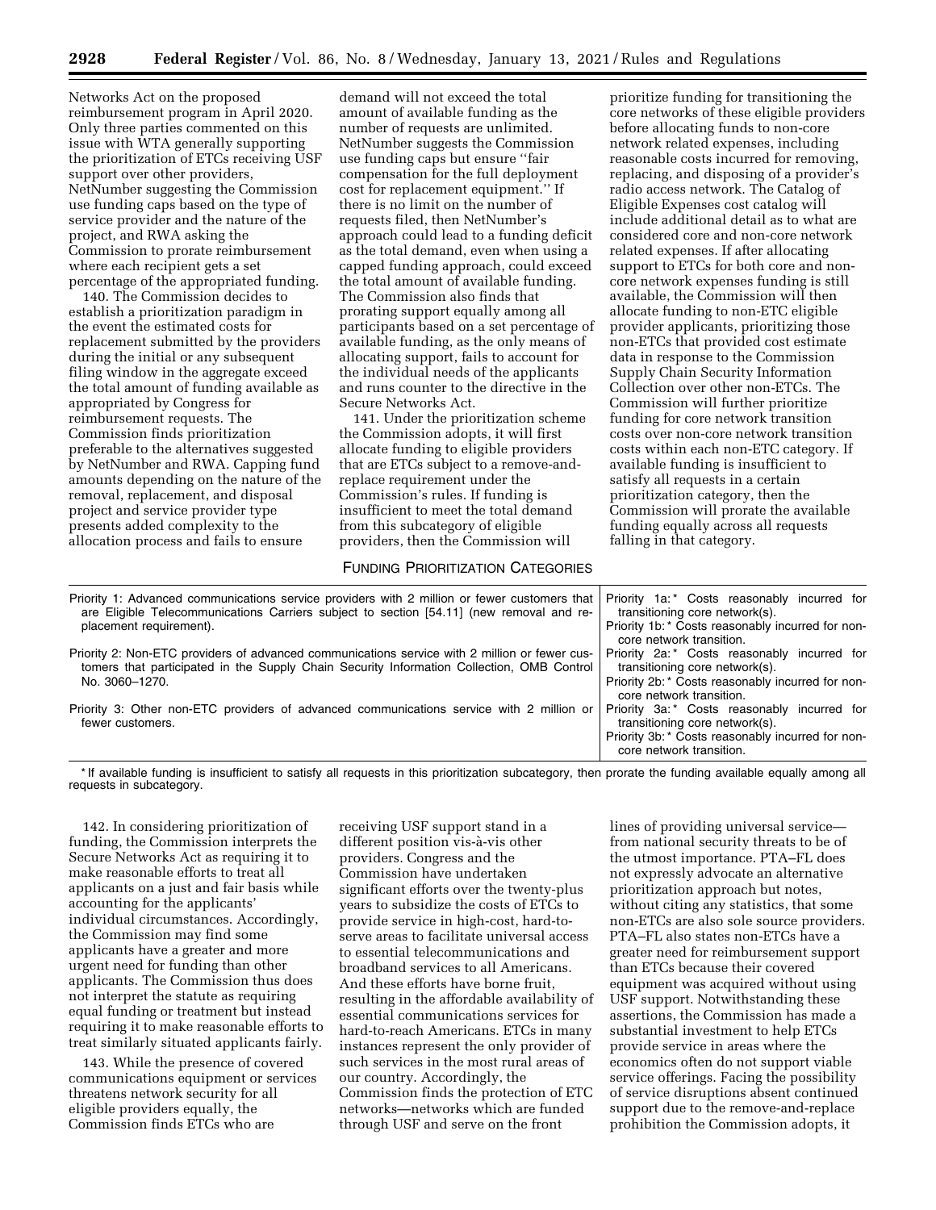Networks Act on the proposed reimbursement program in April 2020. Only three parties commented on this issue with WTA generally supporting the prioritization of ETCs receiving USF support over other providers, NetNumber suggesting the Commission use funding caps based on the type of service provider and the nature of the project, and RWA asking the Commission to prorate reimbursement where each recipient gets a set percentage of the appropriated funding.

140. The Commission decides to establish a prioritization paradigm in the event the estimated costs for replacement submitted by the providers during the initial or any subsequent filing window in the aggregate exceed the total amount of funding available as appropriated by Congress for reimbursement requests. The Commission finds prioritization preferable to the alternatives suggested by NetNumber and RWA. Capping fund amounts depending on the nature of the removal, replacement, and disposal project and service provider type presents added complexity to the allocation process and fails to ensure demand will not exceed the total amount of available funding as the number of requests are unlimited. NetNumber suggests the Commission use funding caps but ensure "fair compensation for the full deployment cost for replacement equipment." If there is no limit on the number of requests filed, then NetNumber's approach could lead to a funding deficit as the total demand, even when using a capped funding approach, could exceed the total amount of available funding. The Commission also finds that prorating support equally among all participants based on a set percentage of available funding, as the only means of allocating support, fails to account for the individual needs of the applicants and runs counter to the directive in the Secure Networks Act.

141. Under the prioritization scheme the Commission adopts, it will first allocate funding to eligible providers that are ETCs subject to a remove-and-replace requirement under the Commission's rules. If funding is insufficient to meet the total demand from this subcategory of eligible providers, then the Commission will prioritize funding for transitioning the core networks of these eligible providers before allocating funds to non-core network related expenses, including reasonable costs incurred for removing, replacing, and disposing of a provider's radio access network. The Catalog of Eligible Expenses cost catalog will include additional detail as to what are considered core and non-core network related expenses. If after allocating support to ETCs for both core and non-core network expenses funding is still available, the Commission will then allocate funding to non-ETC eligible provider applicants, prioritizing those non-ETCs that provided cost estimate data in response to the Commission Supply Chain Security Information Collection over other non-ETCs. The Commission will further prioritize funding for core network transition costs over non-core network transition costs within each non-ETC category. If available funding is insufficient to satisfy all requests in a certain prioritization category, then the Commission will prorate the available funding equally across all requests falling in that category.

FUNDING PRIORITIZATION CATEGORIES

| | |
|---|---|
| Priority 1: Advanced communications service providers with 2 million or fewer customers that are Eligible Telecommunications Carriers subject to section [54.11] (new removal and replacement requirement). | Priority 1a:* Costs reasonably incurred for transitioning core network(s).<br>Priority 1b:* Costs reasonably incurred for non-core network transition. |
| Priority 2: Non-ETC providers of advanced communications service with 2 million or fewer customers that participated in the Supply Chain Security Information Collection, OMB Control No. 3060–1270. | Priority 2a:* Costs reasonably incurred for transitioning core network(s).<br>Priority 2b:* Costs reasonably incurred for non-core network transition. |
| Priority 3: Other non-ETC providers of advanced communications service with 2 million or fewer customers. | Priority 3a:* Costs reasonably incurred for transitioning core network(s).<br>Priority 3b:* Costs reasonably incurred for non-core network transition. |

\* If available funding is insufficient to satisfy all requests in this prioritization subcategory, then prorate the funding available equally among all requests in subcategory.

142. In considering prioritization of funding, the Commission interprets the Secure Networks Act as requiring it to make reasonable efforts to treat all applicants on a just and fair basis while accounting for the applicants' individual circumstances. Accordingly, the Commission may find some applicants have a greater and more urgent need for funding than other applicants. The Commission thus does not interpret the statute as requiring equal funding or treatment but instead requiring it to make reasonable efforts to treat similarly situated applicants fairly.

143. While the presence of covered communications equipment or services threatens network security for all eligible providers equally, the Commission finds ETCs who are receiving USF support stand in a different position vis-à-vis other providers. Congress and the Commission have undertaken significant efforts over the twenty-plus years to subsidize the costs of ETCs to provide service in high-cost, hard-to-serve areas to facilitate universal access to essential telecommunications and broadband services to all Americans. And these efforts have borne fruit, resulting in the affordable availability of essential communications services for hard-to-reach Americans. ETCs in many instances represent the only provider of such services in the most rural areas of our country. Accordingly, the Commission finds the protection of ETC networks—networks which are funded through USF and serve on the front lines of providing universal service—from national security threats to be of the utmost importance. PTA–FL does not expressly advocate an alternative prioritization approach but notes, without citing any statistics, that some non-ETCs are also sole source providers. PTA–FL also states non-ETCs have a greater need for reimbursement support than ETCs because their covered equipment was acquired without using USF support. Notwithstanding these assertions, the Commission has made a substantial investment to help ETCs provide service in areas where the economics often do not support viable service offerings. Facing the possibility of service disruptions absent continued support due to the remove-and-replace prohibition the Commission adopts, it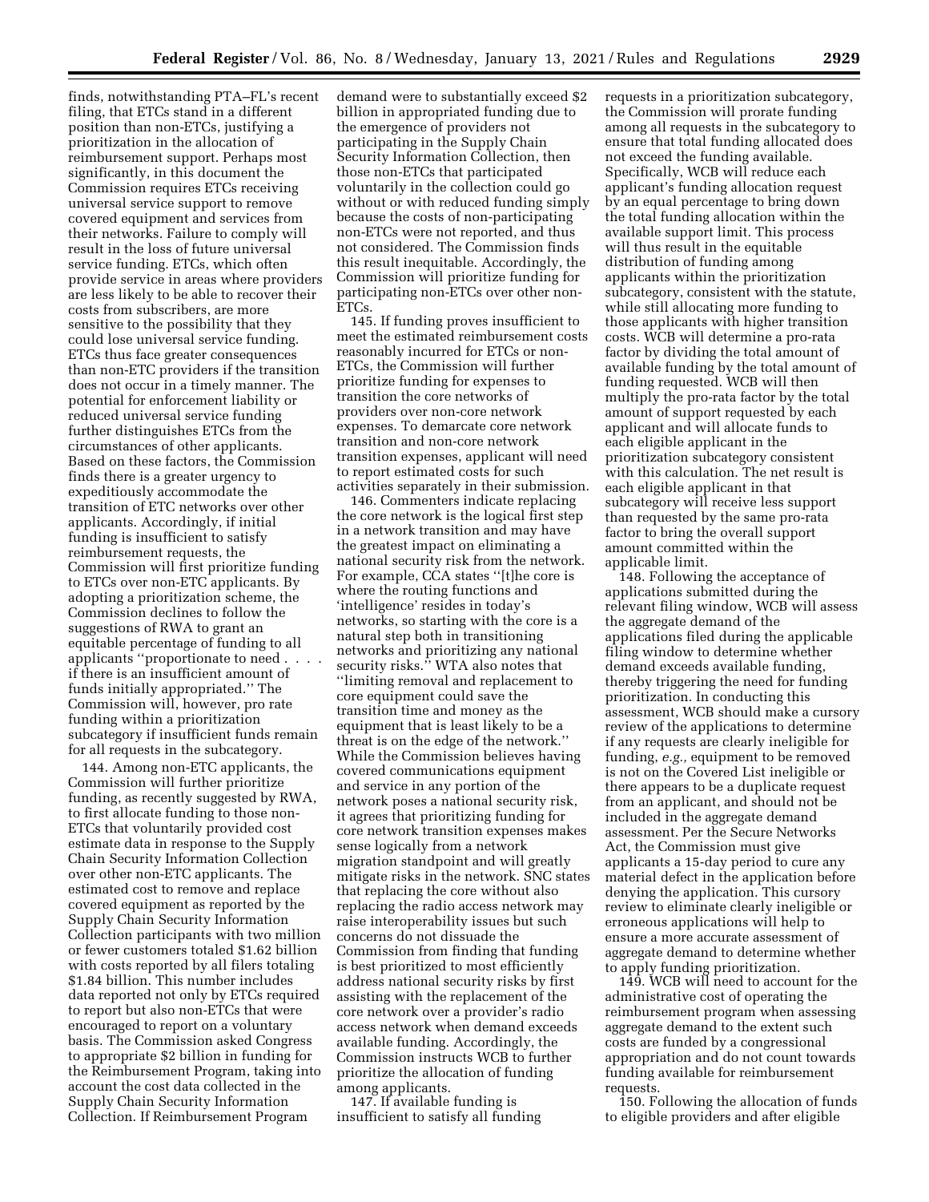finds, notwithstanding PTA–FL's recent filing, that ETCs stand in a different position than non-ETCs, justifying a prioritization in the allocation of reimbursement support. Perhaps most significantly, in this document the Commission requires ETCs receiving universal service support to remove covered equipment and services from their networks. Failure to comply will result in the loss of future universal service funding. ETCs, which often provide service in areas where providers are less likely to be able to recover their costs from subscribers, are more sensitive to the possibility that they could lose universal service funding. ETCs thus face greater consequences than non-ETC providers if the transition does not occur in a timely manner. The potential for enforcement liability or reduced universal service funding further distinguishes ETCs from the circumstances of other applicants. Based on these factors, the Commission finds there is a greater urgency to expeditiously accommodate the transition of ETC networks over other applicants. Accordingly, if initial funding is insufficient to satisfy reimbursement requests, the Commission will first prioritize funding to ETCs over non-ETC applicants. By adopting a prioritization scheme, the Commission declines to follow the suggestions of RWA to grant an equitable percentage of funding to all applicants ''proportionate to need . . . . if there is an insufficient amount of funds initially appropriated.'' The Commission will, however, pro rate funding within a prioritization subcategory if insufficient funds remain for all requests in the subcategory.

144. Among non-ETC applicants, the Commission will further prioritize funding, as recently suggested by RWA, to first allocate funding to those non-ETCs that voluntarily provided cost estimate data in response to the Supply Chain Security Information Collection over other non-ETC applicants. The estimated cost to remove and replace covered equipment as reported by the Supply Chain Security Information Collection participants with two million or fewer customers totaled $1.62 billion with costs reported by all filers totaling $1.84 billion. This number includes data reported not only by ETCs required to report but also non-ETCs that were encouraged to report on a voluntary basis. The Commission asked Congress to appropriate $2 billion in funding for the Reimbursement Program, taking into account the cost data collected in the Supply Chain Security Information Collection. If Reimbursement Program demand were to substantially exceed $2 billion in appropriated funding due to the emergence of providers not participating in the Supply Chain Security Information Collection, then those non-ETCs that participated voluntarily in the collection could go without or with reduced funding simply because the costs of non-participating non-ETCs were not reported, and thus not considered. The Commission finds this result inequitable. Accordingly, the Commission will prioritize funding for participating non-ETCs over other non-ETCs.

145. If funding proves insufficient to meet the estimated reimbursement costs reasonably incurred for ETCs or non-ETCs, the Commission will further prioritize funding for expenses to transition the core networks of providers over non-core network expenses. To demarcate core network transition and non-core network transition expenses, applicant will need to report estimated costs for such activities separately in their submission.

146. Commenters indicate replacing the core network is the logical first step in a network transition and may have the greatest impact on eliminating a national security risk from the network. For example, CCA states ''[t]he core is where the routing functions and 'intelligence' resides in today's networks, so starting with the core is a natural step both in transitioning networks and prioritizing any national security risks.'' WTA also notes that ''limiting removal and replacement to core equipment could save the transition time and money as the equipment that is least likely to be a threat is on the edge of the network.'' While the Commission believes having covered communications equipment and service in any portion of the network poses a national security risk, it agrees that prioritizing funding for core network transition expenses makes sense logically from a network migration standpoint and will greatly mitigate risks in the network. SNC states that replacing the core without also replacing the radio access network may raise interoperability issues but such concerns do not dissuade the Commission from finding that funding is best prioritized to most efficiently address national security risks by first assisting with the replacement of the core network over a provider's radio access network when demand exceeds available funding. Accordingly, the Commission instructs WCB to further prioritize the allocation of funding among applicants.

147. If available funding is insufficient to satisfy all funding requests in a prioritization subcategory, the Commission will prorate funding among all requests in the subcategory to ensure that total funding allocated does not exceed the funding available. Specifically, WCB will reduce each applicant's funding allocation request by an equal percentage to bring down the total funding allocation within the available support limit. This process will thus result in the equitable distribution of funding among applicants within the prioritization subcategory, consistent with the statute, while still allocating more funding to those applicants with higher transition costs. WCB will determine a pro-rata factor by dividing the total amount of available funding by the total amount of funding requested. WCB will then multiply the pro-rata factor by the total amount of support requested by each applicant and will allocate funds to each eligible applicant in the prioritization subcategory consistent with this calculation. The net result is each eligible applicant in that subcategory will receive less support than requested by the same pro-rata factor to bring the overall support amount committed within the applicable limit.

148. Following the acceptance of applications submitted during the relevant filing window, WCB will assess the aggregate demand of the applications filed during the applicable filing window to determine whether demand exceeds available funding, thereby triggering the need for funding prioritization. In conducting this assessment, WCB should make a cursory review of the applications to determine if any requests are clearly ineligible for funding, *e.g.,* equipment to be removed is not on the Covered List ineligible or there appears to be a duplicate request from an applicant, and should not be included in the aggregate demand assessment. Per the Secure Networks Act, the Commission must give applicants a 15-day period to cure any material defect in the application before denying the application. This cursory review to eliminate clearly ineligible or erroneous applications will help to ensure a more accurate assessment of aggregate demand to determine whether to apply funding prioritization.

149. WCB will need to account for the administrative cost of operating the reimbursement program when assessing aggregate demand to the extent such costs are funded by a congressional appropriation and do not count towards funding available for reimbursement requests.

150. Following the allocation of funds to eligible providers and after eligible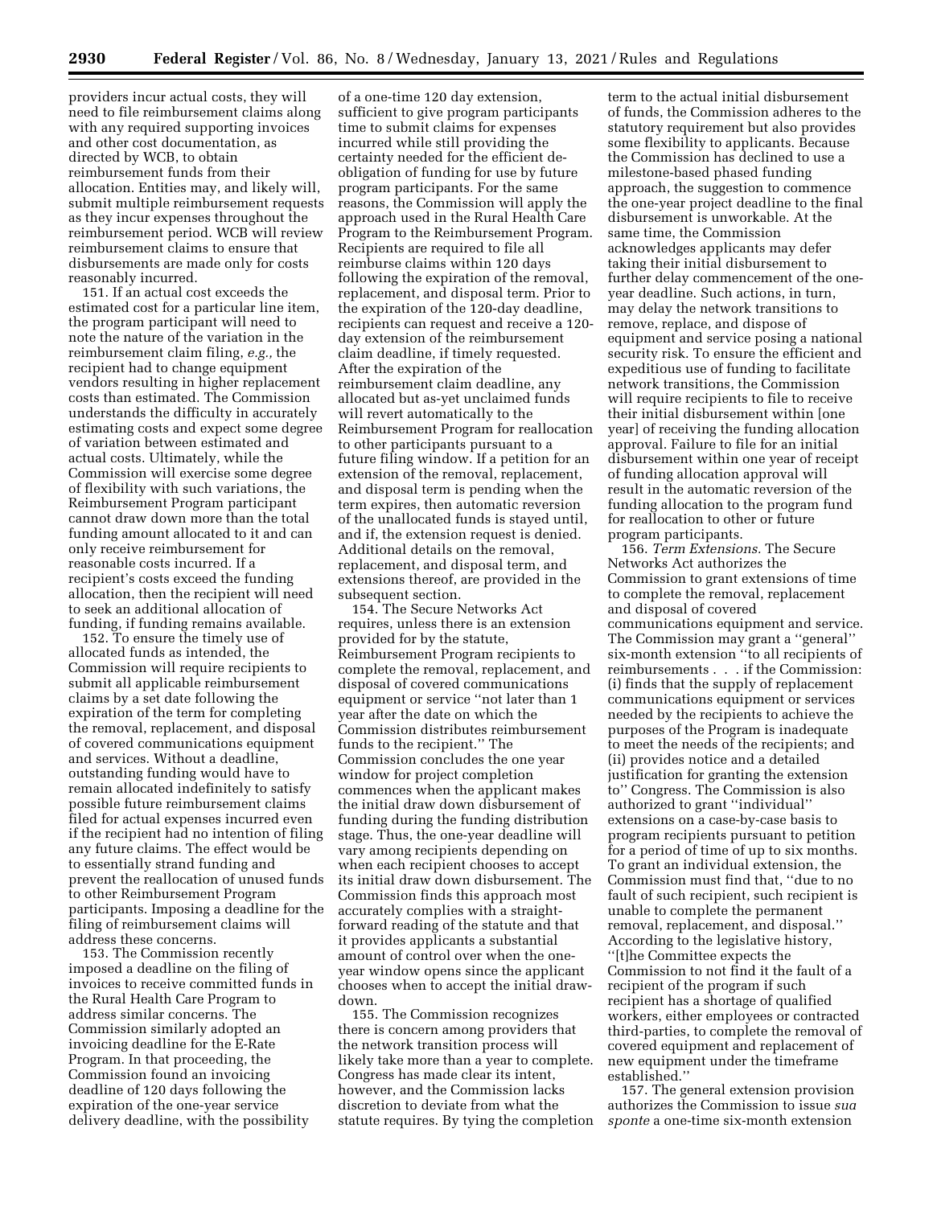providers incur actual costs, they will need to file reimbursement claims along with any required supporting invoices and other cost documentation, as directed by WCB, to obtain reimbursement funds from their allocation. Entities may, and likely will, submit multiple reimbursement requests as they incur expenses throughout the reimbursement period. WCB will review reimbursement claims to ensure that disbursements are made only for costs reasonably incurred.

151. If an actual cost exceeds the estimated cost for a particular line item, the program participant will need to note the nature of the variation in the reimbursement claim filing, *e.g.,* the recipient had to change equipment vendors resulting in higher replacement costs than estimated. The Commission understands the difficulty in accurately estimating costs and expect some degree of variation between estimated and actual costs. Ultimately, while the Commission will exercise some degree of flexibility with such variations, the Reimbursement Program participant cannot draw down more than the total funding amount allocated to it and can only receive reimbursement for reasonable costs incurred. If a recipient's costs exceed the funding allocation, then the recipient will need to seek an additional allocation of funding, if funding remains available.

152. To ensure the timely use of allocated funds as intended, the Commission will require recipients to submit all applicable reimbursement claims by a set date following the expiration of the term for completing the removal, replacement, and disposal of covered communications equipment and services. Without a deadline, outstanding funding would have to remain allocated indefinitely to satisfy possible future reimbursement claims filed for actual expenses incurred even if the recipient had no intention of filing any future claims. The effect would be to essentially strand funding and prevent the reallocation of unused funds to other Reimbursement Program participants. Imposing a deadline for the filing of reimbursement claims will address these concerns.

153. The Commission recently imposed a deadline on the filing of invoices to receive committed funds in the Rural Health Care Program to address similar concerns. The Commission similarly adopted an invoicing deadline for the E-Rate Program. In that proceeding, the Commission found an invoicing deadline of 120 days following the expiration of the one-year service delivery deadline, with the possibility of a one-time 120 day extension, sufficient to give program participants time to submit claims for expenses incurred while still providing the certainty needed for the efficient de-obligation of funding for use by future program participants. For the same reasons, the Commission will apply the approach used in the Rural Health Care Program to the Reimbursement Program. Recipients are required to file all reimburse claims within 120 days following the expiration of the removal, replacement, and disposal term. Prior to the expiration of the 120-day deadline, recipients can request and receive a 120-day extension of the reimbursement claim deadline, if timely requested. After the expiration of the reimbursement claim deadline, any allocated but as-yet unclaimed funds will revert automatically to the Reimbursement Program for reallocation to other participants pursuant to a future filing window. If a petition for an extension of the removal, replacement, and disposal term is pending when the term expires, then automatic reversion of the unallocated funds is stayed until, and if, the extension request is denied. Additional details on the removal, replacement, and disposal term, and extensions thereof, are provided in the subsequent section.

154. The Secure Networks Act requires, unless there is an extension provided for by the statute, Reimbursement Program recipients to complete the removal, replacement, and disposal of covered communications equipment or service "not later than 1 year after the date on which the Commission distributes reimbursement funds to the recipient." The Commission concludes the one year window for project completion commences when the applicant makes the initial draw down disbursement of funding during the funding distribution stage. Thus, the one-year deadline will vary among recipients depending on when each recipient chooses to accept its initial draw down disbursement. The Commission finds this approach most accurately complies with a straight-forward reading of the statute and that it provides applicants a substantial amount of control over when the one-year window opens since the applicant chooses when to accept the initial draw-down.

155. The Commission recognizes there is concern among providers that the network transition process will likely take more than a year to complete. Congress has made clear its intent, however, and the Commission lacks discretion to deviate from what the statute requires. By tying the completion term to the actual initial disbursement of funds, the Commission adheres to the statutory requirement but also provides some flexibility to applicants. Because the Commission has declined to use a milestone-based phased funding approach, the suggestion to commence the one-year project deadline to the final disbursement is unworkable. At the same time, the Commission acknowledges applicants may defer taking their initial disbursement to further delay commencement of the one-year deadline. Such actions, in turn, may delay the network transitions to remove, replace, and dispose of equipment and service posing a national security risk. To ensure the efficient and expeditious use of funding to facilitate network transitions, the Commission will require recipients to file to receive their initial disbursement within [one year] of receiving the funding allocation approval. Failure to file for an initial disbursement within one year of receipt of funding allocation approval will result in the automatic reversion of the funding allocation to the program fund for reallocation to other or future program participants.

156. *Term Extensions.* The Secure Networks Act authorizes the Commission to grant extensions of time to complete the removal, replacement and disposal of covered communications equipment and service. The Commission may grant a "general" six-month extension "to all recipients of reimbursements . . . if the Commission: (i) finds that the supply of replacement communications equipment or services needed by the recipients to achieve the purposes of the Program is inadequate to meet the needs of the recipients; and (ii) provides notice and a detailed justification for granting the extension to" Congress. The Commission is also authorized to grant "individual" extensions on a case-by-case basis to program recipients pursuant to petition for a period of time of up to six months. To grant an individual extension, the Commission must find that, "due to no fault of such recipient, such recipient is unable to complete the permanent removal, replacement, and disposal." According to the legislative history, "[t]he Committee expects the Commission to not find it the fault of a recipient of the program if such recipient has a shortage of qualified workers, either employees or contracted third-parties, to complete the removal of covered equipment and replacement of new equipment under the timeframe established."

157. The general extension provision authorizes the Commission to issue *sua sponte* a one-time six-month extension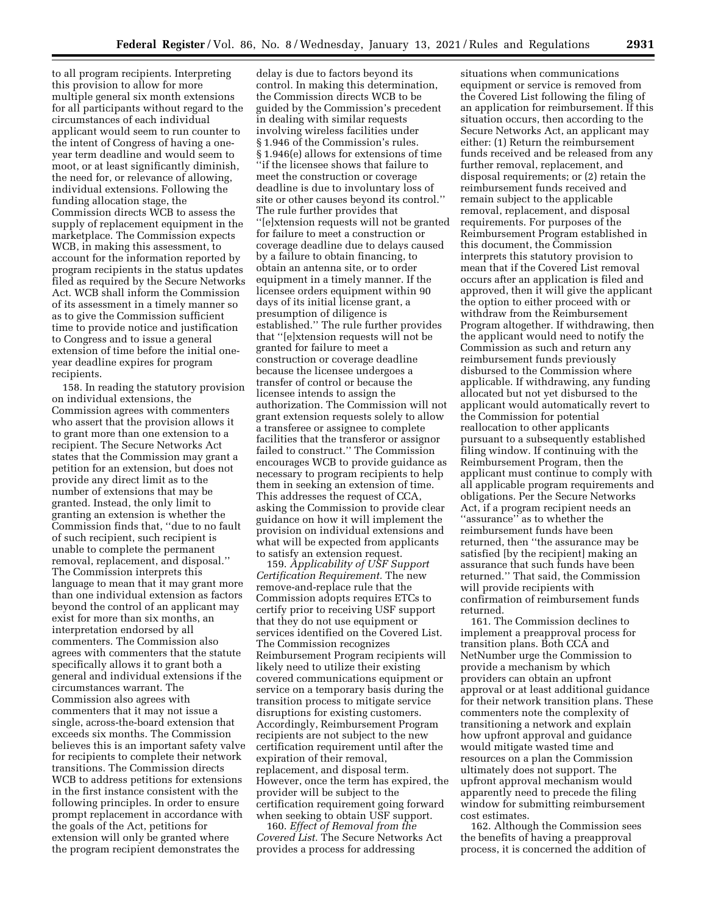to all program recipients. Interpreting this provision to allow for more multiple general six month extensions for all participants without regard to the circumstances of each individual applicant would seem to run counter to the intent of Congress of having a one-year term deadline and would seem to moot, or at least significantly diminish, the need for, or relevance of allowing, individual extensions. Following the funding allocation stage, the Commission directs WCB to assess the supply of replacement equipment in the marketplace. The Commission expects WCB, in making this assessment, to account for the information reported by program recipients in the status updates filed as required by the Secure Networks Act. WCB shall inform the Commission of its assessment in a timely manner so as to give the Commission sufficient time to provide notice and justification to Congress and to issue a general extension of time before the initial one-year deadline expires for program recipients.

158. In reading the statutory provision on individual extensions, the Commission agrees with commenters who assert that the provision allows it to grant more than one extension to a recipient. The Secure Networks Act states that the Commission may grant a petition for an extension, but does not provide any direct limit as to the number of extensions that may be granted. Instead, the only limit to granting an extension is whether the Commission finds that, ''due to no fault of such recipient, such recipient is unable to complete the permanent removal, replacement, and disposal.'' The Commission interprets this language to mean that it may grant more than one individual extension as factors beyond the control of an applicant may exist for more than six months, an interpretation endorsed by all commenters. The Commission also agrees with commenters that the statute specifically allows it to grant both a general and individual extensions if the circumstances warrant. The Commission also agrees with commenters that it may not issue a single, across-the-board extension that exceeds six months. The Commission believes this is an important safety valve for recipients to complete their network transitions. The Commission directs WCB to address petitions for extensions in the first instance consistent with the following principles. In order to ensure prompt replacement in accordance with the goals of the Act, petitions for extension will only be granted where the program recipient demonstrates the delay is due to factors beyond its control. In making this determination, the Commission directs WCB to be guided by the Commission's precedent in dealing with similar requests involving wireless facilities under § 1.946 of the Commission's rules. § 1.946(e) allows for extensions of time ''if the licensee shows that failure to meet the construction or coverage deadline is due to involuntary loss of site or other causes beyond its control.'' The rule further provides that ''[e]xtension requests will not be granted for failure to meet a construction or coverage deadline due to delays caused by a failure to obtain financing, to obtain an antenna site, or to order equipment in a timely manner. If the licensee orders equipment within 90 days of its initial license grant, a presumption of diligence is established.'' The rule further provides that ''[e]xtension requests will not be granted for failure to meet a construction or coverage deadline because the licensee undergoes a transfer of control or because the licensee intends to assign the authorization. The Commission will not grant extension requests solely to allow a transferee or assignee to complete facilities that the transferor or assignor failed to construct.'' The Commission encourages WCB to provide guidance as necessary to program recipients to help them in seeking an extension of time. This addresses the request of CCA, asking the Commission to provide clear guidance on how it will implement the provision on individual extensions and what will be expected from applicants to satisfy an extension request.

159. *Applicability of USF Support Certification Requirement.* The new remove-and-replace rule that the Commission adopts requires ETCs to certify prior to receiving USF support that they do not use equipment or services identified on the Covered List. The Commission recognizes Reimbursement Program recipients will likely need to utilize their existing covered communications equipment or service on a temporary basis during the transition process to mitigate service disruptions for existing customers. Accordingly, Reimbursement Program recipients are not subject to the new certification requirement until after the expiration of their removal, replacement, and disposal term. However, once the term has expired, the provider will be subject to the certification requirement going forward when seeking to obtain USF support.

160. *Effect of Removal from the Covered List.* The Secure Networks Act provides a process for addressing situations when communications equipment or service is removed from the Covered List following the filing of an application for reimbursement. If this situation occurs, then according to the Secure Networks Act, an applicant may either: (1) Return the reimbursement funds received and be released from any further removal, replacement, and disposal requirements; or (2) retain the reimbursement funds received and remain subject to the applicable removal, replacement, and disposal requirements. For purposes of the Reimbursement Program established in this document, the Commission interprets this statutory provision to mean that if the Covered List removal occurs after an application is filed and approved, then it will give the applicant the option to either proceed with or withdraw from the Reimbursement Program altogether. If withdrawing, then the applicant would need to notify the Commission as such and return any reimbursement funds previously disbursed to the Commission where applicable. If withdrawing, any funding allocated but not yet disbursed to the applicant would automatically revert to the Commission for potential reallocation to other applicants pursuant to a subsequently established filing window. If continuing with the Reimbursement Program, then the applicant must continue to comply with all applicable program requirements and obligations. Per the Secure Networks Act, if a program recipient needs an ''assurance'' as to whether the reimbursement funds have been returned, then ''the assurance may be satisfied [by the recipient] making an assurance that such funds have been returned.'' That said, the Commission will provide recipients with confirmation of reimbursement funds returned.

161. The Commission declines to implement a preapproval process for transition plans. Both CCA and NetNumber urge the Commission to provide a mechanism by which providers can obtain an upfront approval or at least additional guidance for their network transition plans. These commenters note the complexity of transitioning a network and explain how upfront approval and guidance would mitigate wasted time and resources on a plan the Commission ultimately does not support. The upfront approval mechanism would apparently need to precede the filing window for submitting reimbursement cost estimates.

162. Although the Commission sees the benefits of having a preapproval process, it is concerned the addition of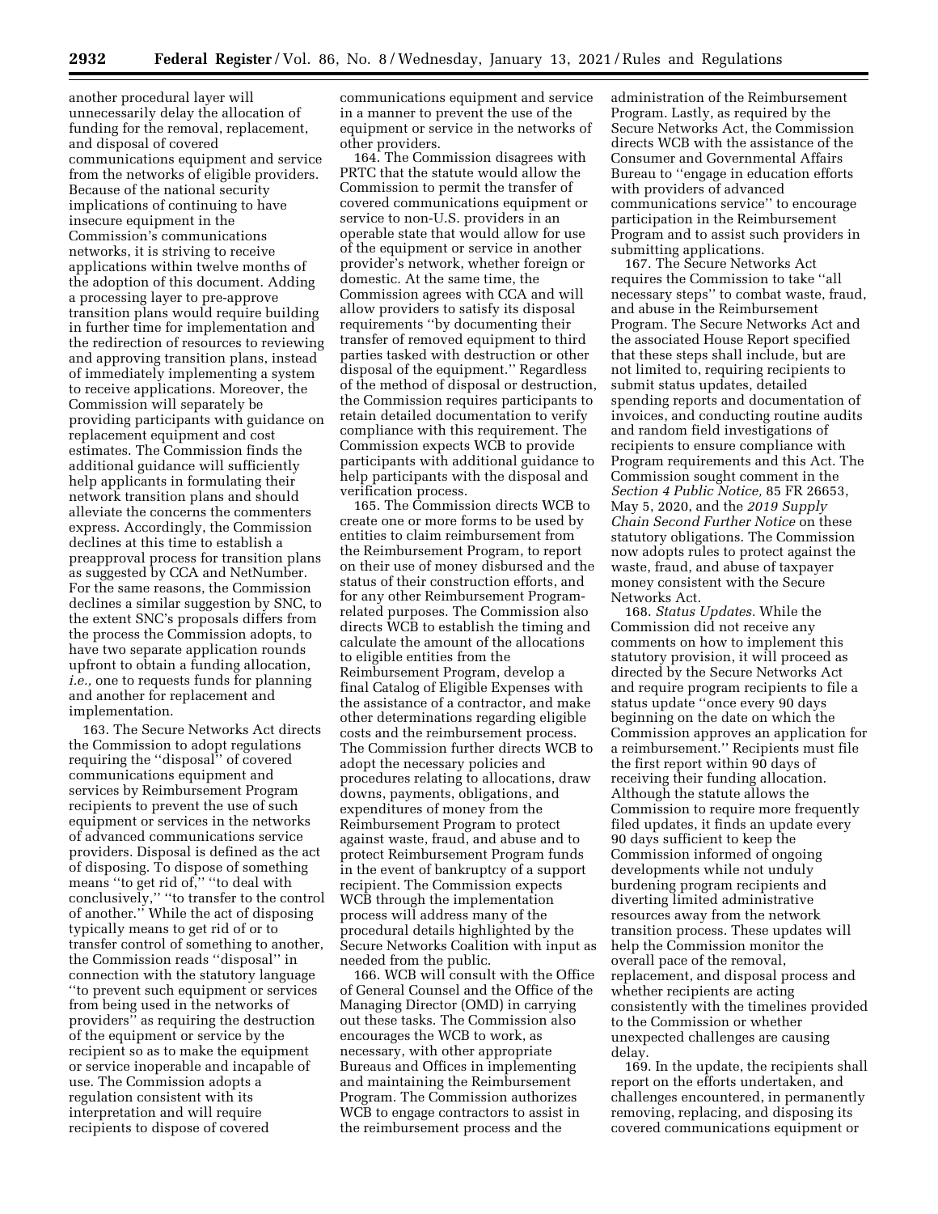another procedural layer will unnecessarily delay the allocation of funding for the removal, replacement, and disposal of covered communications equipment and service from the networks of eligible providers. Because of the national security implications of continuing to have insecure equipment in the Commission's communications networks, it is striving to receive applications within twelve months of the adoption of this document. Adding a processing layer to pre-approve transition plans would require building in further time for implementation and the redirection of resources to reviewing and approving transition plans, instead of immediately implementing a system to receive applications. Moreover, the Commission will separately be providing participants with guidance on replacement equipment and cost estimates. The Commission finds the additional guidance will sufficiently help applicants in formulating their network transition plans and should alleviate the concerns the commenters express. Accordingly, the Commission declines at this time to establish a preapproval process for transition plans as suggested by CCA and NetNumber. For the same reasons, the Commission declines a similar suggestion by SNC, to the extent SNC's proposals differs from the process the Commission adopts, to have two separate application rounds upfront to obtain a funding allocation, *i.e.,* one to requests funds for planning and another for replacement and implementation.

163. The Secure Networks Act directs the Commission to adopt regulations requiring the ''disposal'' of covered communications equipment and services by Reimbursement Program recipients to prevent the use of such equipment or services in the networks of advanced communications service providers. Disposal is defined as the act of disposing. To dispose of something means ''to get rid of,'' ''to deal with conclusively,'' ''to transfer to the control of another.'' While the act of disposing typically means to get rid of or to transfer control of something to another, the Commission reads ''disposal'' in connection with the statutory language ''to prevent such equipment or services from being used in the networks of providers'' as requiring the destruction of the equipment or service by the recipient so as to make the equipment or service inoperable and incapable of use. The Commission adopts a regulation consistent with its interpretation and will require recipients to dispose of covered communications equipment and service in a manner to prevent the use of the equipment or service in the networks of other providers.

164. The Commission disagrees with PRTC that the statute would allow the Commission to permit the transfer of covered communications equipment or service to non-U.S. providers in an operable state that would allow for use of the equipment or service in another provider's network, whether foreign or domestic. At the same time, the Commission agrees with CCA and will allow providers to satisfy its disposal requirements ''by documenting their transfer of removed equipment to third parties tasked with destruction or other disposal of the equipment.'' Regardless of the method of disposal or destruction, the Commission requires participants to retain detailed documentation to verify compliance with this requirement. The Commission expects WCB to provide participants with additional guidance to help participants with the disposal and verification process.

165. The Commission directs WCB to create one or more forms to be used by entities to claim reimbursement from the Reimbursement Program, to report on their use of money disbursed and the status of their construction efforts, and for any other Reimbursement Program-related purposes. The Commission also directs WCB to establish the timing and calculate the amount of the allocations to eligible entities from the Reimbursement Program, develop a final Catalog of Eligible Expenses with the assistance of a contractor, and make other determinations regarding eligible costs and the reimbursement process. The Commission further directs WCB to adopt the necessary policies and procedures relating to allocations, draw downs, payments, obligations, and expenditures of money from the Reimbursement Program to protect against waste, fraud, and abuse and to protect Reimbursement Program funds in the event of bankruptcy of a support recipient. The Commission expects WCB through the implementation process will address many of the procedural details highlighted by the Secure Networks Coalition with input as needed from the public.

166. WCB will consult with the Office of General Counsel and the Office of the Managing Director (OMD) in carrying out these tasks. The Commission also encourages the WCB to work, as necessary, with other appropriate Bureaus and Offices in implementing and maintaining the Reimbursement Program. The Commission authorizes WCB to engage contractors to assist in the reimbursement process and the administration of the Reimbursement Program. Lastly, as required by the Secure Networks Act, the Commission directs WCB with the assistance of the Consumer and Governmental Affairs Bureau to ''engage in education efforts with providers of advanced communications service'' to encourage participation in the Reimbursement Program and to assist such providers in submitting applications.

167. The Secure Networks Act requires the Commission to take ''all necessary steps'' to combat waste, fraud, and abuse in the Reimbursement Program. The Secure Networks Act and the associated House Report specified that these steps shall include, but are not limited to, requiring recipients to submit status updates, detailed spending reports and documentation of invoices, and conducting routine audits and random field investigations of recipients to ensure compliance with Program requirements and this Act. The Commission sought comment in the *Section 4 Public Notice,* 85 FR 26653, May 5, 2020, and the *2019 Supply Chain Second Further Notice* on these statutory obligations. The Commission now adopts rules to protect against the waste, fraud, and abuse of taxpayer money consistent with the Secure Networks Act.

168. *Status Updates.* While the Commission did not receive any comments on how to implement this statutory provision, it will proceed as directed by the Secure Networks Act and require program recipients to file a status update ''once every 90 days beginning on the date on which the Commission approves an application for a reimbursement.'' Recipients must file the first report within 90 days of receiving their funding allocation. Although the statute allows the Commission to require more frequently filed updates, it finds an update every 90 days sufficient to keep the Commission informed of ongoing developments while not unduly burdening program recipients and diverting limited administrative resources away from the network transition process. These updates will help the Commission monitor the overall pace of the removal, replacement, and disposal process and whether recipients are acting consistently with the timelines provided to the Commission or whether unexpected challenges are causing delay.

169. In the update, the recipients shall report on the efforts undertaken, and challenges encountered, in permanently removing, replacing, and disposing its covered communications equipment or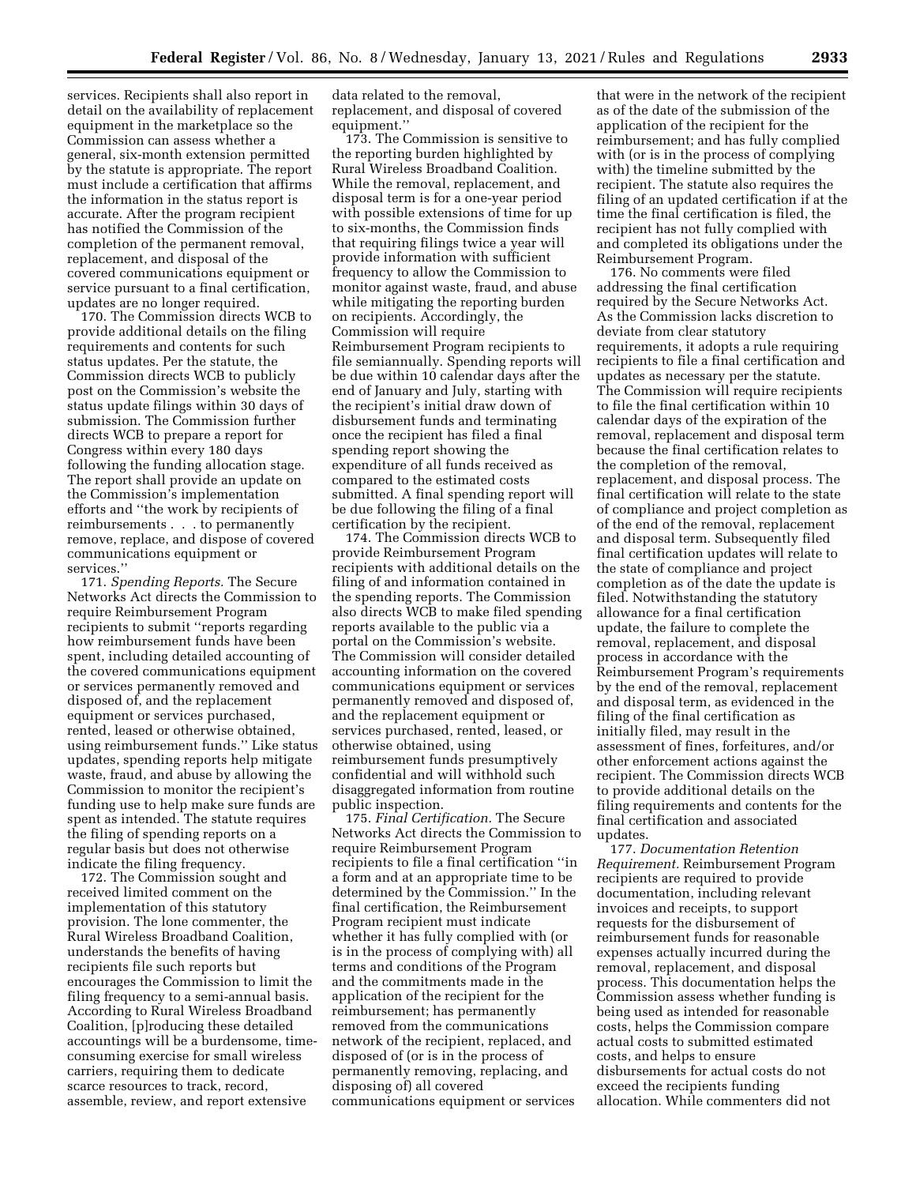services. Recipients shall also report in detail on the availability of replacement equipment in the marketplace so the Commission can assess whether a general, six-month extension permitted by the statute is appropriate. The report must include a certification that affirms the information in the status report is accurate. After the program recipient has notified the Commission of the completion of the permanent removal, replacement, and disposal of the covered communications equipment or service pursuant to a final certification, updates are no longer required.

170. The Commission directs WCB to provide additional details on the filing requirements and contents for such status updates. Per the statute, the Commission directs WCB to publicly post on the Commission's website the status update filings within 30 days of submission. The Commission further directs WCB to prepare a report for Congress within every 180 days following the funding allocation stage. The report shall provide an update on the Commission's implementation efforts and "the work by recipients of reimbursements . . . to permanently remove, replace, and dispose of covered communications equipment or services."

171. *Spending Reports.* The Secure Networks Act directs the Commission to require Reimbursement Program recipients to submit "reports regarding how reimbursement funds have been spent, including detailed accounting of the covered communications equipment or services permanently removed and disposed of, and the replacement equipment or services purchased, rented, leased or otherwise obtained, using reimbursement funds." Like status updates, spending reports help mitigate waste, fraud, and abuse by allowing the Commission to monitor the recipient's funding use to help make sure funds are spent as intended. The statute requires the filing of spending reports on a regular basis but does not otherwise indicate the filing frequency.

172. The Commission sought and received limited comment on the implementation of this statutory provision. The lone commenter, the Rural Wireless Broadband Coalition, understands the benefits of having recipients file such reports but encourages the Commission to limit the filing frequency to a semi-annual basis. According to Rural Wireless Broadband Coalition, [p]roducing these detailed accountings will be a burdensome, time-consuming exercise for small wireless carriers, requiring them to dedicate scarce resources to track, record, assemble, review, and report extensive data related to the removal, replacement, and disposal of covered equipment."

173. The Commission is sensitive to the reporting burden highlighted by Rural Wireless Broadband Coalition. While the removal, replacement, and disposal term is for a one-year period with possible extensions of time for up to six-months, the Commission finds that requiring filings twice a year will provide information with sufficient frequency to allow the Commission to monitor against waste, fraud, and abuse while mitigating the reporting burden on recipients. Accordingly, the Commission will require Reimbursement Program recipients to file semiannually. Spending reports will be due within 10 calendar days after the end of January and July, starting with the recipient's initial draw down of disbursement funds and terminating once the recipient has filed a final spending report showing the expenditure of all funds received as compared to the estimated costs submitted. A final spending report will be due following the filing of a final certification by the recipient.

174. The Commission directs WCB to provide Reimbursement Program recipients with additional details on the filing of and information contained in the spending reports. The Commission also directs WCB to make filed spending reports available to the public via a portal on the Commission's website. The Commission will consider detailed accounting information on the covered communications equipment or services permanently removed and disposed of, and the replacement equipment or services purchased, rented, leased, or otherwise obtained, using reimbursement funds presumptively confidential and will withhold such disaggregated information from routine public inspection.

175. *Final Certification.* The Secure Networks Act directs the Commission to require Reimbursement Program recipients to file a final certification "in a form and at an appropriate time to be determined by the Commission." In the final certification, the Reimbursement Program recipient must indicate whether it has fully complied with (or is in the process of complying with) all terms and conditions of the Program and the commitments made in the application of the recipient for the reimbursement; has permanently removed from the communications network of the recipient, replaced, and disposed of (or is in the process of permanently removing, replacing, and disposing of) all covered communications equipment or services that were in the network of the recipient as of the date of the submission of the application of the recipient for the reimbursement; and has fully complied with (or is in the process of complying with) the timeline submitted by the recipient. The statute also requires the filing of an updated certification if at the time the final certification is filed, the recipient has not fully complied with and completed its obligations under the Reimbursement Program.

176. No comments were filed addressing the final certification required by the Secure Networks Act. As the Commission lacks discretion to deviate from clear statutory requirements, it adopts a rule requiring recipients to file a final certification and updates as necessary per the statute. The Commission will require recipients to file the final certification within 10 calendar days of the expiration of the removal, replacement and disposal term because the final certification relates to the completion of the removal, replacement, and disposal process. The final certification will relate to the state of compliance and project completion as of the end of the removal, replacement and disposal term. Subsequently filed final certification updates will relate to the state of compliance and project completion as of the date the update is filed. Notwithstanding the statutory allowance for a final certification update, the failure to complete the removal, replacement, and disposal process in accordance with the Reimbursement Program's requirements by the end of the removal, replacement and disposal term, as evidenced in the filing of the final certification as initially filed, may result in the assessment of fines, forfeitures, and/or other enforcement actions against the recipient. The Commission directs WCB to provide additional details on the filing requirements and contents for the final certification and associated updates.

177. *Documentation Retention Requirement.* Reimbursement Program recipients are required to provide documentation, including relevant invoices and receipts, to support requests for the disbursement of reimbursement funds for reasonable expenses actually incurred during the removal, replacement, and disposal process. This documentation helps the Commission assess whether funding is being used as intended for reasonable costs, helps the Commission compare actual costs to submitted estimated costs, and helps to ensure disbursements for actual costs do not exceed the recipients funding allocation. While commenters did not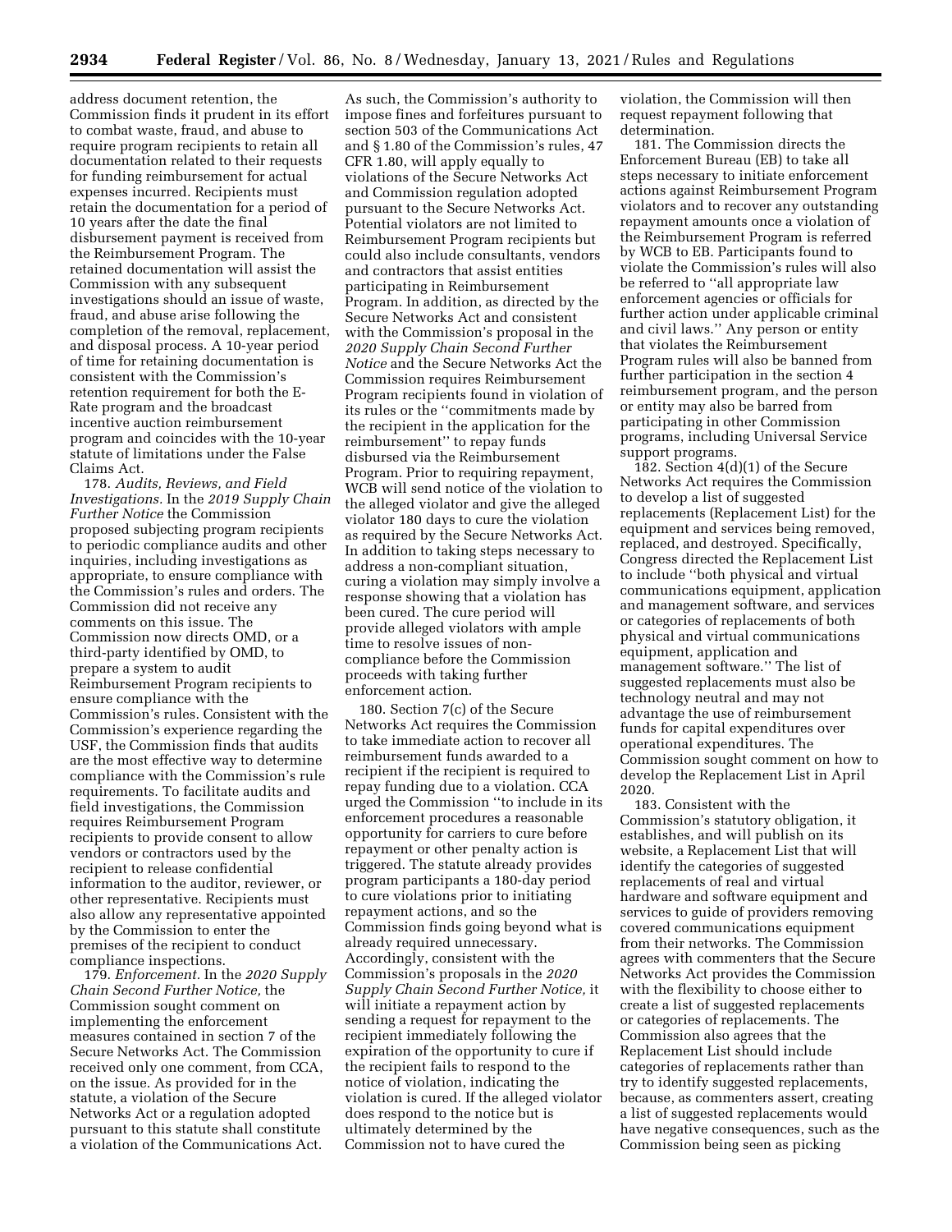address document retention, the Commission finds it prudent in its effort to combat waste, fraud, and abuse to require program recipients to retain all documentation related to their requests for funding reimbursement for actual expenses incurred. Recipients must retain the documentation for a period of 10 years after the date the final disbursement payment is received from the Reimbursement Program. The retained documentation will assist the Commission with any subsequent investigations should an issue of waste, fraud, and abuse arise following the completion of the removal, replacement, and disposal process. A 10-year period of time for retaining documentation is consistent with the Commission's retention requirement for both the E-Rate program and the broadcast incentive auction reimbursement program and coincides with the 10-year statute of limitations under the False Claims Act.

178. *Audits, Reviews, and Field Investigations.* In the *2019 Supply Chain Further Notice* the Commission proposed subjecting program recipients to periodic compliance audits and other inquiries, including investigations as appropriate, to ensure compliance with the Commission's rules and orders. The Commission did not receive any comments on this issue. The Commission now directs OMD, or a third-party identified by OMD, to prepare a system to audit Reimbursement Program recipients to ensure compliance with the Commission's rules. Consistent with the Commission's experience regarding the USF, the Commission finds that audits are the most effective way to determine compliance with the Commission's rule requirements. To facilitate audits and field investigations, the Commission requires Reimbursement Program recipients to provide consent to allow vendors or contractors used by the recipient to release confidential information to the auditor, reviewer, or other representative. Recipients must also allow any representative appointed by the Commission to enter the premises of the recipient to conduct compliance inspections.

179. *Enforcement.* In the *2020 Supply Chain Second Further Notice,* the Commission sought comment on implementing the enforcement measures contained in section 7 of the Secure Networks Act. The Commission received only one comment, from CCA, on the issue. As provided for in the statute, a violation of the Secure Networks Act or a regulation adopted pursuant to this statute shall constitute a violation of the Communications Act. As such, the Commission's authority to impose fines and forfeitures pursuant to section 503 of the Communications Act and § 1.80 of the Commission's rules, 47 CFR 1.80, will apply equally to violations of the Secure Networks Act and Commission regulation adopted pursuant to the Secure Networks Act. Potential violators are not limited to Reimbursement Program recipients but could also include consultants, vendors and contractors that assist entities participating in Reimbursement Program. In addition, as directed by the Secure Networks Act and consistent with the Commission's proposal in the *2020 Supply Chain Second Further Notice* and the Secure Networks Act the Commission requires Reimbursement Program recipients found in violation of its rules or the ''commitments made by the recipient in the application for the reimbursement'' to repay funds disbursed via the Reimbursement Program. Prior to requiring repayment, WCB will send notice of the violation to the alleged violator and give the alleged violator 180 days to cure the violation as required by the Secure Networks Act. In addition to taking steps necessary to address a non-compliant situation, curing a violation may simply involve a response showing that a violation has been cured. The cure period will provide alleged violators with ample time to resolve issues of non-compliance before the Commission proceeds with taking further enforcement action.

180. Section 7(c) of the Secure Networks Act requires the Commission to take immediate action to recover all reimbursement funds awarded to a recipient if the recipient is required to repay funding due to a violation. CCA urged the Commission ''to include in its enforcement procedures a reasonable opportunity for carriers to cure before repayment or other penalty action is triggered. The statute already provides program participants a 180-day period to cure violations prior to initiating repayment actions, and so the Commission finds going beyond what is already required unnecessary. Accordingly, consistent with the Commission's proposals in the *2020 Supply Chain Second Further Notice,* it will initiate a repayment action by sending a request for repayment to the recipient immediately following the expiration of the opportunity to cure if the recipient fails to respond to the notice of violation, indicating the violation is cured. If the alleged violator does respond to the notice but is ultimately determined by the Commission not to have cured the violation, the Commission will then request repayment following that determination.

181. The Commission directs the Enforcement Bureau (EB) to take all steps necessary to initiate enforcement actions against Reimbursement Program violators and to recover any outstanding repayment amounts once a violation of the Reimbursement Program is referred by WCB to EB. Participants found to violate the Commission's rules will also be referred to ''all appropriate law enforcement agencies or officials for further action under applicable criminal and civil laws.'' Any person or entity that violates the Reimbursement Program rules will also be banned from further participation in the section 4 reimbursement program, and the person or entity may also be barred from participating in other Commission programs, including Universal Service support programs.

182. Section 4(d)(1) of the Secure Networks Act requires the Commission to develop a list of suggested replacements (Replacement List) for the equipment and services being removed, replaced, and destroyed. Specifically, Congress directed the Replacement List to include ''both physical and virtual communications equipment, application and management software, and services or categories of replacements of both physical and virtual communications equipment, application and management software.'' The list of suggested replacements must also be technology neutral and may not advantage the use of reimbursement funds for capital expenditures over operational expenditures. The Commission sought comment on how to develop the Replacement List in April 2020.

183. Consistent with the Commission's statutory obligation, it establishes, and will publish on its website, a Replacement List that will identify the categories of suggested replacements of real and virtual hardware and software equipment and services to guide of providers removing covered communications equipment from their networks. The Commission agrees with commenters that the Secure Networks Act provides the Commission with the flexibility to choose either to create a list of suggested replacements or categories of replacements. The Commission also agrees that the Replacement List should include categories of replacements rather than try to identify suggested replacements, because, as commenters assert, creating a list of suggested replacements would have negative consequences, such as the Commission being seen as picking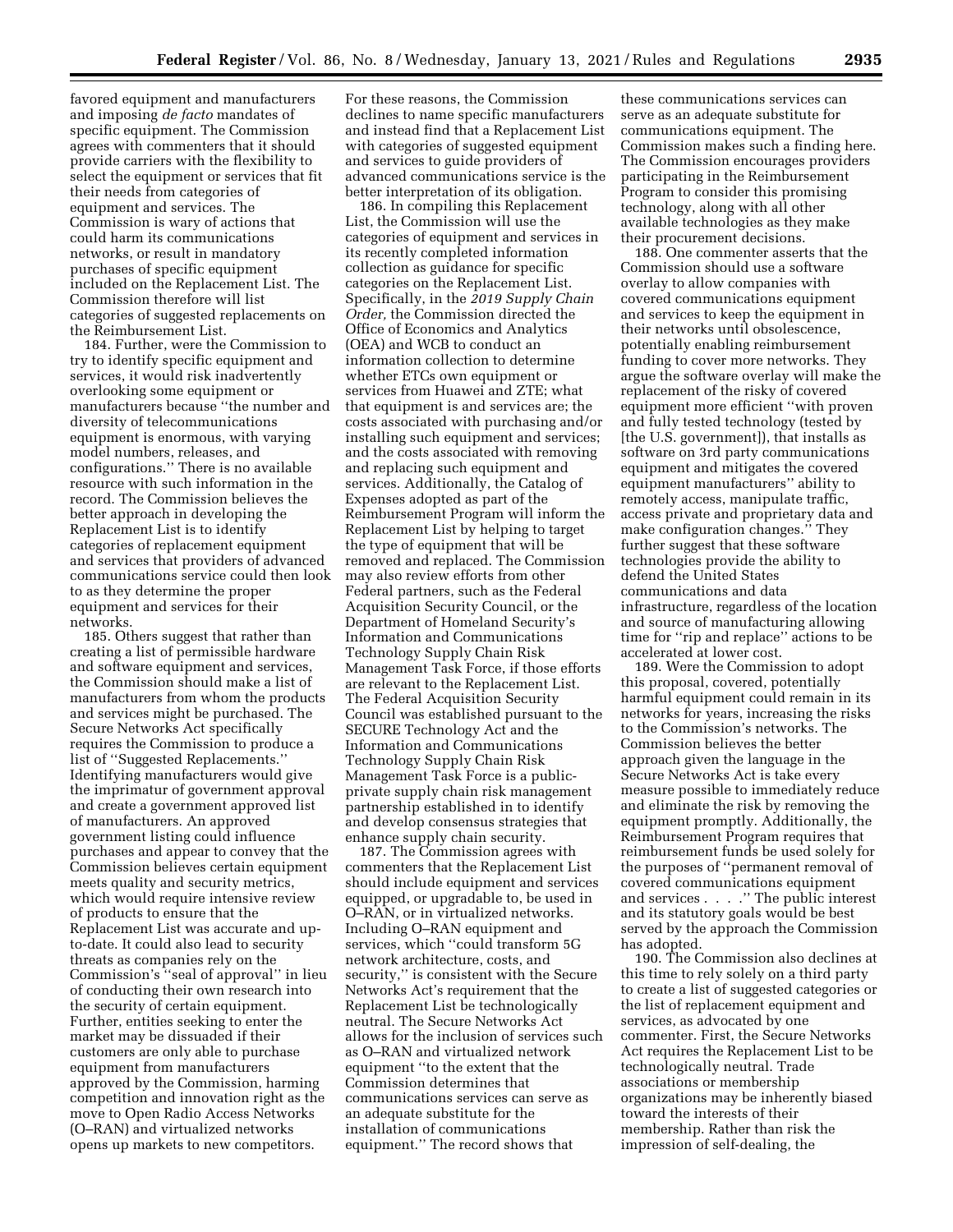favored equipment and manufacturers and imposing *de facto* mandates of specific equipment. The Commission agrees with commenters that it should provide carriers with the flexibility to select the equipment or services that fit their needs from categories of equipment and services. The Commission is wary of actions that could harm its communications networks, or result in mandatory purchases of specific equipment included on the Replacement List. The Commission therefore will list categories of suggested replacements on the Reimbursement List.

184. Further, were the Commission to try to identify specific equipment and services, it would risk inadvertently overlooking some equipment or manufacturers because ''the number and diversity of telecommunications equipment is enormous, with varying model numbers, releases, and configurations.'' There is no available resource with such information in the record. The Commission believes the better approach in developing the Replacement List is to identify categories of replacement equipment and services that providers of advanced communications service could then look to as they determine the proper equipment and services for their networks.

185. Others suggest that rather than creating a list of permissible hardware and software equipment and services, the Commission should make a list of manufacturers from whom the products and services might be purchased. The Secure Networks Act specifically requires the Commission to produce a list of ''Suggested Replacements.'' Identifying manufacturers would give the imprimatur of government approval and create a government approved list of manufacturers. An approved government listing could influence purchases and appear to convey that the Commission believes certain equipment meets quality and security metrics, which would require intensive review of products to ensure that the Replacement List was accurate and up-to-date. It could also lead to security threats as companies rely on the Commission's ''seal of approval'' in lieu of conducting their own research into the security of certain equipment. Further, entities seeking to enter the market may be dissuaded if their customers are only able to purchase equipment from manufacturers approved by the Commission, harming competition and innovation right as the move to Open Radio Access Networks (O–RAN) and virtualized networks opens up markets to new competitors. For these reasons, the Commission declines to name specific manufacturers and instead find that a Replacement List with categories of suggested equipment and services to guide providers of advanced communications service is the better interpretation of its obligation.

186. In compiling this Replacement List, the Commission will use the categories of equipment and services in its recently completed information collection as guidance for specific categories on the Replacement List. Specifically, in the *2019 Supply Chain Order,* the Commission directed the Office of Economics and Analytics (OEA) and WCB to conduct an information collection to determine whether ETCs own equipment or services from Huawei and ZTE; what that equipment is and services are; the costs associated with purchasing and/or installing such equipment and services; and the costs associated with removing and replacing such equipment and services. Additionally, the Catalog of Expenses adopted as part of the Reimbursement Program will inform the Replacement List by helping to target the type of equipment that will be removed and replaced. The Commission may also review efforts from other Federal partners, such as the Federal Acquisition Security Council, or the Department of Homeland Security's Information and Communications Technology Supply Chain Risk Management Task Force, if those efforts are relevant to the Replacement List. The Federal Acquisition Security Council was established pursuant to the SECURE Technology Act and the Information and Communications Technology Supply Chain Risk Management Task Force is a public-private supply chain risk management partnership established in to identify and develop consensus strategies that enhance supply chain security.

187. The Commission agrees with commenters that the Replacement List should include equipment and services equipped, or upgradable to, be used in O–RAN, or in virtualized networks. Including O–RAN equipment and services, which ''could transform 5G network architecture, costs, and security,'' is consistent with the Secure Networks Act's requirement that the Replacement List be technologically neutral. The Secure Networks Act allows for the inclusion of services such as O–RAN and virtualized network equipment ''to the extent that the Commission determines that communications services can serve as an adequate substitute for the installation of communications equipment.'' The record shows that these communications services can serve as an adequate substitute for communications equipment. The Commission makes such a finding here. The Commission encourages providers participating in the Reimbursement Program to consider this promising technology, along with all other available technologies as they make their procurement decisions.

188. One commenter asserts that the Commission should use a software overlay to allow companies with covered communications equipment and services to keep the equipment in their networks until obsolescence, potentially enabling reimbursement funding to cover more networks. They argue the software overlay will make the replacement of the risky of covered equipment more efficient ''with proven and fully tested technology (tested by [the U.S. government]), that installs as software on 3rd party communications equipment and mitigates the covered equipment manufacturers'' ability to remotely access, manipulate traffic, access private and proprietary data and make configuration changes.'' They further suggest that these software technologies provide the ability to defend the United States communications and data infrastructure, regardless of the location and source of manufacturing allowing time for ''rip and replace'' actions to be accelerated at lower cost.

189. Were the Commission to adopt this proposal, covered, potentially harmful equipment could remain in its networks for years, increasing the risks to the Commission's networks. The Commission believes the better approach given the language in the Secure Networks Act is take every measure possible to immediately reduce and eliminate the risk by removing the equipment promptly. Additionally, the Reimbursement Program requires that reimbursement funds be used solely for the purposes of ''permanent removal of covered communications equipment and services . . . .'' The public interest and its statutory goals would be best served by the approach the Commission has adopted.

190. The Commission also declines at this time to rely solely on a third party to create a list of suggested categories or the list of replacement equipment and services, as advocated by one commenter. First, the Secure Networks Act requires the Replacement List to be technologically neutral. Trade associations or membership organizations may be inherently biased toward the interests of their membership. Rather than risk the impression of self-dealing, the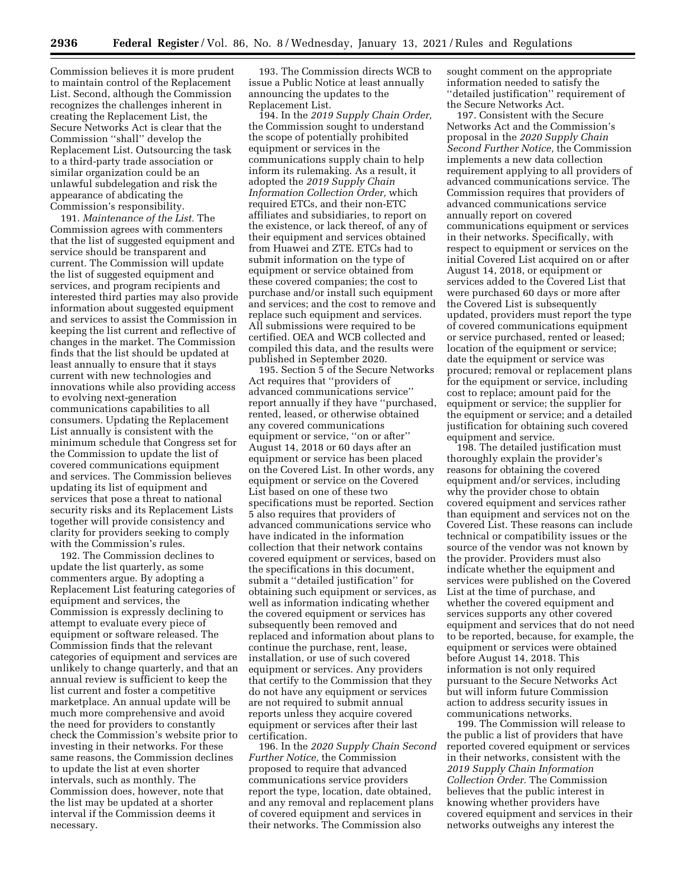Commission believes it is more prudent to maintain control of the Replacement List. Second, although the Commission recognizes the challenges inherent in creating the Replacement List, the Secure Networks Act is clear that the Commission ''shall'' develop the Replacement List. Outsourcing the task to a third-party trade association or similar organization could be an unlawful subdelegation and risk the appearance of abdicating the Commission's responsibility.

191. *Maintenance of the List*. The Commission agrees with commenters that the list of suggested equipment and service should be transparent and current. The Commission will update the list of suggested equipment and services, and program recipients and interested third parties may also provide information about suggested equipment and services to assist the Commission in keeping the list current and reflective of changes in the market. The Commission finds that the list should be updated at least annually to ensure that it stays current with new technologies and innovations while also providing access to evolving next-generation communications capabilities to all consumers. Updating the Replacement List annually is consistent with the minimum schedule that Congress set for the Commission to update the list of covered communications equipment and services. The Commission believes updating its list of equipment and services that pose a threat to national security risks and its Replacement Lists together will provide consistency and clarity for providers seeking to comply with the Commission's rules.

192. The Commission declines to update the list quarterly, as some commenters argue. By adopting a Replacement List featuring categories of equipment and services, the Commission is expressly declining to attempt to evaluate every piece of equipment or software released. The Commission finds that the relevant categories of equipment and services are unlikely to change quarterly, and that an annual review is sufficient to keep the list current and foster a competitive marketplace. An annual update will be much more comprehensive and avoid the need for providers to constantly check the Commission's website prior to investing in their networks. For these same reasons, the Commission declines to update the list at even shorter intervals, such as monthly. The Commission does, however, note that the list may be updated at a shorter interval if the Commission deems it necessary.

193. The Commission directs WCB to issue a Public Notice at least annually announcing the updates to the Replacement List.

194. In the *2019 Supply Chain Order,* the Commission sought to understand the scope of potentially prohibited equipment or services in the communications supply chain to help inform its rulemaking. As a result, it adopted the *2019 Supply Chain Information Collection Order,* which required ETCs, and their non-ETC affiliates and subsidiaries, to report on the existence, or lack thereof, of any of their equipment and services obtained from Huawei and ZTE. ETCs had to submit information on the type of equipment or service obtained from these covered companies; the cost to purchase and/or install such equipment and services; and the cost to remove and replace such equipment and services. All submissions were required to be certified. OEA and WCB collected and compiled this data, and the results were published in September 2020.

195. Section 5 of the Secure Networks Act requires that ''providers of advanced communications service'' report annually if they have ''purchased, rented, leased, or otherwise obtained any covered communications equipment or service, ''on or after'' August 14, 2018 or 60 days after an equipment or service has been placed on the Covered List. In other words, any equipment or service on the Covered List based on one of these two specifications must be reported. Section 5 also requires that providers of advanced communications service who have indicated in the information collection that their network contains covered equipment or services, based on the specifications in this document, submit a ''detailed justification'' for obtaining such equipment or services, as well as information indicating whether the covered equipment or services has subsequently been removed and replaced and information about plans to continue the purchase, rent, lease, installation, or use of such covered equipment or services. Any providers that certify to the Commission that they do not have any equipment or services are not required to submit annual reports unless they acquire covered equipment or services after their last certification.

196. In the *2020 Supply Chain Second Further Notice,* the Commission proposed to require that advanced communications service providers report the type, location, date obtained, and any removal and replacement plans of covered equipment and services in their networks. The Commission also sought comment on the appropriate information needed to satisfy the ''detailed justification'' requirement of the Secure Networks Act.

197. Consistent with the Secure Networks Act and the Commission's proposal in the *2020 Supply Chain Second Further Notice,* the Commission implements a new data collection requirement applying to all providers of advanced communications service. The Commission requires that providers of advanced communications service annually report on covered communications equipment or services in their networks. Specifically, with respect to equipment or services on the initial Covered List acquired on or after August 14, 2018, or equipment or services added to the Covered List that were purchased 60 days or more after the Covered List is subsequently updated, providers must report the type of covered communications equipment or service purchased, rented or leased; location of the equipment or service; date the equipment or service was procured; removal or replacement plans for the equipment or service, including cost to replace; amount paid for the equipment or service; the supplier for the equipment or service; and a detailed justification for obtaining such covered equipment and service.

198. The detailed justification must thoroughly explain the provider's reasons for obtaining the covered equipment and/or services, including why the provider chose to obtain covered equipment and services rather than equipment and services not on the Covered List. These reasons can include technical or compatibility issues or the source of the vendor was not known by the provider. Providers must also indicate whether the equipment and services were published on the Covered List at the time of purchase, and whether the covered equipment and services supports any other covered equipment and services that do not need to be reported, because, for example, the equipment or services were obtained before August 14, 2018. This information is not only required pursuant to the Secure Networks Act but will inform future Commission action to address security issues in communications networks.

199. The Commission will release to the public a list of providers that have reported covered equipment or services in their networks, consistent with the *2019 Supply Chain Information Collection Order.* The Commission believes that the public interest in knowing whether providers have covered equipment and services in their networks outweighs any interest the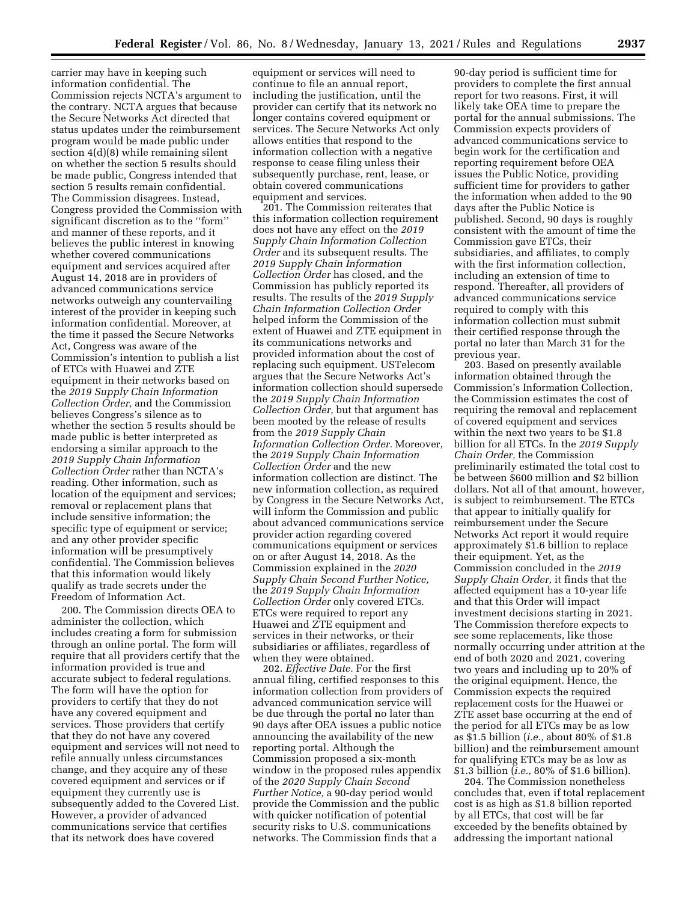carrier may have in keeping such information confidential. The Commission rejects NCTA's argument to the contrary. NCTA argues that because the Secure Networks Act directed that status updates under the reimbursement program would be made public under section 4(d)(8) while remaining silent on whether the section 5 results should be made public, Congress intended that section 5 results remain confidential. The Commission disagrees. Instead, Congress provided the Commission with significant discretion as to the ''form'' and manner of these reports, and it believes the public interest in knowing whether covered communications equipment and services acquired after August 14, 2018 are in providers of advanced communications service networks outweigh any countervailing interest of the provider in keeping such information confidential. Moreover, at the time it passed the Secure Networks Act, Congress was aware of the Commission's intention to publish a list of ETCs with Huawei and ZTE equipment in their networks based on the *2019 Supply Chain Information Collection Order,* and the Commission believes Congress's silence as to whether the section 5 results should be made public is better interpreted as endorsing a similar approach to the *2019 Supply Chain Information Collection Order* rather than NCTA's reading. Other information, such as location of the equipment and services; removal or replacement plans that include sensitive information; the specific type of equipment or service; and any other provider specific information will be presumptively confidential. The Commission believes that this information would likely qualify as trade secrets under the Freedom of Information Act.

200. The Commission directs OEA to administer the collection, which includes creating a form for submission through an online portal. The form will require that all providers certify that the information provided is true and accurate subject to federal regulations. The form will have the option for providers to certify that they do not have any covered equipment and services. Those providers that certify that they do not have any covered equipment and services will not need to refile annually unless circumstances change, and they acquire any of these covered equipment and services or if equipment they currently use is subsequently added to the Covered List. However, a provider of advanced communications service that certifies that its network does have covered equipment or services will need to continue to file an annual report, including the justification, until the provider can certify that its network no longer contains covered equipment or services. The Secure Networks Act only allows entities that respond to the information collection with a negative response to cease filing unless their subsequently purchase, rent, lease, or obtain covered communications equipment and services.

201. The Commission reiterates that this information collection requirement does not have any effect on the *2019 Supply Chain Information Collection Order* and its subsequent results. The *2019 Supply Chain Information Collection Order* has closed, and the Commission has publicly reported its results. The results of the *2019 Supply Chain Information Collection Order* helped inform the Commission of the extent of Huawei and ZTE equipment in its communications networks and provided information about the cost of replacing such equipment. USTelecom argues that the Secure Networks Act's information collection should supersede the *2019 Supply Chain Information Collection Order,* but that argument has been mooted by the release of results from the *2019 Supply Chain Information Collection Order.* Moreover, the *2019 Supply Chain Information Collection Order* and the new information collection are distinct. The new information collection, as required by Congress in the Secure Networks Act, will inform the Commission and public about advanced communications service provider action regarding covered communications equipment or services on or after August 14, 2018. As the Commission explained in the *2020 Supply Chain Second Further Notice,* the *2019 Supply Chain Information Collection Order* only covered ETCs. ETCs were required to report any Huawei and ZTE equipment and services in their networks, or their subsidiaries or affiliates, regardless of when they were obtained.

202. *Effective Date.* For the first annual filing, certified responses to this information collection from providers of advanced communication service will be due through the portal no later than 90 days after OEA issues a public notice announcing the availability of the new reporting portal. Although the Commission proposed a six-month window in the proposed rules appendix of the *2020 Supply Chain Second Further Notice,* a 90-day period would provide the Commission and the public with quicker notification of potential security risks to U.S. communications networks. The Commission finds that a 90-day period is sufficient time for providers to complete the first annual report for two reasons. First, it will likely take OEA time to prepare the portal for the annual submissions. The Commission expects providers of advanced communications service to begin work for the certification and reporting requirement before OEA issues the Public Notice, providing sufficient time for providers to gather the information when added to the 90 days after the Public Notice is published. Second, 90 days is roughly consistent with the amount of time the Commission gave ETCs, their subsidiaries, and affiliates, to comply with the first information collection, including an extension of time to respond. Thereafter, all providers of advanced communications service required to comply with this information collection must submit their certified response through the portal no later than March 31 for the previous year.

203. Based on presently available information obtained through the Commission's Information Collection, the Commission estimates the cost of requiring the removal and replacement of covered equipment and services within the next two years to be $1.8 billion for all ETCs. In the *2019 Supply Chain Order,* the Commission preliminarily estimated the total cost to be between $600 million and $2 billion dollars. Not all of that amount, however, is subject to reimbursement. The ETCs that appear to initially qualify for reimbursement under the Secure Networks Act report it would require approximately $1.6 billion to replace their equipment. Yet, as the Commission concluded in the *2019 Supply Chain Order,* it finds that the affected equipment has a 10-year life and that this Order will impact investment decisions starting in 2021. The Commission therefore expects to see some replacements, like those normally occurring under attrition at the end of both 2020 and 2021, covering two years and including up to 20% of the original equipment. Hence, the Commission expects the required replacement costs for the Huawei or ZTE asset base occurring at the end of the period for all ETCs may be as low as $1.5 billion (*i.e.,* about 80% of $1.8 billion) and the reimbursement amount for qualifying ETCs may be as low as $1.3 billion (*i.e.,* 80% of $1.6 billion).

204. The Commission nonetheless concludes that, even if total replacement cost is as high as $1.8 billion reported by all ETCs, that cost will be far exceeded by the benefits obtained by addressing the important national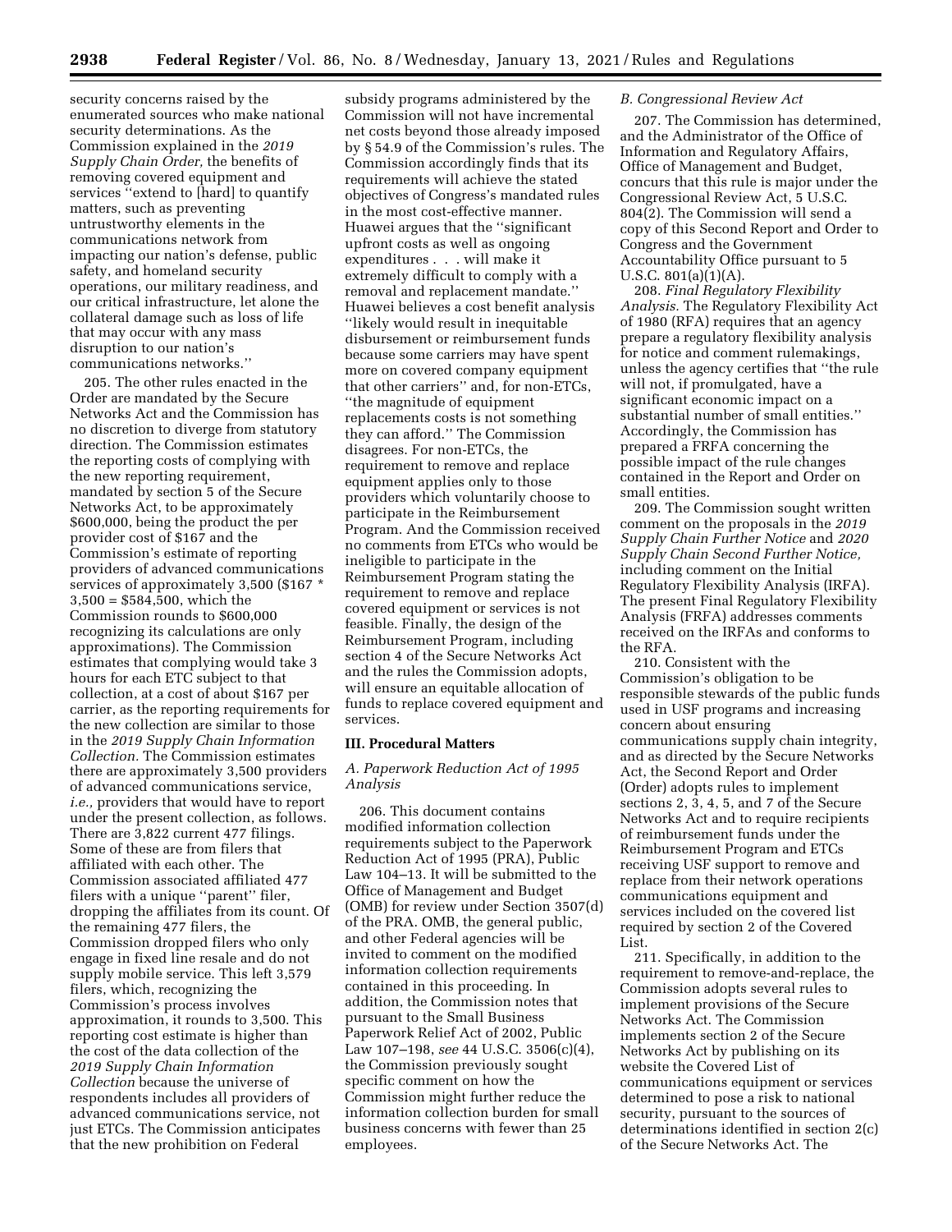security concerns raised by the enumerated sources who make national security determinations. As the Commission explained in the *2019 Supply Chain Order,* the benefits of removing covered equipment and services ''extend to [hard] to quantify matters, such as preventing untrustworthy elements in the communications network from impacting our nation's defense, public safety, and homeland security operations, our military readiness, and our critical infrastructure, let alone the collateral damage such as loss of life that may occur with any mass disruption to our nation's communications networks.''

205. The other rules enacted in the Order are mandated by the Secure Networks Act and the Commission has no discretion to diverge from statutory direction. The Commission estimates the reporting costs of complying with the new reporting requirement, mandated by section 5 of the Secure Networks Act, to be approximately $600,000, being the product the per provider cost of $167 and the Commission's estimate of reporting providers of advanced communications services of approximately 3,500 ($167 * 3,500 = $584,500, which the Commission rounds to $600,000 recognizing its calculations are only approximations). The Commission estimates that complying would take 3 hours for each ETC subject to that collection, at a cost of about $167 per carrier, as the reporting requirements for the new collection are similar to those in the *2019 Supply Chain Information Collection.* The Commission estimates there are approximately 3,500 providers of advanced communications service, *i.e.,* providers that would have to report under the present collection, as follows. There are 3,822 current 477 filings. Some of these are from filers that affiliated with each other. The Commission associated affiliated 477 filers with a unique ''parent'' filer, dropping the affiliates from its count. Of the remaining 477 filers, the Commission dropped filers who only engage in fixed line resale and do not supply mobile service. This left 3,579 filers, which, recognizing the Commission's process involves approximation, it rounds to 3,500. This reporting cost estimate is higher than the cost of the data collection of the *2019 Supply Chain Information Collection* because the universe of respondents includes all providers of advanced communications service, not just ETCs. The Commission anticipates that the new prohibition on Federal subsidy programs administered by the Commission will not have incremental net costs beyond those already imposed by § 54.9 of the Commission's rules. The Commission accordingly finds that its requirements will achieve the stated objectives of Congress's mandated rules in the most cost-effective manner. Huawei argues that the ''significant upfront costs as well as ongoing expenditures . . . will make it extremely difficult to comply with a removal and replacement mandate.'' Huawei believes a cost benefit analysis ''likely would result in inequitable disbursement or reimbursement funds because some carriers may have spent more on covered company equipment that other carriers'' and, for non-ETCs, ''the magnitude of equipment replacements costs is not something they can afford.'' The Commission disagrees. For non-ETCs, the requirement to remove and replace equipment applies only to those providers which voluntarily choose to participate in the Reimbursement Program. And the Commission received no comments from ETCs who would be ineligible to participate in the Reimbursement Program stating the requirement to remove and replace covered equipment or services is not feasible. Finally, the design of the Reimbursement Program, including section 4 of the Secure Networks Act and the rules the Commission adopts, will ensure an equitable allocation of funds to replace covered equipment and services.

## III. Procedural Matters

### A. Paperwork Reduction Act of 1995 Analysis

206. This document contains modified information collection requirements subject to the Paperwork Reduction Act of 1995 (PRA), Public Law 104–13. It will be submitted to the Office of Management and Budget (OMB) for review under Section 3507(d) of the PRA. OMB, the general public, and other Federal agencies will be invited to comment on the modified information collection requirements contained in this proceeding. In addition, the Commission notes that pursuant to the Small Business Paperwork Relief Act of 2002, Public Law 107–198, *see* 44 U.S.C. 3506(c)(4), the Commission previously sought specific comment on how the Commission might further reduce the information collection burden for small business concerns with fewer than 25 employees.

### B. Congressional Review Act

207. The Commission has determined, and the Administrator of the Office of Information and Regulatory Affairs, Office of Management and Budget, concurs that this rule is major under the Congressional Review Act, 5 U.S.C. 804(2). The Commission will send a copy of this Second Report and Order to Congress and the Government Accountability Office pursuant to 5 U.S.C. 801(a)(1)(A).

208. *Final Regulatory Flexibility Analysis.* The Regulatory Flexibility Act of 1980 (RFA) requires that an agency prepare a regulatory flexibility analysis for notice and comment rulemakings, unless the agency certifies that ''the rule will not, if promulgated, have a significant economic impact on a substantial number of small entities.'' Accordingly, the Commission has prepared a FRFA concerning the possible impact of the rule changes contained in the Report and Order on small entities.

209. The Commission sought written comment on the proposals in the *2019 Supply Chain Further Notice* and *2020 Supply Chain Second Further Notice,* including comment on the Initial Regulatory Flexibility Analysis (IRFA). The present Final Regulatory Flexibility Analysis (FRFA) addresses comments received on the IRFAs and conforms to the RFA.

210. Consistent with the Commission's obligation to be responsible stewards of the public funds used in USF programs and increasing concern about ensuring communications supply chain integrity, and as directed by the Secure Networks Act, the Second Report and Order (Order) adopts rules to implement sections 2, 3, 4, 5, and 7 of the Secure Networks Act and to require recipients of reimbursement funds under the Reimbursement Program and ETCs receiving USF support to remove and replace from their network operations communications equipment and services included on the covered list required by section 2 of the Covered List.

211. Specifically, in addition to the requirement to remove-and-replace, the Commission adopts several rules to implement provisions of the Secure Networks Act. The Commission implements section 2 of the Secure Networks Act by publishing on its website the Covered List of communications equipment or services determined to pose a risk to national security, pursuant to the sources of determinations identified in section 2(c) of the Secure Networks Act. The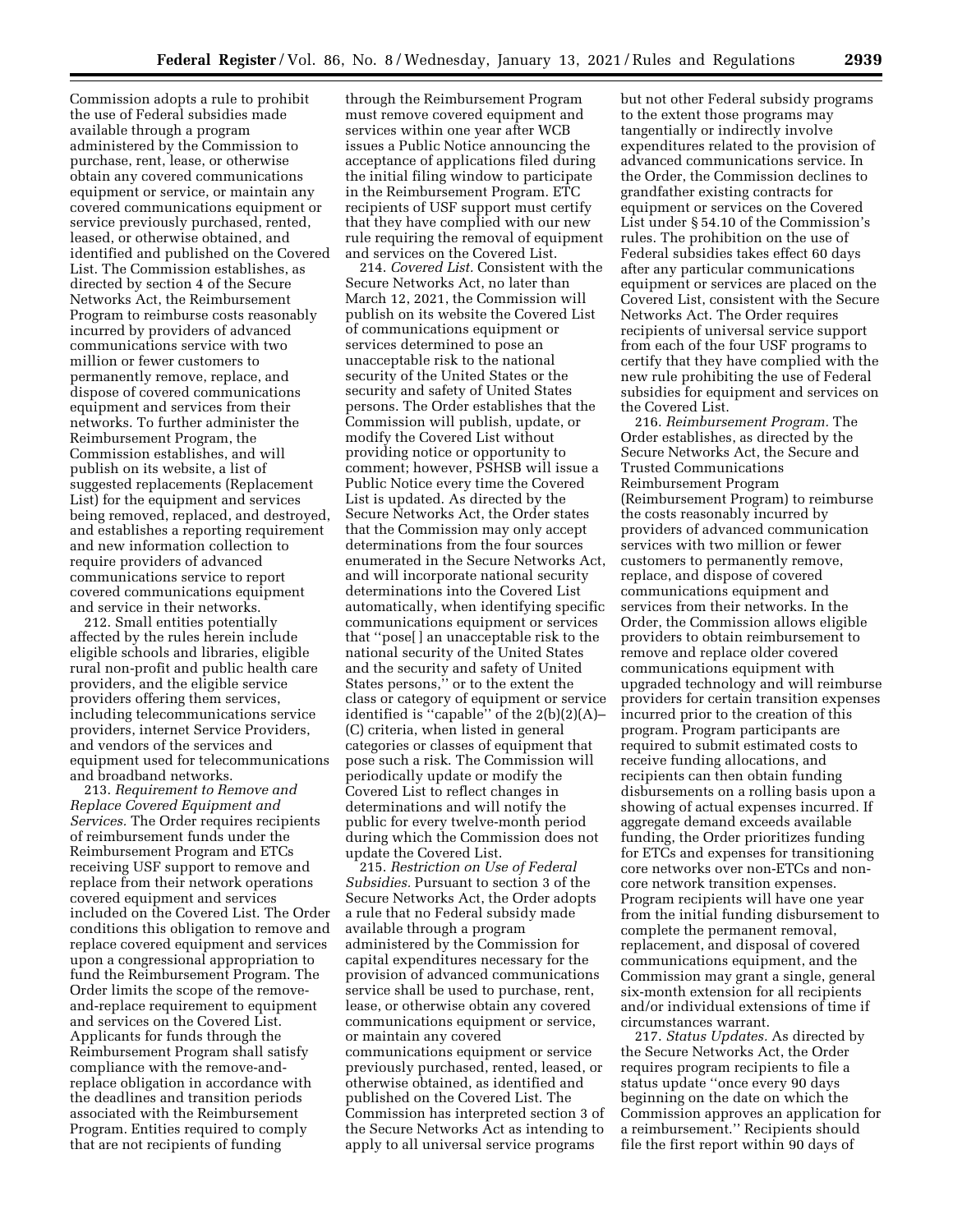Commission adopts a rule to prohibit the use of Federal subsidies made available through a program administered by the Commission to purchase, rent, lease, or otherwise obtain any covered communications equipment or service, or maintain any covered communications equipment or service previously purchased, rented, leased, or otherwise obtained, and identified and published on the Covered List. The Commission establishes, as directed by section 4 of the Secure Networks Act, the Reimbursement Program to reimburse costs reasonably incurred by providers of advanced communications service with two million or fewer customers to permanently remove, replace, and dispose of covered communications equipment and services from their networks. To further administer the Reimbursement Program, the Commission establishes, and will publish on its website, a list of suggested replacements (Replacement List) for the equipment and services being removed, replaced, and destroyed, and establishes a reporting requirement and new information collection to require providers of advanced communications service to report covered communications equipment and service in their networks.

212. Small entities potentially affected by the rules herein include eligible schools and libraries, eligible rural non-profit and public health care providers, and the eligible service providers offering them services, including telecommunications service providers, internet Service Providers, and vendors of the services and equipment used for telecommunications and broadband networks.

213. *Requirement to Remove and Replace Covered Equipment and Services.* The Order requires recipients of reimbursement funds under the Reimbursement Program and ETCs receiving USF support to remove and replace from their network operations covered equipment and services included on the Covered List. The Order conditions this obligation to remove and replace covered equipment and services upon a congressional appropriation to fund the Reimbursement Program. The Order limits the scope of the remove-and-replace requirement to equipment and services on the Covered List. Applicants for funds through the Reimbursement Program shall satisfy compliance with the remove-and-replace obligation in accordance with the deadlines and transition periods associated with the Reimbursement Program. Entities required to comply that are not recipients of funding through the Reimbursement Program must remove covered equipment and services within one year after WCB issues a Public Notice announcing the acceptance of applications filed during the initial filing window to participate in the Reimbursement Program. ETC recipients of USF support must certify that they have complied with our new rule requiring the removal of equipment and services on the Covered List.

214. *Covered List.* Consistent with the Secure Networks Act, no later than March 12, 2021, the Commission will publish on its website the Covered List of communications equipment or services determined to pose an unacceptable risk to the national security of the United States or the security and safety of United States persons. The Order establishes that the Commission will publish, update, or modify the Covered List without providing notice or opportunity to comment; however, PSHSB will issue a Public Notice every time the Covered List is updated. As directed by the Secure Networks Act, the Order states that the Commission may only accept determinations from the four sources enumerated in the Secure Networks Act, and will incorporate national security determinations into the Covered List automatically, when identifying specific communications equipment or services that ''pose[ ] an unacceptable risk to the national security of the United States and the security and safety of United States persons,'' or to the extent the class or category of equipment or service identified is ''capable'' of the 2(b)(2)(A)–(C) criteria, when listed in general categories or classes of equipment that pose such a risk. The Commission will periodically update or modify the Covered List to reflect changes in determinations and will notify the public for every twelve-month period during which the Commission does not update the Covered List.

215. *Restriction on Use of Federal Subsidies.* Pursuant to section 3 of the Secure Networks Act, the Order adopts a rule that no Federal subsidy made available through a program administered by the Commission for capital expenditures necessary for the provision of advanced communications service shall be used to purchase, rent, lease, or otherwise obtain any covered communications equipment or service, or maintain any covered communications equipment or service previously purchased, rented, leased, or otherwise obtained, as identified and published on the Covered List. The Commission has interpreted section 3 of the Secure Networks Act as intending to apply to all universal service programs but not other Federal subsidy programs to the extent those programs may tangentially or indirectly involve expenditures related to the provision of advanced communications service. In the Order, the Commission declines to grandfather existing contracts for equipment or services on the Covered List under § 54.10 of the Commission's rules. The prohibition on the use of Federal subsidies takes effect 60 days after any particular communications equipment or services are placed on the Covered List, consistent with the Secure Networks Act. The Order requires recipients of universal service support from each of the four USF programs to certify that they have complied with the new rule prohibiting the use of Federal subsidies for equipment and services on the Covered List.

216. *Reimbursement Program.* The Order establishes, as directed by the Secure Networks Act, the Secure and Trusted Communications Reimbursement Program (Reimbursement Program) to reimburse the costs reasonably incurred by providers of advanced communication services with two million or fewer customers to permanently remove, replace, and dispose of covered communications equipment and services from their networks. In the Order, the Commission allows eligible providers to obtain reimbursement to remove and replace older covered communications equipment with upgraded technology and will reimburse providers for certain transition expenses incurred prior to the creation of this program. Program participants are required to submit estimated costs to receive funding allocations, and recipients can then obtain funding disbursements on a rolling basis upon a showing of actual expenses incurred. If aggregate demand exceeds available funding, the Order prioritizes funding for ETCs and expenses for transitioning core networks over non-ETCs and non-core network transition expenses. Program recipients will have one year from the initial funding disbursement to complete the permanent removal, replacement, and disposal of covered communications equipment, and the Commission may grant a single, general six-month extension for all recipients and/or individual extensions of time if circumstances warrant.

217. *Status Updates.* As directed by the Secure Networks Act, the Order requires program recipients to file a status update ''once every 90 days beginning on the date on which the Commission approves an application for a reimbursement.'' Recipients should file the first report within 90 days of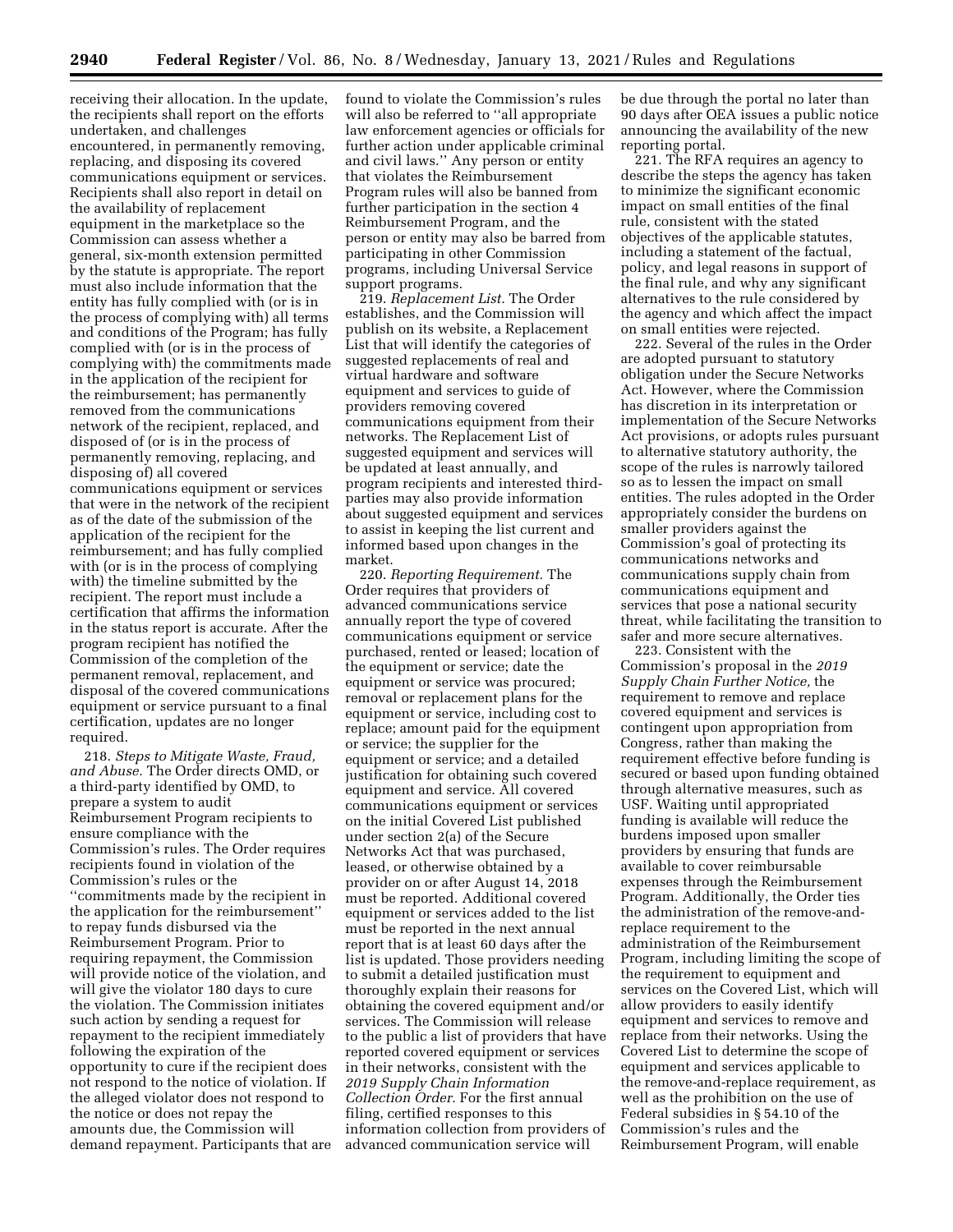receiving their allocation. In the update, the recipients shall report on the efforts undertaken, and challenges encountered, in permanently removing, replacing, and disposing its covered communications equipment or services. Recipients shall also report in detail on the availability of replacement equipment in the marketplace so the Commission can assess whether a general, six-month extension permitted by the statute is appropriate. The report must also include information that the entity has fully complied with (or is in the process of complying with) all terms and conditions of the Program; has fully complied with (or is in the process of complying with) the commitments made in the application of the recipient for the reimbursement; has permanently removed from the communications network of the recipient, replaced, and disposed of (or is in the process of permanently removing, replacing, and disposing of) all covered communications equipment or services that were in the network of the recipient as of the date of the submission of the application of the recipient for the reimbursement; and has fully complied with (or is in the process of complying with) the timeline submitted by the recipient. The report must include a certification that affirms the information in the status report is accurate. After the program recipient has notified the Commission of the completion of the permanent removal, replacement, and disposal of the covered communications equipment or service pursuant to a final certification, updates are no longer required.

218. *Steps to Mitigate Waste, Fraud, and Abuse.* The Order directs OMD, or a third-party identified by OMD, to prepare a system to audit Reimbursement Program recipients to ensure compliance with the Commission's rules. The Order requires recipients found in violation of the Commission's rules or the ''commitments made by the recipient in the application for the reimbursement'' to repay funds disbursed via the Reimbursement Program. Prior to requiring repayment, the Commission will provide notice of the violation, and will give the violator 180 days to cure the violation. The Commission initiates such action by sending a request for repayment to the recipient immediately following the expiration of the opportunity to cure if the recipient does not respond to the notice of violation. If the alleged violator does not respond to the notice or does not repay the amounts due, the Commission will demand repayment. Participants that are found to violate the Commission's rules will also be referred to ''all appropriate law enforcement agencies or officials for further action under applicable criminal and civil laws.'' Any person or entity that violates the Reimbursement Program rules will also be banned from further participation in the section 4 Reimbursement Program, and the person or entity may also be barred from participating in other Commission programs, including Universal Service support programs.

219. *Replacement List.* The Order establishes, and the Commission will publish on its website, a Replacement List that will identify the categories of suggested replacements of real and virtual hardware and software equipment and services to guide of providers removing covered communications equipment from their networks. The Replacement List of suggested equipment and services will be updated at least annually, and program recipients and interested third-parties may also provide information about suggested equipment and services to assist in keeping the list current and informed based upon changes in the market.

220. *Reporting Requirement.* The Order requires that providers of advanced communications service annually report the type of covered communications equipment or service purchased, rented or leased; location of the equipment or service; date the equipment or service was procured; removal or replacement plans for the equipment or service, including cost to replace; amount paid for the equipment or service; the supplier for the equipment or service; and a detailed justification for obtaining such covered equipment and service. All covered communications equipment or services on the initial Covered List published under section 2(a) of the Secure Networks Act that was purchased, leased, or otherwise obtained by a provider on or after August 14, 2018 must be reported. Additional covered equipment or services added to the list must be reported in the next annual report that is at least 60 days after the list is updated. Those providers needing to submit a detailed justification must thoroughly explain their reasons for obtaining the covered equipment and/or services. The Commission will release to the public a list of providers that have reported covered equipment or services in their networks, consistent with the *2019 Supply Chain Information Collection Order.* For the first annual filing, certified responses to this information collection from providers of advanced communication service will be due through the portal no later than 90 days after OEA issues a public notice announcing the availability of the new reporting portal.

221. The RFA requires an agency to describe the steps the agency has taken to minimize the significant economic impact on small entities of the final rule, consistent with the stated objectives of the applicable statutes, including a statement of the factual, policy, and legal reasons in support of the final rule, and why any significant alternatives to the rule considered by the agency and which affect the impact on small entities were rejected.

222. Several of the rules in the Order are adopted pursuant to statutory obligation under the Secure Networks Act. However, where the Commission has discretion in its interpretation or implementation of the Secure Networks Act provisions, or adopts rules pursuant to alternative statutory authority, the scope of the rules is narrowly tailored so as to lessen the impact on small entities. The rules adopted in the Order appropriately consider the burdens on smaller providers against the Commission's goal of protecting its communications networks and communications supply chain from communications equipment and services that pose a national security threat, while facilitating the transition to safer and more secure alternatives.

223. Consistent with the Commission's proposal in the *2019 Supply Chain Further Notice,* the requirement to remove and replace covered equipment and services is contingent upon appropriation from Congress, rather than making the requirement effective before funding is secured or based upon funding obtained through alternative measures, such as USF. Waiting until appropriated funding is available will reduce the burdens imposed upon smaller providers by ensuring that funds are available to cover reimbursable expenses through the Reimbursement Program. Additionally, the Order ties the administration of the remove-and-replace requirement to the administration of the Reimbursement Program, including limiting the scope of the requirement to equipment and services on the Covered List, which will allow providers to easily identify equipment and services to remove and replace from their networks. Using the Covered List to determine the scope of equipment and services applicable to the remove-and-replace requirement, as well as the prohibition on the use of Federal subsidies in § 54.10 of the Commission's rules and the Reimbursement Program, will enable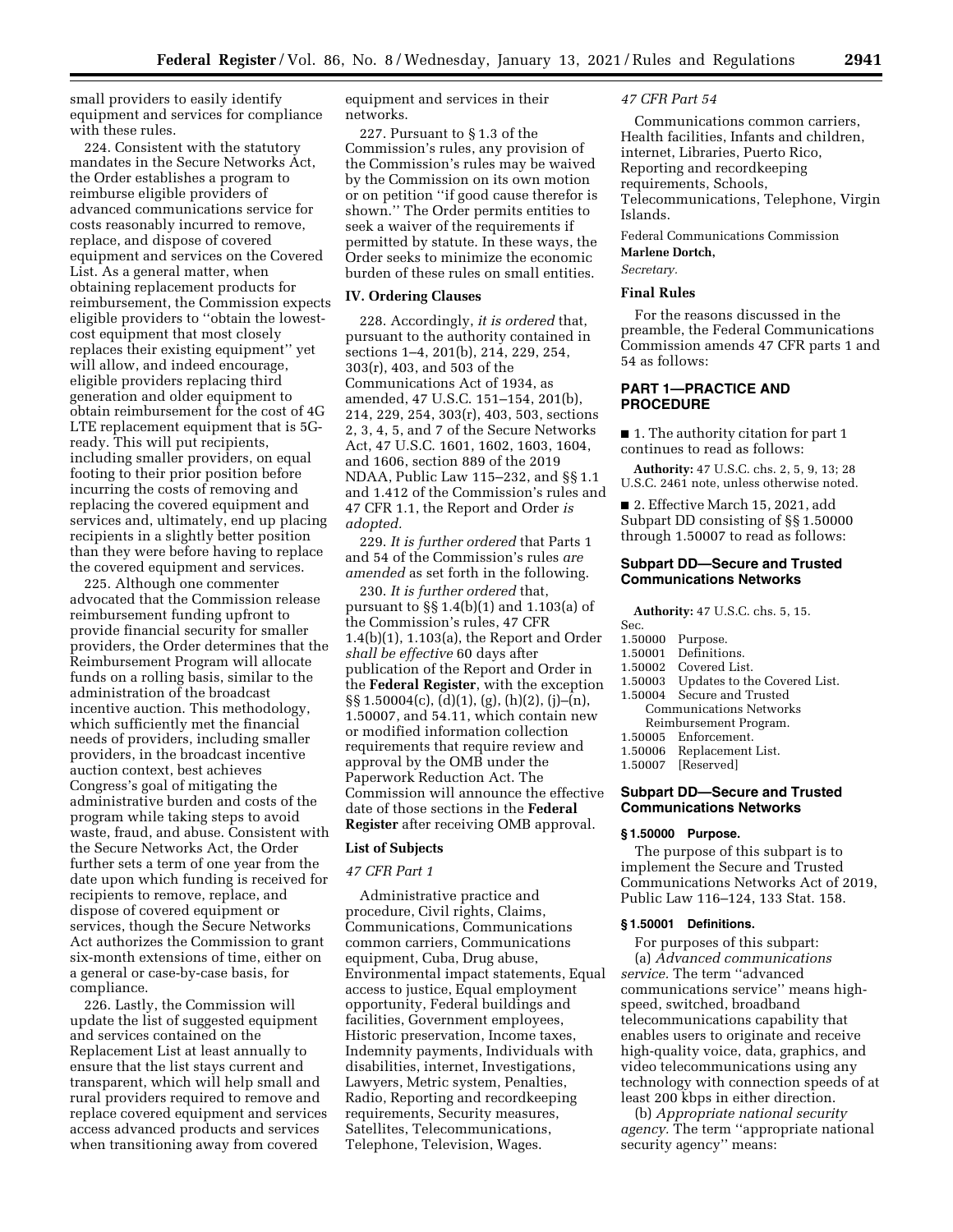small providers to easily identify equipment and services for compliance with these rules.

224. Consistent with the statutory mandates in the Secure Networks Act, the Order establishes a program to reimburse eligible providers of advanced communications service for costs reasonably incurred to remove, replace, and dispose of covered equipment and services on the Covered List. As a general matter, when obtaining replacement products for reimbursement, the Commission expects eligible providers to ''obtain the lowest-cost equipment that most closely replaces their existing equipment'' yet will allow, and indeed encourage, eligible providers replacing third generation and older equipment to obtain reimbursement for the cost of 4G LTE replacement equipment that is 5G-ready. This will put recipients, including smaller providers, on equal footing to their prior position before incurring the costs of removing and replacing the covered equipment and services and, ultimately, end up placing recipients in a slightly better position than they were before having to replace the covered equipment and services.

225. Although one commenter advocated that the Commission release reimbursement funding upfront to provide financial security for smaller providers, the Order determines that the Reimbursement Program will allocate funds on a rolling basis, similar to the administration of the broadcast incentive auction. This methodology, which sufficiently met the financial needs of providers, including smaller providers, in the broadcast incentive auction context, best achieves Congress's goal of mitigating the administrative burden and costs of the program while taking steps to avoid waste, fraud, and abuse. Consistent with the Secure Networks Act, the Order further sets a term of one year from the date upon which funding is received for recipients to remove, replace, and dispose of covered equipment or services, though the Secure Networks Act authorizes the Commission to grant six-month extensions of time, either on a general or case-by-case basis, for compliance.

226. Lastly, the Commission will update the list of suggested equipment and services contained on the Replacement List at least annually to ensure that the list stays current and transparent, which will help small and rural providers required to remove and replace covered equipment and services access advanced products and services when transitioning away from covered equipment and services in their networks.

227. Pursuant to § 1.3 of the Commission's rules, any provision of the Commission's rules may be waived by the Commission on its own motion or on petition ''if good cause therefor is shown.'' The Order permits entities to seek a waiver of the requirements if permitted by statute. In these ways, the Order seeks to minimize the economic burden of these rules on small entities.

## IV. Ordering Clauses

228. Accordingly, *it is ordered* that, pursuant to the authority contained in sections 1–4, 201(b), 214, 229, 254, 303(r), 403, and 503 of the Communications Act of 1934, as amended, 47 U.S.C. 151–154, 201(b), 214, 229, 254, 303(r), 403, 503, sections 2, 3, 4, 5, and 7 of the Secure Networks Act, 47 U.S.C. 1601, 1602, 1603, 1604, and 1606, section 889 of the 2019 NDAA, Public Law 115–232, and §§ 1.1 and 1.412 of the Commission's rules and 47 CFR 1.1, the Report and Order *is adopted.*

229. *It is further ordered* that Parts 1 and 54 of the Commission's rules *are amended* as set forth in the following.

230. *It is further ordered* that, pursuant to §§ 1.4(b)(1) and 1.103(a) of the Commission's rules, 47 CFR 1.4(b)(1), 1.103(a), the Report and Order *shall be effective* 60 days after publication of the Report and Order in the **Federal Register**, with the exception §§ 1.50004(c), (d)(1), (g), (h)(2), (j)–(n), 1.50007, and 54.11, which contain new or modified information collection requirements that require review and approval by the OMB under the Paperwork Reduction Act. The Commission will announce the effective date of those sections in the **Federal Register** after receiving OMB approval.

## List of Subjects

*47 CFR Part 1*

Administrative practice and procedure, Civil rights, Claims, Communications, Communications common carriers, Communications equipment, Cuba, Drug abuse, Environmental impact statements, Equal access to justice, Equal employment opportunity, Federal buildings and facilities, Government employees, Historic preservation, Income taxes, Indemnity payments, Individuals with disabilities, internet, Investigations, Lawyers, Metric system, Penalties, Radio, Reporting and recordkeeping requirements, Security measures, Satellites, Telecommunications, Telephone, Television, Wages.

*47 CFR Part 54*

Communications common carriers, Health facilities, Infants and children, internet, Libraries, Puerto Rico, Reporting and recordkeeping requirements, Schools, Telecommunications, Telephone, Virgin Islands.

Federal Communications Commission

**Marlene Dortch,**

*Secretary.*

## Final Rules

For the reasons discussed in the preamble, the Federal Communications Commission amends 47 CFR parts 1 and 54 as follows:

## PART 1—PRACTICE AND PROCEDURE

■ 1. The authority citation for part 1 continues to read as follows:

**Authority:** 47 U.S.C. chs. 2, 5, 9, 13; 28 U.S.C. 2461 note, unless otherwise noted.

■ 2. Effective March 15, 2021, add Subpart DD consisting of §§ 1.50000 through 1.50007 to read as follows:

### Subpart DD—Secure and Trusted Communications Networks

**Authority:** 47 U.S.C. chs. 5, 15.

Sec.
1.50000 Purpose.
1.50001 Definitions.
1.50002 Covered List.
1.50003 Updates to the Covered List.
1.50004 Secure and Trusted Communications Networks Reimbursement Program.
1.50005 Enforcement.
1.50006 Replacement List.
1.50007 [Reserved]

### Subpart DD—Secure and Trusted Communications Networks

#### § 1.50000 Purpose.

The purpose of this subpart is to implement the Secure and Trusted Communications Networks Act of 2019, Public Law 116–124, 133 Stat. 158.

#### § 1.50001 Definitions.

For purposes of this subpart:

(a) *Advanced communications service.* The term ''advanced communications service'' means high-speed, switched, broadband telecommunications capability that enables users to originate and receive high-quality voice, data, graphics, and video telecommunications using any technology with connection speeds of at least 200 kbps in either direction.

(b) *Appropriate national security agency.* The term ''appropriate national security agency'' means: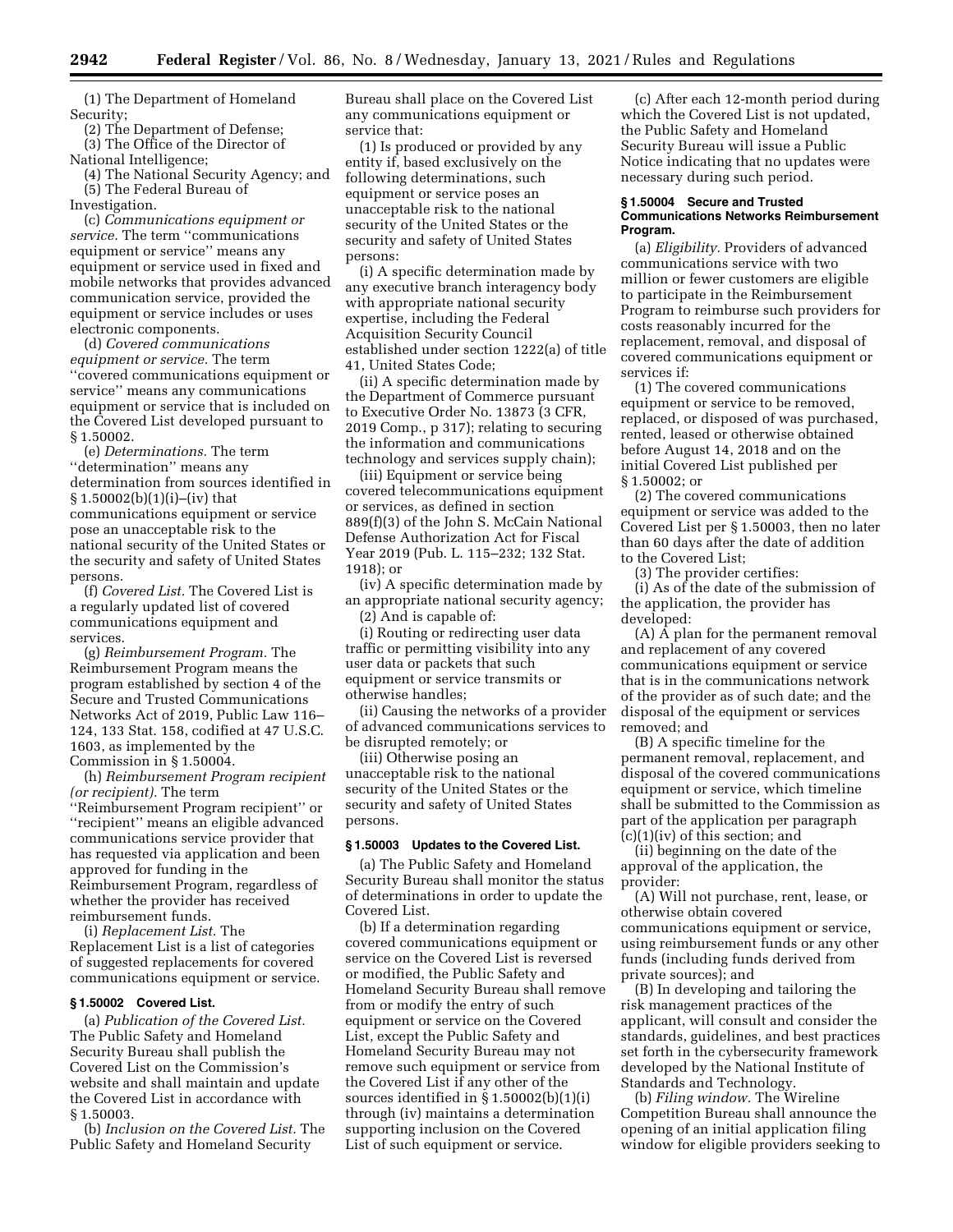(1) The Department of Homeland Security;

(2) The Department of Defense;

(3) The Office of the Director of National Intelligence;

(4) The National Security Agency; and

(5) The Federal Bureau of Investigation.

(c) *Communications equipment or service.* The term ''communications equipment or service'' means any equipment or service used in fixed and mobile networks that provides advanced communication service, provided the equipment or service includes or uses electronic components.

(d) *Covered communications equipment or service.* The term ''covered communications equipment or service'' means any communications equipment or service that is included on the Covered List developed pursuant to § 1.50002.

(e) *Determinations.* The term ''determination'' means any determination from sources identified in § 1.50002(b)(1)(i)–(iv) that communications equipment or service pose an unacceptable risk to the national security of the United States or the security and safety of United States persons.

(f) *Covered List.* The Covered List is a regularly updated list of covered communications equipment and services.

(g) *Reimbursement Program.* The Reimbursement Program means the program established by section 4 of the Secure and Trusted Communications Networks Act of 2019, Public Law 116–124, 133 Stat. 158, codified at 47 U.S.C. 1603, as implemented by the Commission in § 1.50004.

(h) *Reimbursement Program recipient (or recipient).* The term ''Reimbursement Program recipient'' or ''recipient'' means an eligible advanced communications service provider that has requested via application and been approved for funding in the Reimbursement Program, regardless of whether the provider has received reimbursement funds.

(i) *Replacement List.* The Replacement List is a list of categories of suggested replacements for covered communications equipment or service.

### § 1.50002 Covered List.

(a) *Publication of the Covered List.* The Public Safety and Homeland Security Bureau shall publish the Covered List on the Commission's website and shall maintain and update the Covered List in accordance with § 1.50003.

(b) *Inclusion on the Covered List.* The Public Safety and Homeland Security Bureau shall place on the Covered List any communications equipment or service that:

(1) Is produced or provided by any entity if, based exclusively on the following determinations, such equipment or service poses an unacceptable risk to the national security of the United States or the security and safety of United States persons:

(i) A specific determination made by any executive branch interagency body with appropriate national security expertise, including the Federal Acquisition Security Council established under section 1222(a) of title 41, United States Code;

(ii) A specific determination made by the Department of Commerce pursuant to Executive Order No. 13873 (3 CFR, 2019 Comp., p 317); relating to securing the information and communications technology and services supply chain);

(iii) Equipment or service being covered telecommunications equipment or services, as defined in section 889(f)(3) of the John S. McCain National Defense Authorization Act for Fiscal Year 2019 (Pub. L. 115–232; 132 Stat. 1918); or

(iv) A specific determination made by an appropriate national security agency;

(2) And is capable of:

(i) Routing or redirecting user data traffic or permitting visibility into any user data or packets that such equipment or service transmits or otherwise handles;

(ii) Causing the networks of a provider of advanced communications services to be disrupted remotely; or

(iii) Otherwise posing an unacceptable risk to the national security of the United States or the security and safety of United States persons.

### § 1.50003 Updates to the Covered List.

(a) The Public Safety and Homeland Security Bureau shall monitor the status of determinations in order to update the Covered List.

(b) If a determination regarding covered communications equipment or service on the Covered List is reversed or modified, the Public Safety and Homeland Security Bureau shall remove from or modify the entry of such equipment or service on the Covered List, except the Public Safety and Homeland Security Bureau may not remove such equipment or service from the Covered List if any other of the sources identified in § 1.50002(b)(1)(i) through (iv) maintains a determination supporting inclusion on the Covered List of such equipment or service.

(c) After each 12-month period during which the Covered List is not updated, the Public Safety and Homeland Security Bureau will issue a Public Notice indicating that no updates were necessary during such period.

### § 1.50004 Secure and Trusted Communications Networks Reimbursement Program.

(a) *Eligibility.* Providers of advanced communications service with two million or fewer customers are eligible to participate in the Reimbursement Program to reimburse such providers for costs reasonably incurred for the replacement, removal, and disposal of covered communications equipment or services if:

(1) The covered communications equipment or service to be removed, replaced, or disposed of was purchased, rented, leased or otherwise obtained before August 14, 2018 and on the initial Covered List published per § 1.50002; or

(2) The covered communications equipment or service was added to the Covered List per § 1.50003, then no later than 60 days after the date of addition to the Covered List;

(3) The provider certifies:

(i) As of the date of the submission of the application, the provider has developed:

(A) A plan for the permanent removal and replacement of any covered communications equipment or service that is in the communications network of the provider as of such date; and the disposal of the equipment or services removed; and

(B) A specific timeline for the permanent removal, replacement, and disposal of the covered communications equipment or service, which timeline shall be submitted to the Commission as part of the application per paragraph (c)(1)(iv) of this section; and

(ii) beginning on the date of the approval of the application, the provider:

(A) Will not purchase, rent, lease, or otherwise obtain covered communications equipment or service, using reimbursement funds or any other funds (including funds derived from private sources); and

(B) In developing and tailoring the risk management practices of the applicant, will consult and consider the standards, guidelines, and best practices set forth in the cybersecurity framework developed by the National Institute of Standards and Technology.

(b) *Filing window.* The Wireline Competition Bureau shall announce the opening of an initial application filing window for eligible providers seeking to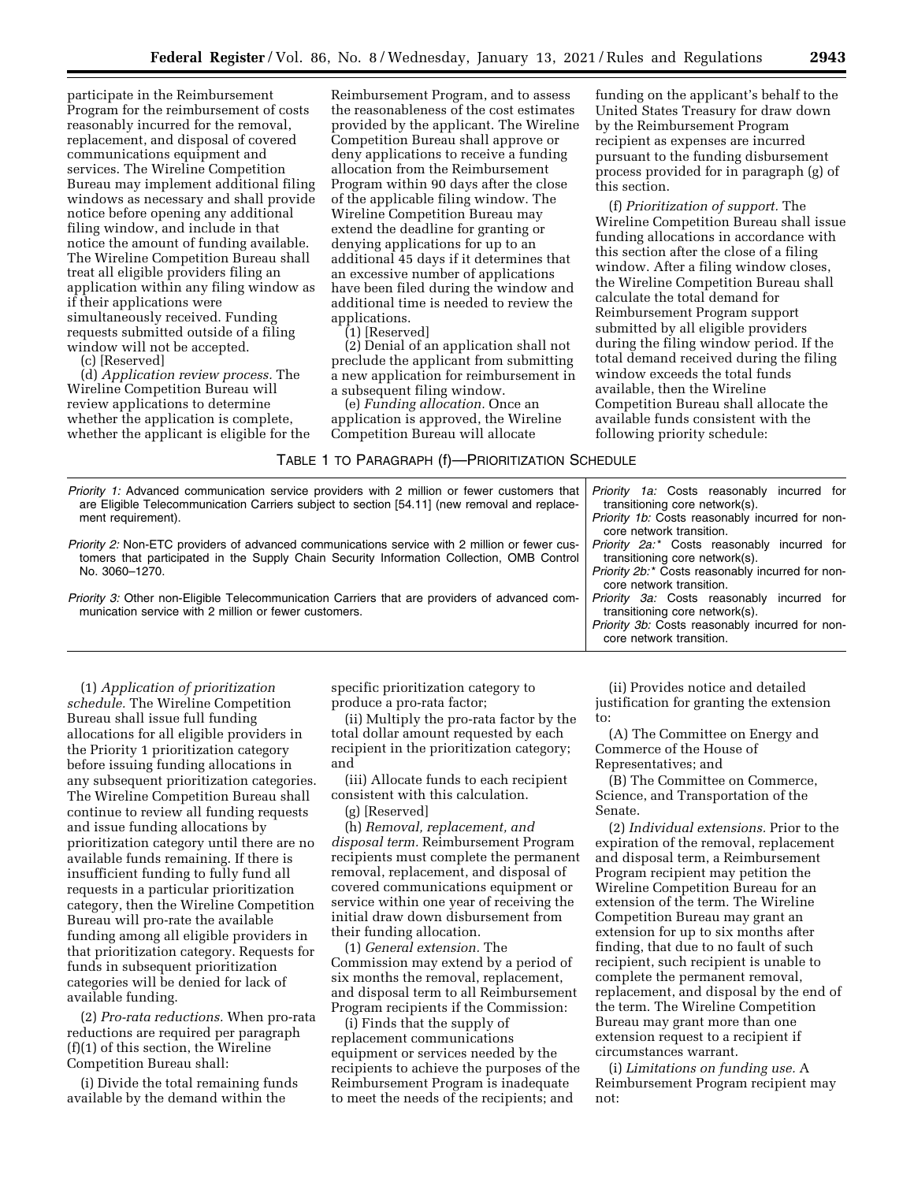participate in the Reimbursement Program for the reimbursement of costs reasonably incurred for the removal, replacement, and disposal of covered communications equipment and services. The Wireline Competition Bureau may implement additional filing windows as necessary and shall provide notice before opening any additional filing window, and include in that notice the amount of funding available. The Wireline Competition Bureau shall treat all eligible providers filing an application within any filing window as if their applications were simultaneously received. Funding requests submitted outside of a filing window will not be accepted.

(c) [Reserved]

(d) *Application review process.* The Wireline Competition Bureau will review applications to determine whether the application is complete, whether the applicant is eligible for the Reimbursement Program, and to assess the reasonableness of the cost estimates provided by the applicant. The Wireline Competition Bureau shall approve or deny applications to receive a funding allocation from the Reimbursement Program within 90 days after the close of the applicable filing window. The Wireline Competition Bureau may extend the deadline for granting or denying applications for up to an additional 45 days if it determines that an excessive number of applications have been filed during the window and additional time is needed to review the applications.

(1) [Reserved]

(2) Denial of an application shall not preclude the applicant from submitting a new application for reimbursement in a subsequent filing window.

(e) *Funding allocation.* Once an application is approved, the Wireline Competition Bureau will allocate funding on the applicant's behalf to the United States Treasury for draw down by the Reimbursement Program recipient as expenses are incurred pursuant to the funding disbursement process provided for in paragraph (g) of this section.

(f) *Prioritization of support.* The Wireline Competition Bureau shall issue funding allocations in accordance with this section after the close of a filing window. After a filing window closes, the Wireline Competition Bureau shall calculate the total demand for Reimbursement Program support submitted by all eligible providers during the filing window period. If the total demand received during the filing window exceeds the total funds available, then the Wireline Competition Bureau shall allocate the available funds consistent with the following priority schedule:

TABLE 1 TO PARAGRAPH (f)—PRIORITIZATION SCHEDULE

| | |
|---|---|
| *Priority 1:* Advanced communication service providers with 2 million or fewer customers that are Eligible Telecommunication Carriers subject to section [54.11] (new removal and replacement requirement). | *Priority 1a:* Costs reasonably incurred for transitioning core network(s).<br>*Priority 1b:* Costs reasonably incurred for non-core network transition. |
| *Priority 2:* Non-ETC providers of advanced communications service with 2 million or fewer customers that participated in the Supply Chain Security Information Collection, OMB Control No. 3060–1270. | *Priority 2a:** Costs reasonably incurred for transitioning core network(s).<br>*Priority 2b:** Costs reasonably incurred for non-core network transition. |
| *Priority 3:* Other non-Eligible Telecommunication Carriers that are providers of advanced communication service with 2 million or fewer customers. | *Priority 3a:* Costs reasonably incurred for transitioning core network(s).<br>*Priority 3b:* Costs reasonably incurred for non-core network transition. |

(1) *Application of prioritization schedule.* The Wireline Competition Bureau shall issue full funding allocations for all eligible providers in the Priority 1 prioritization category before issuing funding allocations in any subsequent prioritization categories. The Wireline Competition Bureau shall continue to review all funding requests and issue funding allocations by prioritization category until there are no available funds remaining. If there is insufficient funding to fully fund all requests in a particular prioritization category, then the Wireline Competition Bureau will pro-rate the available funding among all eligible providers in that prioritization category. Requests for funds in subsequent prioritization categories will be denied for lack of available funding.

(2) *Pro-rata reductions.* When pro-rata reductions are required per paragraph (f)(1) of this section, the Wireline Competition Bureau shall:

(i) Divide the total remaining funds available by the demand within the specific prioritization category to produce a pro-rata factor;

(ii) Multiply the pro-rata factor by the total dollar amount requested by each recipient in the prioritization category; and

(iii) Allocate funds to each recipient consistent with this calculation.

(g) [Reserved]

(h) *Removal, replacement, and disposal term.* Reimbursement Program recipients must complete the permanent removal, replacement, and disposal of covered communications equipment or service within one year of receiving the initial draw down disbursement from their funding allocation.

(1) *General extension.* The Commission may extend by a period of six months the removal, replacement, and disposal term to all Reimbursement Program recipients if the Commission:

(i) Finds that the supply of replacement communications equipment or services needed by the recipients to achieve the purposes of the Reimbursement Program is inadequate to meet the needs of the recipients; and

(ii) Provides notice and detailed justification for granting the extension to:

(A) The Committee on Energy and Commerce of the House of Representatives; and

(B) The Committee on Commerce, Science, and Transportation of the Senate.

(2) *Individual extensions.* Prior to the expiration of the removal, replacement and disposal term, a Reimbursement Program recipient may petition the Wireline Competition Bureau for an extension of the term. The Wireline Competition Bureau may grant an extension for up to six months after finding, that due to no fault of such recipient, such recipient is unable to complete the permanent removal, replacement, and disposal by the end of the term. The Wireline Competition Bureau may grant more than one extension request to a recipient if circumstances warrant.

(i) *Limitations on funding use.* A Reimbursement Program recipient may not: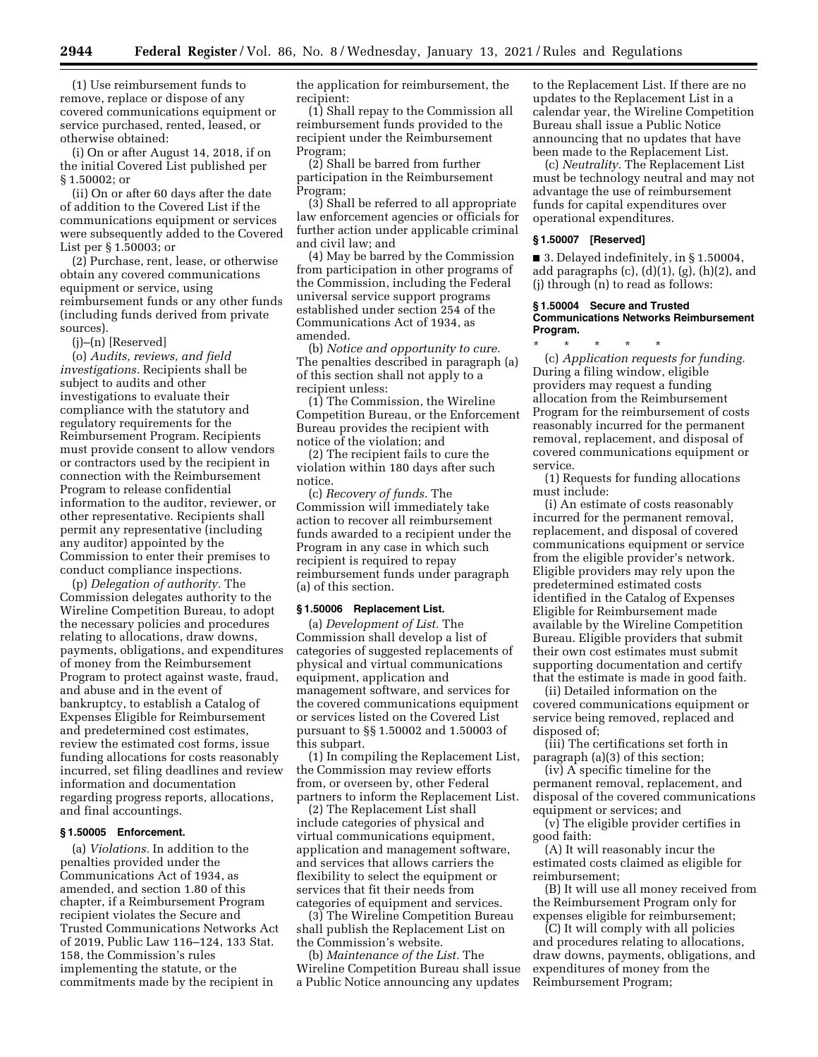(1) Use reimbursement funds to remove, replace or dispose of any covered communications equipment or service purchased, rented, leased, or otherwise obtained:

(i) On or after August 14, 2018, if on the initial Covered List published per § 1.50002; or

(ii) On or after 60 days after the date of addition to the Covered List if the communications equipment or services were subsequently added to the Covered List per § 1.50003; or

(2) Purchase, rent, lease, or otherwise obtain any covered communications equipment or service, using reimbursement funds or any other funds (including funds derived from private sources).

(j)–(n) [Reserved]

(o) *Audits, reviews, and field investigations.* Recipients shall be subject to audits and other investigations to evaluate their compliance with the statutory and regulatory requirements for the Reimbursement Program. Recipients must provide consent to allow vendors or contractors used by the recipient in connection with the Reimbursement Program to release confidential information to the auditor, reviewer, or other representative. Recipients shall permit any representative (including any auditor) appointed by the Commission to enter their premises to conduct compliance inspections.

(p) *Delegation of authority.* The Commission delegates authority to the Wireline Competition Bureau, to adopt the necessary policies and procedures relating to allocations, draw downs, payments, obligations, and expenditures of money from the Reimbursement Program to protect against waste, fraud, and abuse and in the event of bankruptcy, to establish a Catalog of Expenses Eligible for Reimbursement and predetermined cost estimates, review the estimated cost forms, issue funding allocations for costs reasonably incurred, set filing deadlines and review information and documentation regarding progress reports, allocations, and final accountings.

### § 1.50005 Enforcement.

(a) *Violations.* In addition to the penalties provided under the Communications Act of 1934, as amended, and section 1.80 of this chapter, if a Reimbursement Program recipient violates the Secure and Trusted Communications Networks Act of 2019, Public Law 116–124, 133 Stat. 158, the Commission's rules implementing the statute, or the commitments made by the recipient in the application for reimbursement, the recipient:

(1) Shall repay to the Commission all reimbursement funds provided to the recipient under the Reimbursement Program;

(2) Shall be barred from further participation in the Reimbursement Program;

(3) Shall be referred to all appropriate law enforcement agencies or officials for further action under applicable criminal and civil law; and

(4) May be barred by the Commission from participation in other programs of the Commission, including the Federal universal service support programs established under section 254 of the Communications Act of 1934, as amended.

(b) *Notice and opportunity to cure.* The penalties described in paragraph (a) of this section shall not apply to a recipient unless:

(1) The Commission, the Wireline Competition Bureau, or the Enforcement Bureau provides the recipient with notice of the violation; and

(2) The recipient fails to cure the violation within 180 days after such notice.

(c) *Recovery of funds.* The Commission will immediately take action to recover all reimbursement funds awarded to a recipient under the Program in any case in which such recipient is required to repay reimbursement funds under paragraph (a) of this section.

### § 1.50006 Replacement List.

(a) *Development of List.* The Commission shall develop a list of categories of suggested replacements of physical and virtual communications equipment, application and management software, and services for the covered communications equipment or services listed on the Covered List pursuant to §§ 1.50002 and 1.50003 of this subpart.

(1) In compiling the Replacement List, the Commission may review efforts from, or overseen by, other Federal partners to inform the Replacement List.

(2) The Replacement List shall include categories of physical and virtual communications equipment, application and management software, and services that allows carriers the flexibility to select the equipment or services that fit their needs from categories of equipment and services.

(3) The Wireline Competition Bureau shall publish the Replacement List on the Commission's website.

(b) *Maintenance of the List.* The Wireline Competition Bureau shall issue a Public Notice announcing any updates to the Replacement List. If there are no updates to the Replacement List in a calendar year, the Wireline Competition Bureau shall issue a Public Notice announcing that no updates that have been made to the Replacement List.

(c) *Neutrality.* The Replacement List must be technology neutral and may not advantage the use of reimbursement funds for capital expenditures over operational expenditures.

### § 1.50007 [Reserved]

■ 3. Delayed indefinitely, in § 1.50004, add paragraphs (c), (d)(1), (g), (h)(2), and (j) through (n) to read as follows:

### § 1.50004 Secure and Trusted Communications Networks Reimbursement Program.

\* \* \* \* \*

(c) *Application requests for funding.* During a filing window, eligible providers may request a funding allocation from the Reimbursement Program for the reimbursement of costs reasonably incurred for the permanent removal, replacement, and disposal of covered communications equipment or service.

(1) Requests for funding allocations must include:

(i) An estimate of costs reasonably incurred for the permanent removal, replacement, and disposal of covered communications equipment or service from the eligible provider's network. Eligible providers may rely upon the predetermined estimated costs identified in the Catalog of Expenses Eligible for Reimbursement made available by the Wireline Competition Bureau. Eligible providers that submit their own cost estimates must submit supporting documentation and certify that the estimate is made in good faith.

(ii) Detailed information on the covered communications equipment or service being removed, replaced and disposed of;

(iii) The certifications set forth in paragraph (a)(3) of this section;

(iv) A specific timeline for the permanent removal, replacement, and disposal of the covered communications equipment or services; and

(v) The eligible provider certifies in good faith:

(A) It will reasonably incur the estimated costs claimed as eligible for reimbursement;

(B) It will use all money received from the Reimbursement Program only for expenses eligible for reimbursement;

(C) It will comply with all policies and procedures relating to allocations, draw downs, payments, obligations, and expenditures of money from the Reimbursement Program;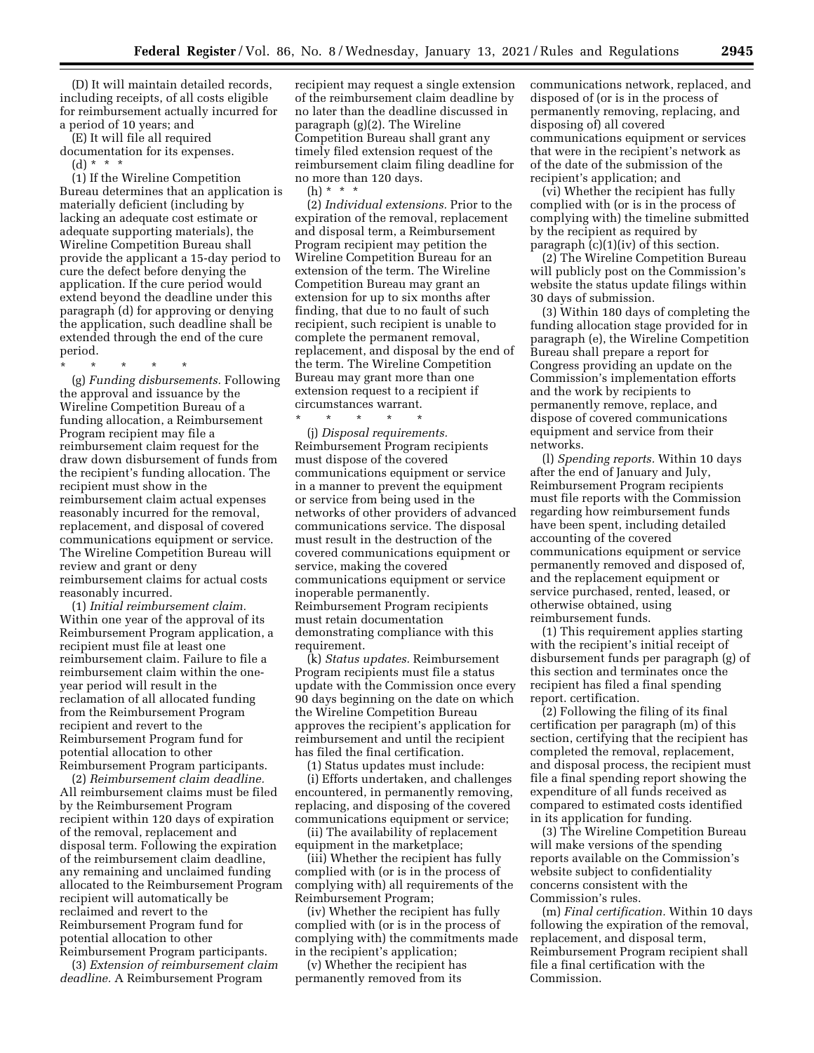(D) It will maintain detailed records, including receipts, of all costs eligible for reimbursement actually incurred for a period of 10 years; and

(E) It will file all required documentation for its expenses.

(d) * * *

(1) If the Wireline Competition Bureau determines that an application is materially deficient (including by lacking an adequate cost estimate or adequate supporting materials), the Wireline Competition Bureau shall provide the applicant a 15-day period to cure the defect before denying the application. If the cure period would extend beyond the deadline under this paragraph (d) for approving or denying the application, such deadline shall be extended through the end of the cure period.

\* \* \* \* \*

(g) *Funding disbursements.* Following the approval and issuance by the Wireline Competition Bureau of a funding allocation, a Reimbursement Program recipient may file a reimbursement claim request for the draw down disbursement of funds from the recipient's funding allocation. The recipient must show in the reimbursement claim actual expenses reasonably incurred for the removal, replacement, and disposal of covered communications equipment or service. The Wireline Competition Bureau will review and grant or deny reimbursement claims for actual costs reasonably incurred.

(1) *Initial reimbursement claim.* Within one year of the approval of its Reimbursement Program application, a recipient must file at least one reimbursement claim. Failure to file a reimbursement claim within the one-year period will result in the reclamation of all allocated funding from the Reimbursement Program recipient and revert to the Reimbursement Program fund for potential allocation to other Reimbursement Program participants.

(2) *Reimbursement claim deadline.* All reimbursement claims must be filed by the Reimbursement Program recipient within 120 days of expiration of the removal, replacement and disposal term. Following the expiration of the reimbursement claim deadline, any remaining and unclaimed funding allocated to the Reimbursement Program recipient will automatically be reclaimed and revert to the Reimbursement Program fund for potential allocation to other Reimbursement Program participants.

(3) *Extension of reimbursement claim deadline.* A Reimbursement Program recipient may request a single extension of the reimbursement claim deadline by no later than the deadline discussed in paragraph (g)(2). The Wireline Competition Bureau shall grant any timely filed extension request of the reimbursement claim filing deadline for no more than 120 days.

(h) * * *

(2) *Individual extensions.* Prior to the expiration of the removal, replacement and disposal term, a Reimbursement Program recipient may petition the Wireline Competition Bureau for an extension of the term. The Wireline Competition Bureau may grant an extension for up to six months after finding, that due to no fault of such recipient, such recipient is unable to complete the permanent removal, replacement, and disposal by the end of the term. The Wireline Competition Bureau may grant more than one extension request to a recipient if circumstances warrant.

\* \* \* \* \*

(j) *Disposal requirements.* Reimbursement Program recipients must dispose of the covered communications equipment or service in a manner to prevent the equipment or service from being used in the networks of other providers of advanced communications service. The disposal must result in the destruction of the covered communications equipment or service, making the covered communications equipment or service inoperable permanently. Reimbursement Program recipients must retain documentation demonstrating compliance with this requirement.

(k) *Status updates.* Reimbursement Program recipients must file a status update with the Commission once every 90 days beginning on the date on which the Wireline Competition Bureau approves the recipient's application for reimbursement and until the recipient has filed the final certification.

(1) Status updates must include:

(i) Efforts undertaken, and challenges encountered, in permanently removing, replacing, and disposing of the covered communications equipment or service;

(ii) The availability of replacement equipment in the marketplace;

(iii) Whether the recipient has fully complied with (or is in the process of complying with) all requirements of the Reimbursement Program;

(iv) Whether the recipient has fully complied with (or is in the process of complying with) the commitments made in the recipient's application;

(v) Whether the recipient has permanently removed from its communications network, replaced, and disposed of (or is in the process of permanently removing, replacing, and disposing of) all covered communications equipment or services that were in the recipient's network as of the date of the submission of the recipient's application; and

(vi) Whether the recipient has fully complied with (or is in the process of complying with) the timeline submitted by the recipient as required by paragraph (c)(1)(iv) of this section.

(2) The Wireline Competition Bureau will publicly post on the Commission's website the status update filings within 30 days of submission.

(3) Within 180 days of completing the funding allocation stage provided for in paragraph (e), the Wireline Competition Bureau shall prepare a report for Congress providing an update on the Commission's implementation efforts and the work by recipients to permanently remove, replace, and dispose of covered communications equipment and service from their networks.

(l) *Spending reports.* Within 10 days after the end of January and July, Reimbursement Program recipients must file reports with the Commission regarding how reimbursement funds have been spent, including detailed accounting of the covered communications equipment or service permanently removed and disposed of, and the replacement equipment or service purchased, rented, leased, or otherwise obtained, using reimbursement funds.

(1) This requirement applies starting with the recipient's initial receipt of disbursement funds per paragraph (g) of this section and terminates once the recipient has filed a final spending report. certification.

(2) Following the filing of its final certification per paragraph (m) of this section, certifying that the recipient has completed the removal, replacement, and disposal process, the recipient must file a final spending report showing the expenditure of all funds received as compared to estimated costs identified in its application for funding.

(3) The Wireline Competition Bureau will make versions of the spending reports available on the Commission's website subject to confidentiality concerns consistent with the Commission's rules.

(m) *Final certification.* Within 10 days following the expiration of the removal, replacement, and disposal term, Reimbursement Program recipient shall file a final certification with the Commission.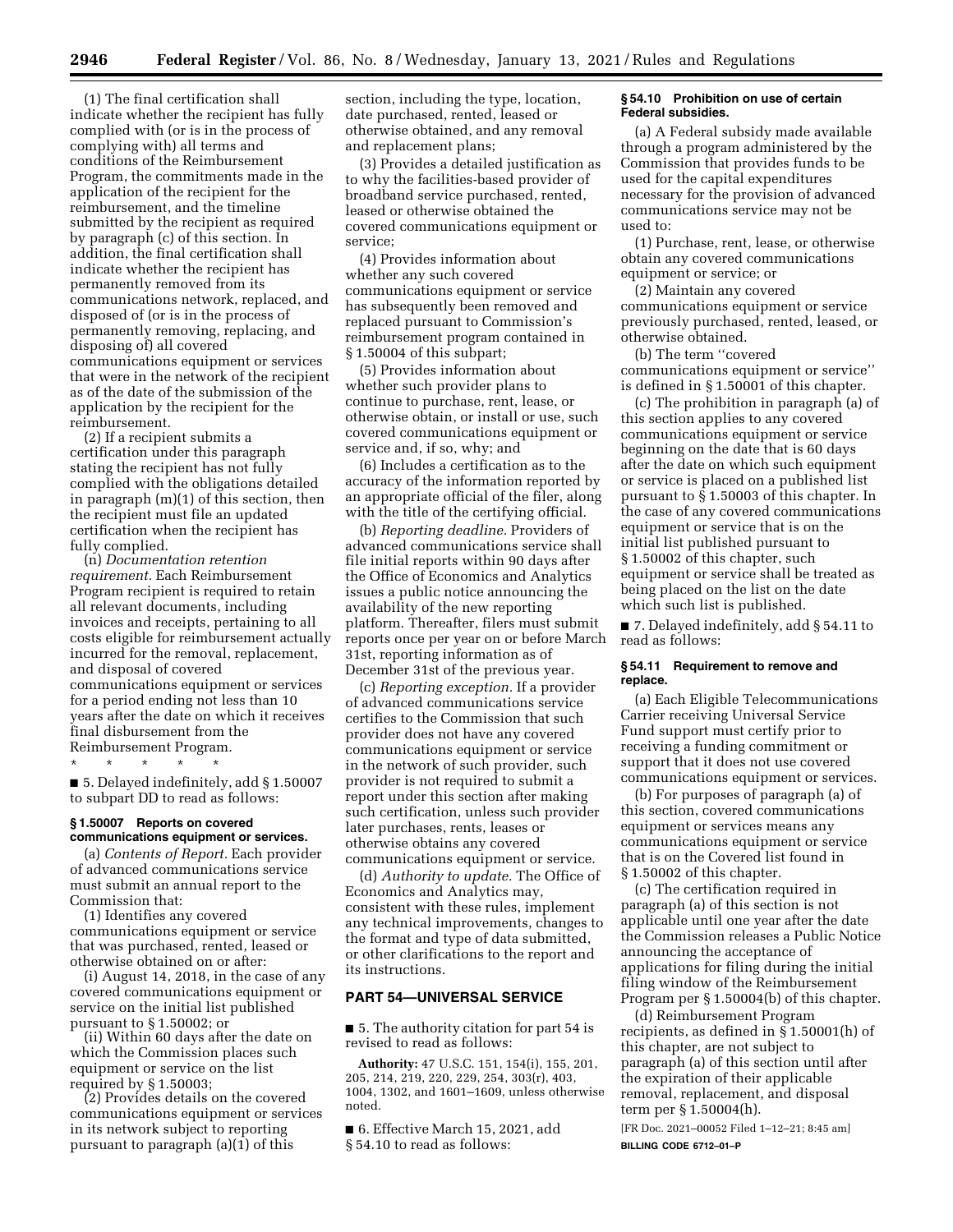(1) The final certification shall indicate whether the recipient has fully complied with (or is in the process of complying with) all terms and conditions of the Reimbursement Program, the commitments made in the application of the recipient for the reimbursement, and the timeline submitted by the recipient as required by paragraph (c) of this section. In addition, the final certification shall indicate whether the recipient has permanently removed from its communications network, replaced, and disposed of (or is in the process of permanently removing, replacing, and disposing of) all covered communications equipment or services that were in the network of the recipient as of the date of the submission of the application by the recipient for the reimbursement.

(2) If a recipient submits a certification under this paragraph stating the recipient has not fully complied with the obligations detailed in paragraph (m)(1) of this section, then the recipient must file an updated certification when the recipient has fully complied.

(n) *Documentation retention requirement.* Each Reimbursement Program recipient is required to retain all relevant documents, including invoices and receipts, pertaining to all costs eligible for reimbursement actually incurred for the removal, replacement, and disposal of covered communications equipment or services for a period ending not less than 10 years after the date on which it receives final disbursement from the Reimbursement Program.

\* \* \* \* \*

■ 5. Delayed indefinitely, add § 1.50007 to subpart DD to read as follows:

**§ 1.50007 Reports on covered communications equipment or services.**

(a) *Contents of Report.* Each provider of advanced communications service must submit an annual report to the Commission that:

(1) Identifies any covered communications equipment or service that was purchased, rented, leased or otherwise obtained on or after:

(i) August 14, 2018, in the case of any covered communications equipment or service on the initial list published pursuant to § 1.50002; or

(ii) Within 60 days after the date on which the Commission places such equipment or service on the list required by § 1.50003;

(2) Provides details on the covered communications equipment or services in its network subject to reporting pursuant to paragraph (a)(1) of this section, including the type, location, date purchased, rented, leased or otherwise obtained, and any removal and replacement plans;

(3) Provides a detailed justification as to why the facilities-based provider of broadband service purchased, rented, leased or otherwise obtained the covered communications equipment or service;

(4) Provides information about whether any such covered communications equipment or service has subsequently been removed and replaced pursuant to Commission's reimbursement program contained in § 1.50004 of this subpart;

(5) Provides information about whether such provider plans to continue to purchase, rent, lease, or otherwise obtain, or install or use, such covered communications equipment or service and, if so, why; and

(6) Includes a certification as to the accuracy of the information reported by an appropriate official of the filer, along with the title of the certifying official.

(b) *Reporting deadline.* Providers of advanced communications service shall file initial reports within 90 days after the Office of Economics and Analytics issues a public notice announcing the availability of the new reporting platform. Thereafter, filers must submit reports once per year on or before March 31st, reporting information as of December 31st of the previous year.

(c) *Reporting exception.* If a provider of advanced communications service certifies to the Commission that such provider does not have any covered communications equipment or service in the network of such provider, such provider is not required to submit a report under this section after making such certification, unless such provider later purchases, rents, leases or otherwise obtains any covered communications equipment or service.

(d) *Authority to update.* The Office of Economics and Analytics may, consistent with these rules, implement any technical improvements, changes to the format and type of data submitted, or other clarifications to the report and its instructions.

## PART 54—UNIVERSAL SERVICE

■ 5. The authority citation for part 54 is revised to read as follows:

**Authority:** 47 U.S.C. 151, 154(i), 155, 201, 205, 214, 219, 220, 229, 254, 303(r), 403, 1004, 1302, and 1601–1609, unless otherwise noted.

■ 6. Effective March 15, 2021, add § 54.10 to read as follows:

**§ 54.10 Prohibition on use of certain Federal subsidies.**

(a) A Federal subsidy made available through a program administered by the Commission that provides funds to be used for the capital expenditures necessary for the provision of advanced communications service may not be used to:

(1) Purchase, rent, lease, or otherwise obtain any covered communications equipment or service; or

(2) Maintain any covered communications equipment or service previously purchased, rented, leased, or otherwise obtained.

(b) The term "covered communications equipment or service" is defined in § 1.50001 of this chapter.

(c) The prohibition in paragraph (a) of this section applies to any covered communications equipment or service beginning on the date that is 60 days after the date on which such equipment or service is placed on a published list pursuant to § 1.50003 of this chapter. In the case of any covered communications equipment or service that is on the initial list published pursuant to § 1.50002 of this chapter, such equipment or service shall be treated as being placed on the list on the date which such list is published.

■ 7. Delayed indefinitely, add § 54.11 to read as follows:

**§ 54.11 Requirement to remove and replace.**

(a) Each Eligible Telecommunications Carrier receiving Universal Service Fund support must certify prior to receiving a funding commitment or support that it does not use covered communications equipment or services.

(b) For purposes of paragraph (a) of this section, covered communications equipment or services means any communications equipment or service that is on the Covered list found in § 1.50002 of this chapter.

(c) The certification required in paragraph (a) of this section is not applicable until one year after the date the Commission releases a Public Notice announcing the acceptance of applications for filing during the initial filing window of the Reimbursement Program per § 1.50004(b) of this chapter.

(d) Reimbursement Program recipients, as defined in § 1.50001(h) of this chapter, are not subject to paragraph (a) of this section until after the expiration of their applicable removal, replacement, and disposal term per § 1.50004(h).

[FR Doc. 2021–00052 Filed 1–12–21; 8:45 am]

**BILLING CODE 6712–01–P**